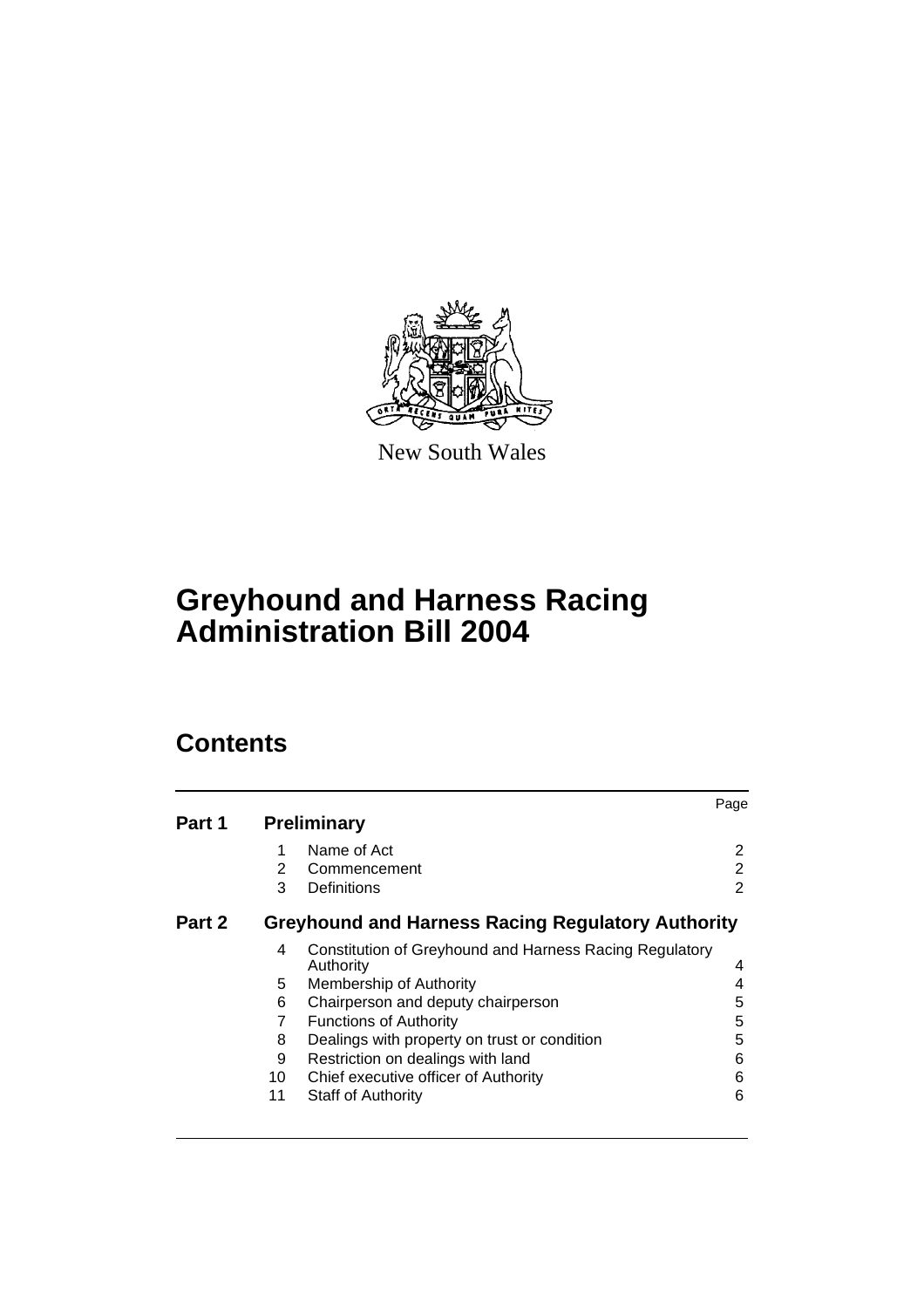New South Wales

# Greyhound and Harness Racing Administration Bill 2004

## Contents

| | | | Page |
|---|---|---|---|
| **Part 1** | **Preliminary** | | |
| | 1 | Name of Act | 2 |
| | 2 | Commencement | 2 |
| | 3 | Definitions | 2 |
| **Part 2** | **Greyhound and Harness Racing Regulatory Authority** | | |
| | 4 | Constitution of Greyhound and Harness Racing Regulatory Authority | 4 |
| | 5 | Membership of Authority | 4 |
| | 6 | Chairperson and deputy chairperson | 5 |
| | 7 | Functions of Authority | 5 |
| | 8 | Dealings with property on trust or condition | 5 |
| | 9 | Restriction on dealings with land | 6 |
| | 10 | Chief executive officer of Authority | 6 |
| | 11 | Staff of Authority | 6 |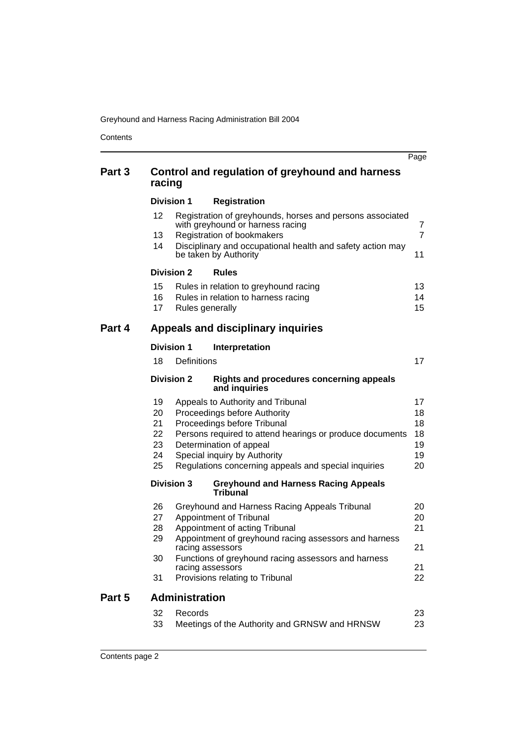| | | | Page |
|---|---|---|---|
| **Part 3** | **Control and regulation of greyhound and harness racing** | | |
| | **Division 1** | **Registration** | |
| | 12 | Registration of greyhounds, horses and persons associated with greyhound or harness racing | 7 |
| | 13 | Registration of bookmakers | 7 |
| | 14 | Disciplinary and occupational health and safety action may be taken by Authority | 11 |
| | **Division 2** | **Rules** | |
| | 15 | Rules in relation to greyhound racing | 13 |
| | 16 | Rules in relation to harness racing | 14 |
| | 17 | Rules generally | 15 |
| **Part 4** | **Appeals and disciplinary inquiries** | | |
| | **Division 1** | **Interpretation** | |
| | 18 | Definitions | 17 |
| | **Division 2** | **Rights and procedures concerning appeals and inquiries** | |
| | 19 | Appeals to Authority and Tribunal | 17 |
| | 20 | Proceedings before Authority | 18 |
| | 21 | Proceedings before Tribunal | 18 |
| | 22 | Persons required to attend hearings or produce documents | 18 |
| | 23 | Determination of appeal | 19 |
| | 24 | Special inquiry by Authority | 19 |
| | 25 | Regulations concerning appeals and special inquiries | 20 |
| | **Division 3** | **Greyhound and Harness Racing Appeals Tribunal** | |
| | 26 | Greyhound and Harness Racing Appeals Tribunal | 20 |
| | 27 | Appointment of Tribunal | 20 |
| | 28 | Appointment of acting Tribunal | 21 |
| | 29 | Appointment of greyhound racing assessors and harness racing assessors | 21 |
| | 30 | Functions of greyhound racing assessors and harness racing assessors | 21 |
| | 31 | Provisions relating to Tribunal | 22 |
| **Part 5** | **Administration** | | |
| | 32 | Records | 23 |
| | 33 | Meetings of the Authority and GRNSW and HRNSW | 23 |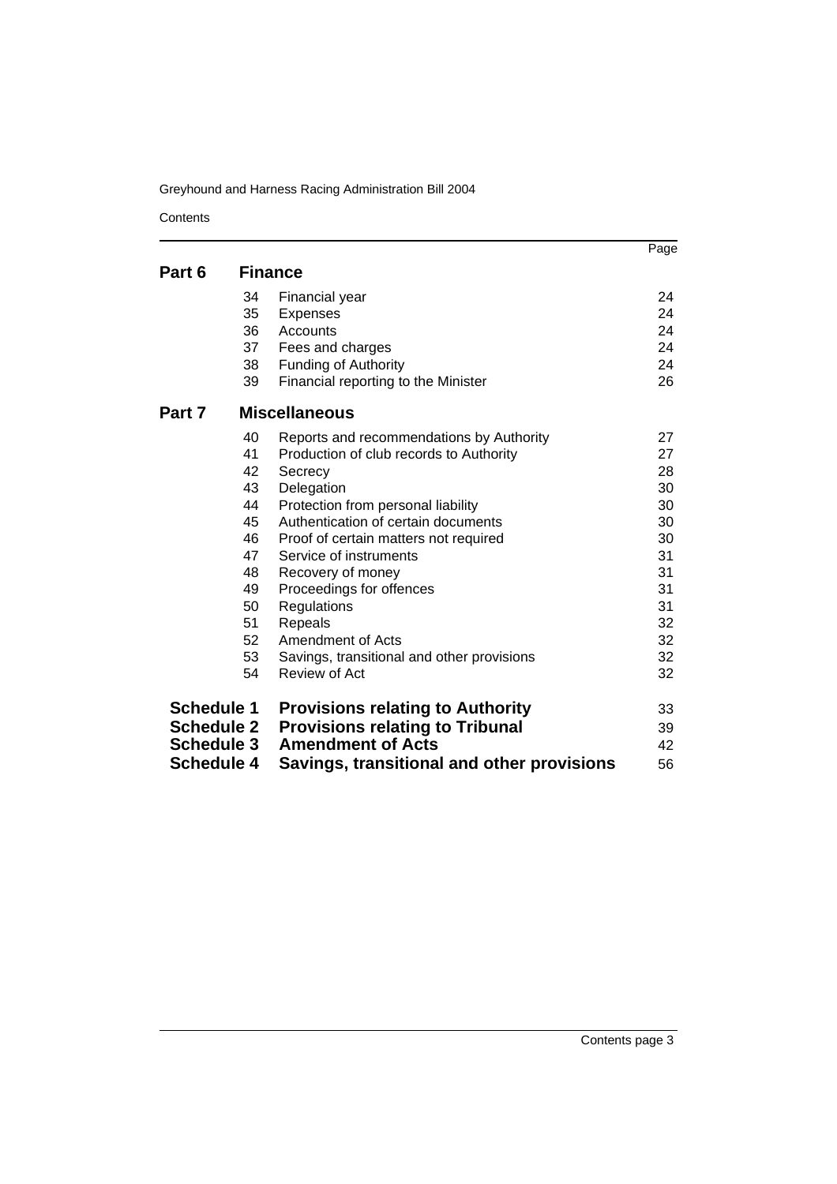| | | | Page |
|---|---|---|---|
| **Part 6** | **Finance** | | |
| | 34 | Financial year | 24 |
| | 35 | Expenses | 24 |
| | 36 | Accounts | 24 |
| | 37 | Fees and charges | 24 |
| | 38 | Funding of Authority | 24 |
| | 39 | Financial reporting to the Minister | 26 |
| **Part 7** | **Miscellaneous** | | |
| | 40 | Reports and recommendations by Authority | 27 |
| | 41 | Production of club records to Authority | 27 |
| | 42 | Secrecy | 28 |
| | 43 | Delegation | 30 |
| | 44 | Protection from personal liability | 30 |
| | 45 | Authentication of certain documents | 30 |
| | 46 | Proof of certain matters not required | 30 |
| | 47 | Service of instruments | 31 |
| | 48 | Recovery of money | 31 |
| | 49 | Proceedings for offences | 31 |
| | 50 | Regulations | 31 |
| | 51 | Repeals | 32 |
| | 52 | Amendment of Acts | 32 |
| | 53 | Savings, transitional and other provisions | 32 |
| | 54 | Review of Act | 32 |
| **Schedule 1** | **Provisions relating to Authority** | | 33 |
| **Schedule 2** | **Provisions relating to Tribunal** | | 39 |
| **Schedule 3** | **Amendment of Acts** | | 42 |
| **Schedule 4** | **Savings, transitional and other provisions** | | 56 |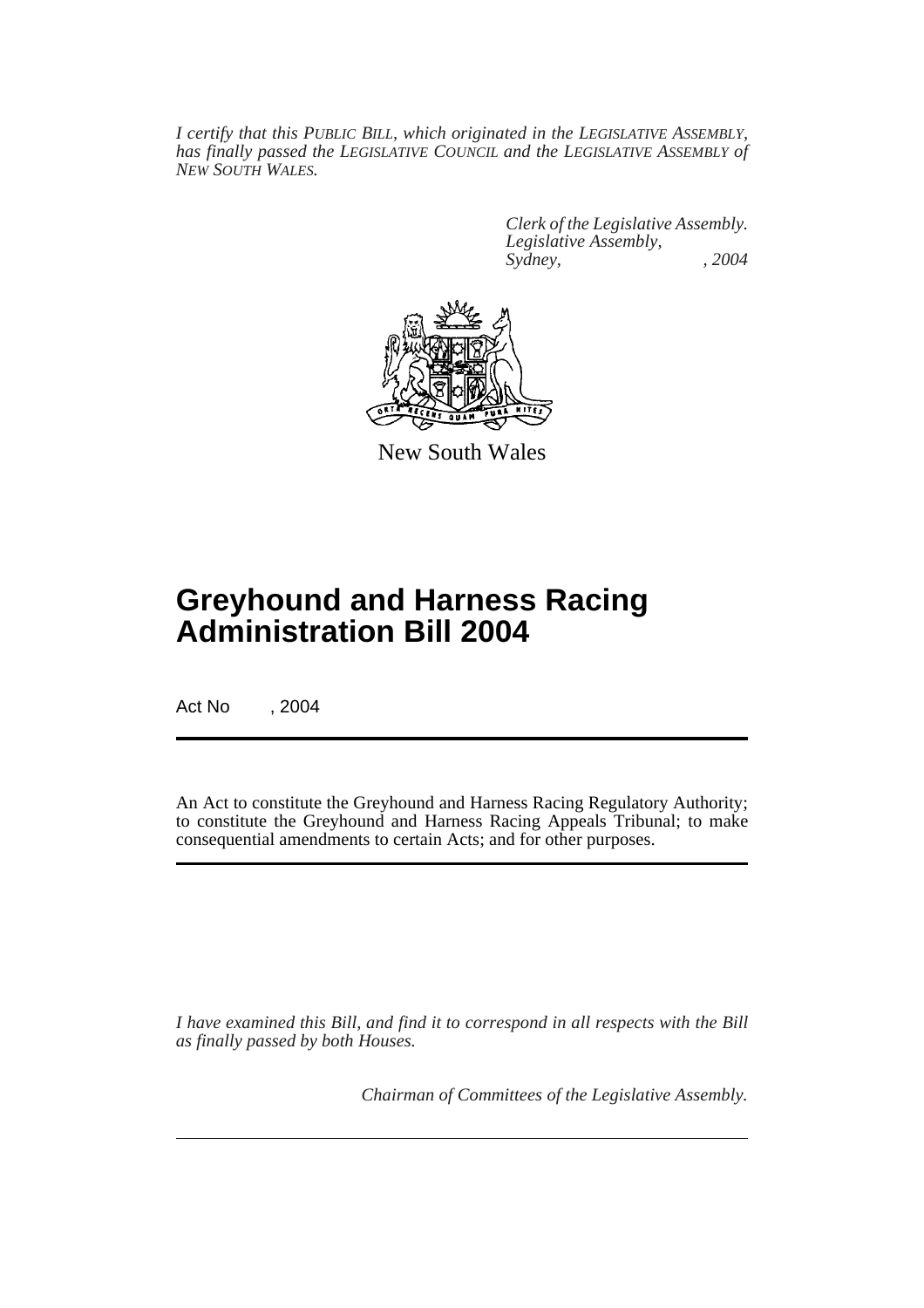*I certify that this PUBLIC BILL, which originated in the LEGISLATIVE ASSEMBLY, has finally passed the LEGISLATIVE COUNCIL and the LEGISLATIVE ASSEMBLY of NEW SOUTH WALES.*

*Clerk of the Legislative Assembly.*
*Legislative Assembly,*
*Sydney, , 2004*

New South Wales

# Greyhound and Harness Racing Administration Bill 2004

Act No , 2004

An Act to constitute the Greyhound and Harness Racing Regulatory Authority; to constitute the Greyhound and Harness Racing Appeals Tribunal; to make consequential amendments to certain Acts; and for other purposes.

*I have examined this Bill, and find it to correspond in all respects with the Bill as finally passed by both Houses.*

*Chairman of Committees of the Legislative Assembly.*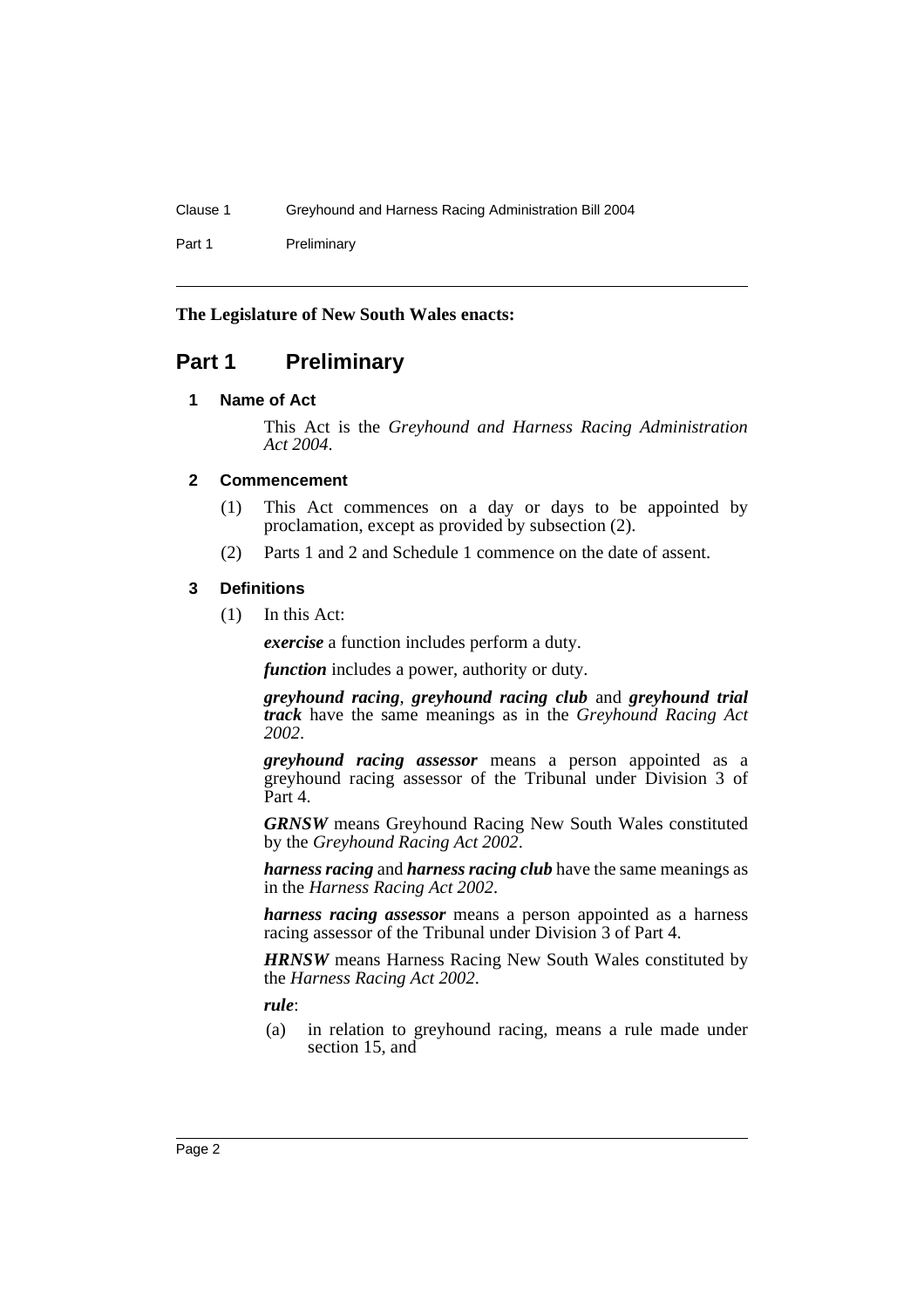**The Legislature of New South Wales enacts:**

# Part 1 Preliminary

### 1 Name of Act

This Act is the *Greyhound and Harness Racing Administration Act 2004*.

### 2 Commencement

(1) This Act commences on a day or days to be appointed by proclamation, except as provided by subsection (2).

(2) Parts 1 and 2 and Schedule 1 commence on the date of assent.

### 3 Definitions

(1) In this Act:

***exercise*** a function includes perform a duty.

***function*** includes a power, authority or duty.

***greyhound racing***, ***greyhound racing club*** and ***greyhound trial track*** have the same meanings as in the *Greyhound Racing Act 2002*.

***greyhound racing assessor*** means a person appointed as a greyhound racing assessor of the Tribunal under Division 3 of Part 4.

***GRNSW*** means Greyhound Racing New South Wales constituted by the *Greyhound Racing Act 2002*.

***harness racing*** and ***harness racing club*** have the same meanings as in the *Harness Racing Act 2002*.

***harness racing assessor*** means a person appointed as a harness racing assessor of the Tribunal under Division 3 of Part 4.

***HRNSW*** means Harness Racing New South Wales constituted by the *Harness Racing Act 2002*.

***rule***:

(a) in relation to greyhound racing, means a rule made under section 15, and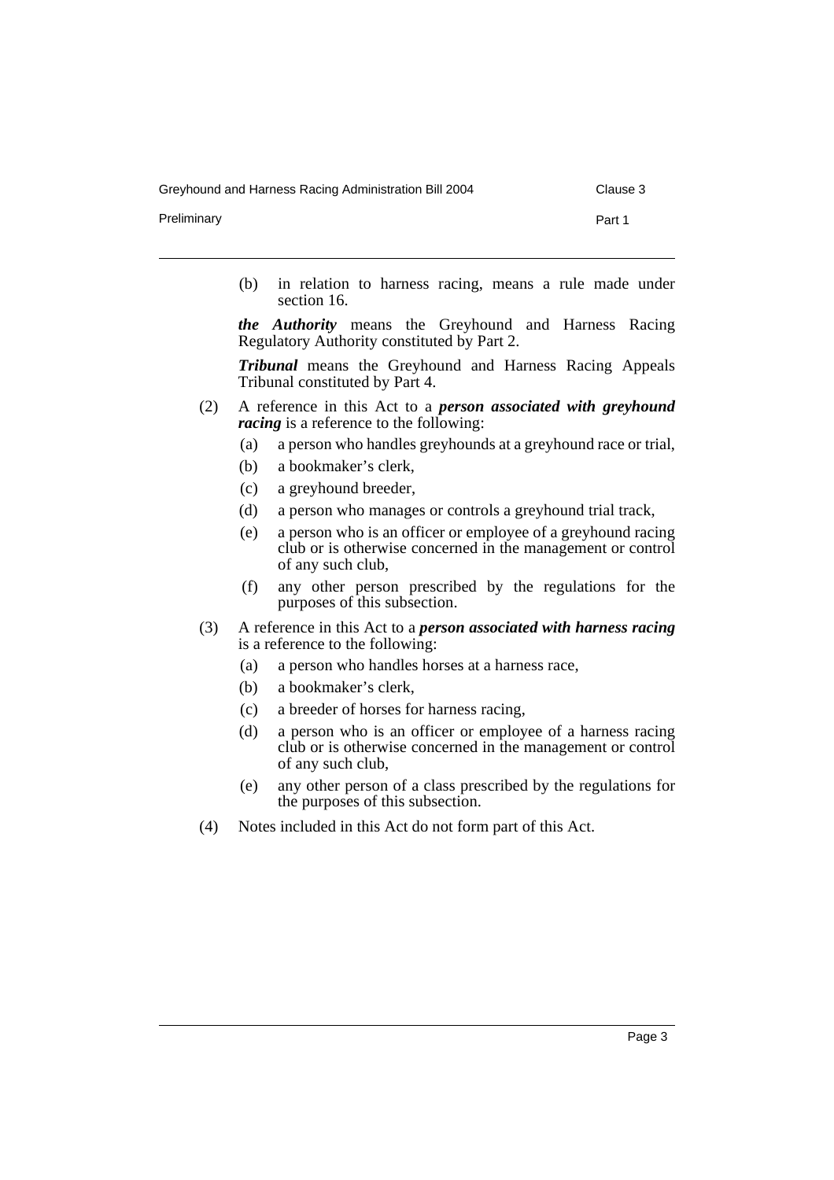(b) in relation to harness racing, means a rule made under section 16.

***the Authority*** means the Greyhound and Harness Racing Regulatory Authority constituted by Part 2.

***Tribunal*** means the Greyhound and Harness Racing Appeals Tribunal constituted by Part 4.

(2) A reference in this Act to a ***person associated with greyhound racing*** is a reference to the following:

(a) a person who handles greyhounds at a greyhound race or trial,

(b) a bookmaker's clerk,

(c) a greyhound breeder,

(d) a person who manages or controls a greyhound trial track,

(e) a person who is an officer or employee of a greyhound racing club or is otherwise concerned in the management or control of any such club,

(f) any other person prescribed by the regulations for the purposes of this subsection.

(3) A reference in this Act to a ***person associated with harness racing*** is a reference to the following:

(a) a person who handles horses at a harness race,

(b) a bookmaker's clerk,

(c) a breeder of horses for harness racing,

(d) a person who is an officer or employee of a harness racing club or is otherwise concerned in the management or control of any such club,

(e) any other person of a class prescribed by the regulations for the purposes of this subsection.

(4) Notes included in this Act do not form part of this Act.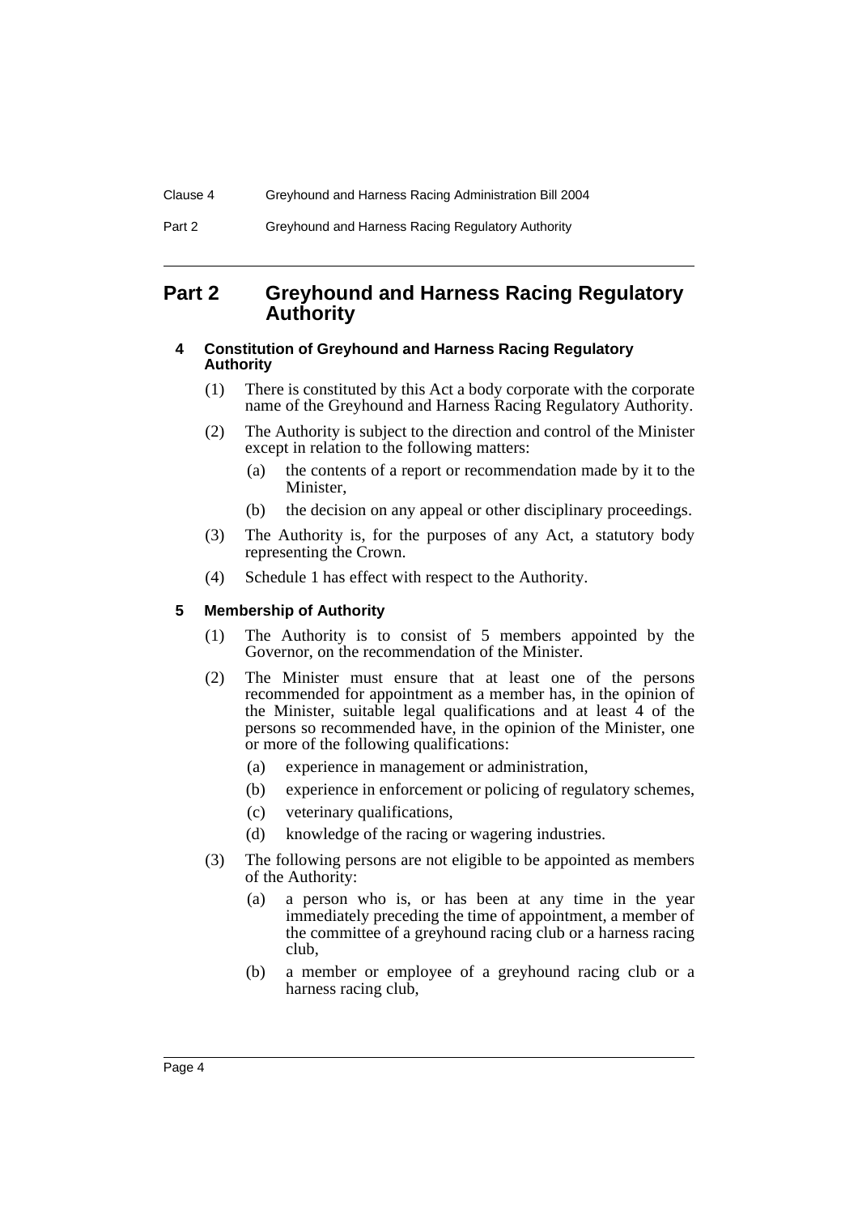## Part 2 Greyhound and Harness Racing Regulatory Authority

#### 4 Constitution of Greyhound and Harness Racing Regulatory Authority

(1) There is constituted by this Act a body corporate with the corporate name of the Greyhound and Harness Racing Regulatory Authority.

(2) The Authority is subject to the direction and control of the Minister except in relation to the following matters:

- (a) the contents of a report or recommendation made by it to the Minister,
- (b) the decision on any appeal or other disciplinary proceedings.

(3) The Authority is, for the purposes of any Act, a statutory body representing the Crown.

(4) Schedule 1 has effect with respect to the Authority.

#### 5 Membership of Authority

(1) The Authority is to consist of 5 members appointed by the Governor, on the recommendation of the Minister.

(2) The Minister must ensure that at least one of the persons recommended for appointment as a member has, in the opinion of the Minister, suitable legal qualifications and at least 4 of the persons so recommended have, in the opinion of the Minister, one or more of the following qualifications:

- (a) experience in management or administration,
- (b) experience in enforcement or policing of regulatory schemes,
- (c) veterinary qualifications,
- (d) knowledge of the racing or wagering industries.

(3) The following persons are not eligible to be appointed as members of the Authority:

- (a) a person who is, or has been at any time in the year immediately preceding the time of appointment, a member of the committee of a greyhound racing club or a harness racing club,
- (b) a member or employee of a greyhound racing club or a harness racing club,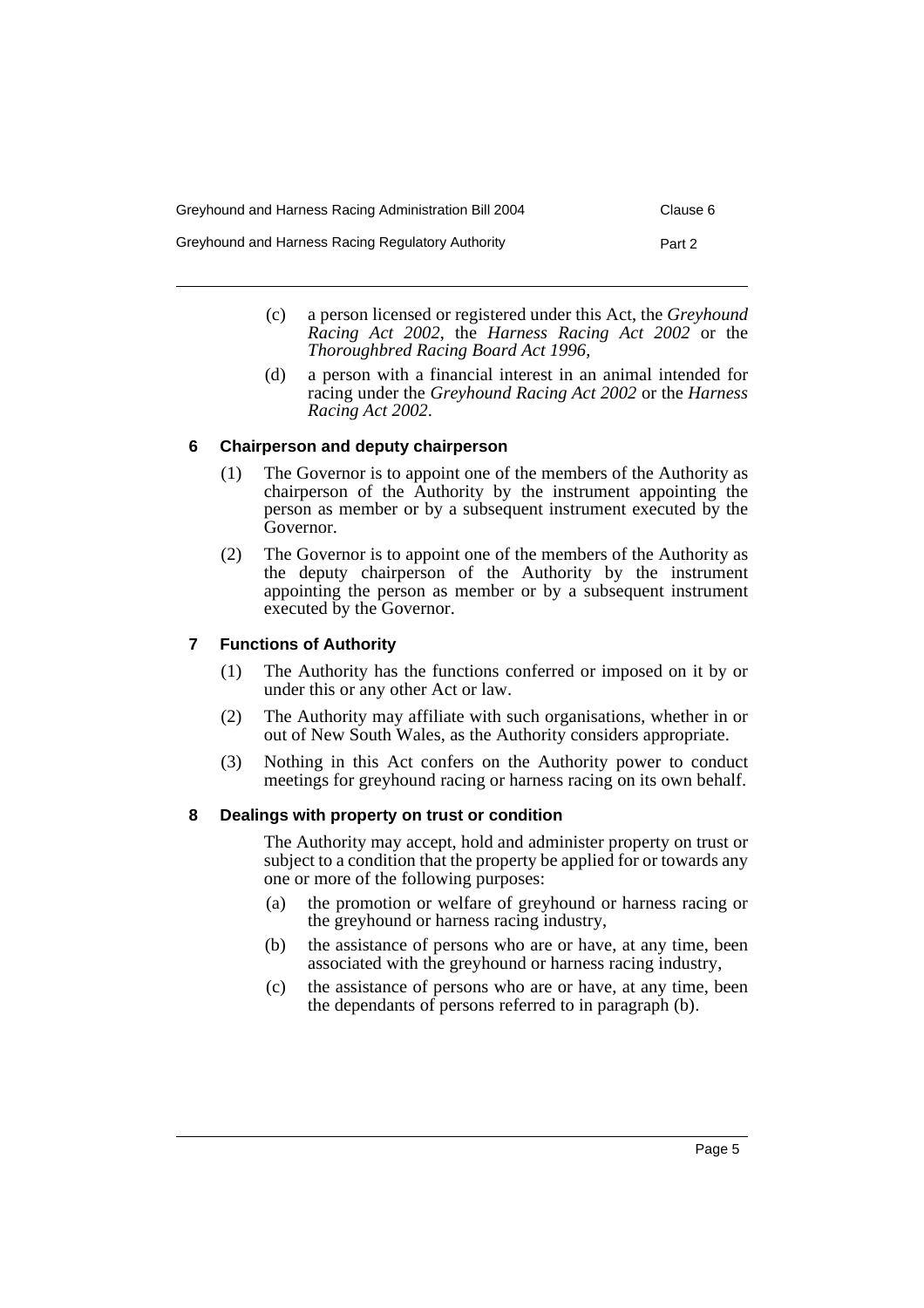(c) a person licensed or registered under this Act, the *Greyhound Racing Act 2002*, the *Harness Racing Act 2002* or the *Thoroughbred Racing Board Act 1996*,

(d) a person with a financial interest in an animal intended for racing under the *Greyhound Racing Act 2002* or the *Harness Racing Act 2002*.

### 6 Chairperson and deputy chairperson

(1) The Governor is to appoint one of the members of the Authority as chairperson of the Authority by the instrument appointing the person as member or by a subsequent instrument executed by the Governor.

(2) The Governor is to appoint one of the members of the Authority as the deputy chairperson of the Authority by the instrument appointing the person as member or by a subsequent instrument executed by the Governor.

### 7 Functions of Authority

(1) The Authority has the functions conferred or imposed on it by or under this or any other Act or law.

(2) The Authority may affiliate with such organisations, whether in or out of New South Wales, as the Authority considers appropriate.

(3) Nothing in this Act confers on the Authority power to conduct meetings for greyhound racing or harness racing on its own behalf.

### 8 Dealings with property on trust or condition

The Authority may accept, hold and administer property on trust or subject to a condition that the property be applied for or towards any one or more of the following purposes:

(a) the promotion or welfare of greyhound or harness racing or the greyhound or harness racing industry,

(b) the assistance of persons who are or have, at any time, been associated with the greyhound or harness racing industry,

(c) the assistance of persons who are or have, at any time, been the dependants of persons referred to in paragraph (b).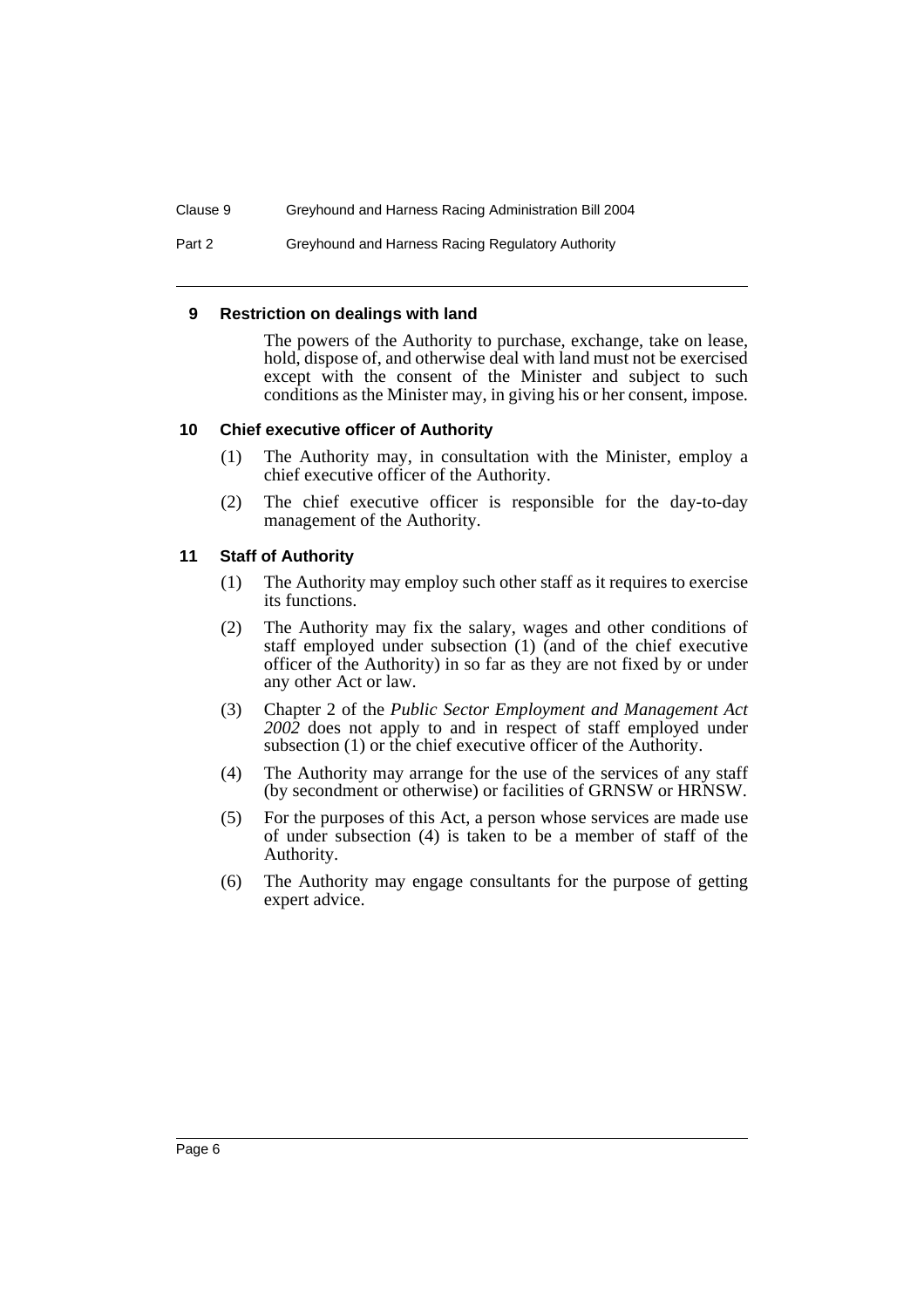### 9 Restriction on dealings with land

The powers of the Authority to purchase, exchange, take on lease, hold, dispose of, and otherwise deal with land must not be exercised except with the consent of the Minister and subject to such conditions as the Minister may, in giving his or her consent, impose.

### 10 Chief executive officer of Authority

(1) The Authority may, in consultation with the Minister, employ a chief executive officer of the Authority.

(2) The chief executive officer is responsible for the day-to-day management of the Authority.

### 11 Staff of Authority

(1) The Authority may employ such other staff as it requires to exercise its functions.

(2) The Authority may fix the salary, wages and other conditions of staff employed under subsection (1) (and of the chief executive officer of the Authority) in so far as they are not fixed by or under any other Act or law.

(3) Chapter 2 of the *Public Sector Employment and Management Act 2002* does not apply to and in respect of staff employed under subsection (1) or the chief executive officer of the Authority.

(4) The Authority may arrange for the use of the services of any staff (by secondment or otherwise) or facilities of GRNSW or HRNSW.

(5) For the purposes of this Act, a person whose services are made use of under subsection (4) is taken to be a member of staff of the Authority.

(6) The Authority may engage consultants for the purpose of getting expert advice.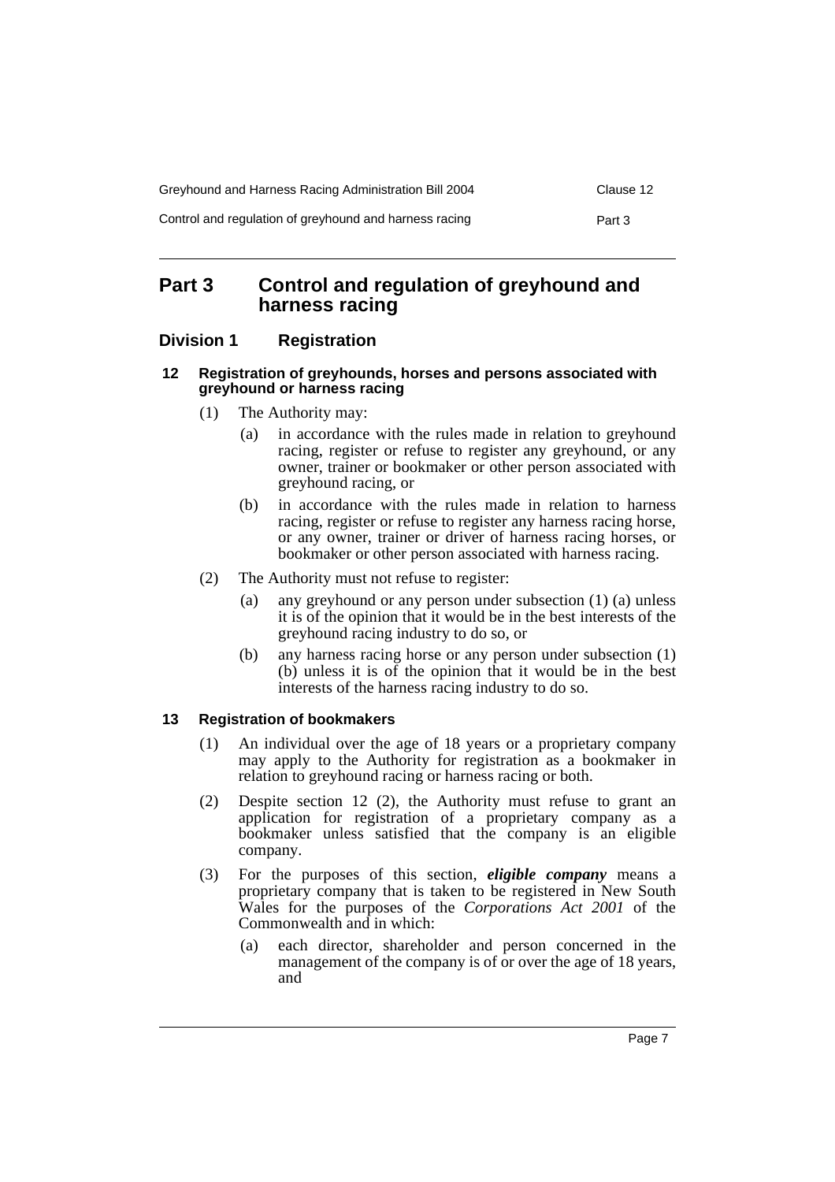# Part 3 Control and regulation of greyhound and harness racing

## Division 1 Registration

### 12 Registration of greyhounds, horses and persons associated with greyhound or harness racing

(1) The Authority may:

- (a) in accordance with the rules made in relation to greyhound racing, register or refuse to register any greyhound, or any owner, trainer or bookmaker or other person associated with greyhound racing, or
- (b) in accordance with the rules made in relation to harness racing, register or refuse to register any harness racing horse, or any owner, trainer or driver of harness racing horses, or bookmaker or other person associated with harness racing.

(2) The Authority must not refuse to register:

- (a) any greyhound or any person under subsection (1) (a) unless it is of the opinion that it would be in the best interests of the greyhound racing industry to do so, or
- (b) any harness racing horse or any person under subsection (1) (b) unless it is of the opinion that it would be in the best interests of the harness racing industry to do so.

### 13 Registration of bookmakers

(1) An individual over the age of 18 years or a proprietary company may apply to the Authority for registration as a bookmaker in relation to greyhound racing or harness racing or both.

(2) Despite section 12 (2), the Authority must refuse to grant an application for registration of a proprietary company as a bookmaker unless satisfied that the company is an eligible company.

(3) For the purposes of this section, ***eligible company*** means a proprietary company that is taken to be registered in New South Wales for the purposes of the *Corporations Act 2001* of the Commonwealth and in which:

- (a) each director, shareholder and person concerned in the management of the company is of or over the age of 18 years, and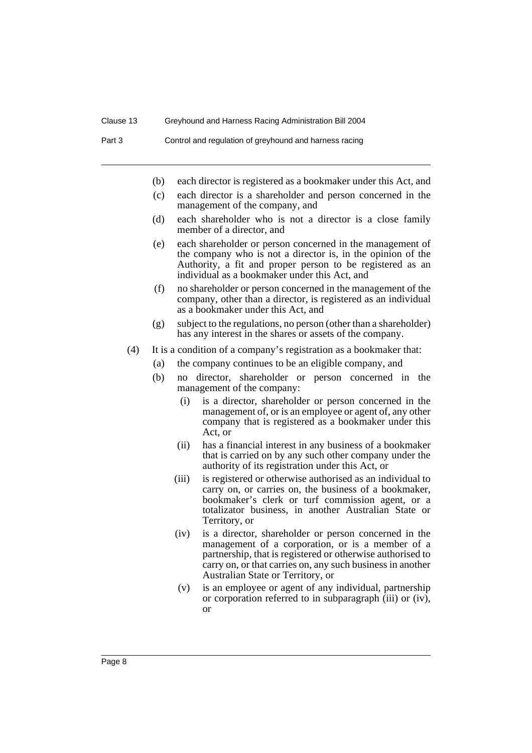(b) each director is registered as a bookmaker under this Act, and

(c) each director is a shareholder and person concerned in the management of the company, and

(d) each shareholder who is not a director is a close family member of a director, and

(e) each shareholder or person concerned in the management of the company who is not a director is, in the opinion of the Authority, a fit and proper person to be registered as an individual as a bookmaker under this Act, and

(f) no shareholder or person concerned in the management of the company, other than a director, is registered as an individual as a bookmaker under this Act, and

(g) subject to the regulations, no person (other than a shareholder) has any interest in the shares or assets of the company.

(4) It is a condition of a company's registration as a bookmaker that:

(a) the company continues to be an eligible company, and

(b) no director, shareholder or person concerned in the management of the company:

(i) is a director, shareholder or person concerned in the management of, or is an employee or agent of, any other company that is registered as a bookmaker under this Act, or

(ii) has a financial interest in any business of a bookmaker that is carried on by any such other company under the authority of its registration under this Act, or

(iii) is registered or otherwise authorised as an individual to carry on, or carries on, the business of a bookmaker, bookmaker's clerk or turf commission agent, or a totalizator business, in another Australian State or Territory, or

(iv) is a director, shareholder or person concerned in the management of a corporation, or is a member of a partnership, that is registered or otherwise authorised to carry on, or that carries on, any such business in another Australian State or Territory, or

(v) is an employee or agent of any individual, partnership or corporation referred to in subparagraph (iii) or (iv), or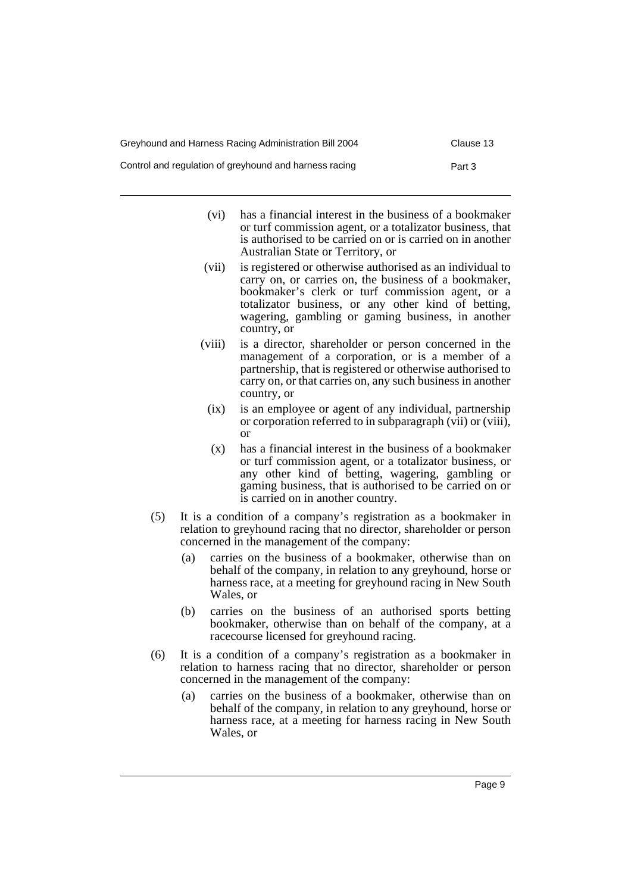(vi) has a financial interest in the business of a bookmaker or turf commission agent, or a totalizator business, that is authorised to be carried on or is carried on in another Australian State or Territory, or

(vii) is registered or otherwise authorised as an individual to carry on, or carries on, the business of a bookmaker, bookmaker's clerk or turf commission agent, or a totalizator business, or any other kind of betting, wagering, gambling or gaming business, in another country, or

(viii) is a director, shareholder or person concerned in the management of a corporation, or is a member of a partnership, that is registered or otherwise authorised to carry on, or that carries on, any such business in another country, or

(ix) is an employee or agent of any individual, partnership or corporation referred to in subparagraph (vii) or (viii), or

(x) has a financial interest in the business of a bookmaker or turf commission agent, or a totalizator business, or any other kind of betting, wagering, gambling or gaming business, that is authorised to be carried on or is carried on in another country.

(5) It is a condition of a company's registration as a bookmaker in relation to greyhound racing that no director, shareholder or person concerned in the management of the company:

(a) carries on the business of a bookmaker, otherwise than on behalf of the company, in relation to any greyhound, horse or harness race, at a meeting for greyhound racing in New South Wales, or

(b) carries on the business of an authorised sports betting bookmaker, otherwise than on behalf of the company, at a racecourse licensed for greyhound racing.

(6) It is a condition of a company's registration as a bookmaker in relation to harness racing that no director, shareholder or person concerned in the management of the company:

(a) carries on the business of a bookmaker, otherwise than on behalf of the company, in relation to any greyhound, horse or harness race, at a meeting for harness racing in New South Wales, or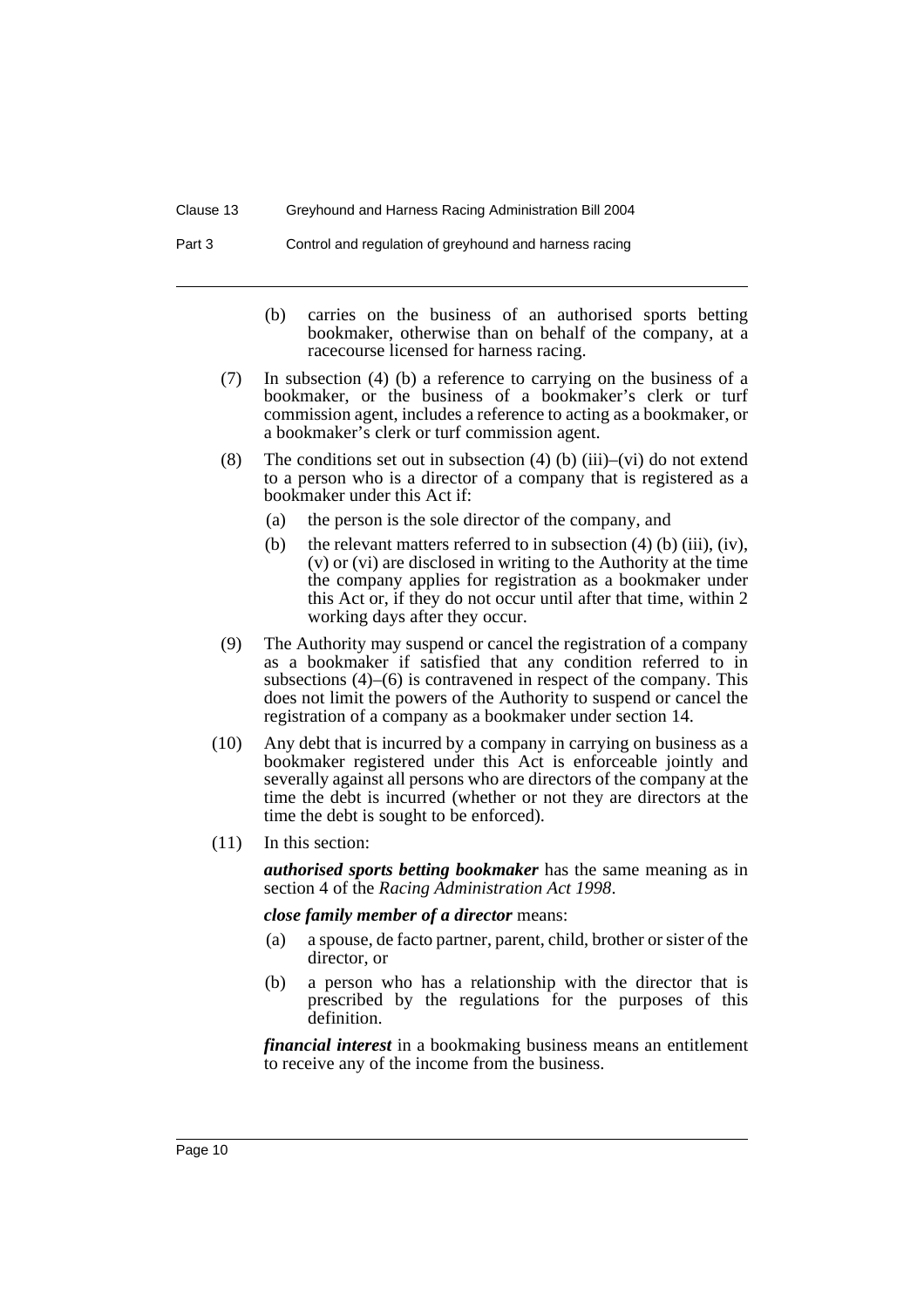(b) carries on the business of an authorised sports betting bookmaker, otherwise than on behalf of the company, at a racecourse licensed for harness racing.

(7) In subsection (4) (b) a reference to carrying on the business of a bookmaker, or the business of a bookmaker's clerk or turf commission agent, includes a reference to acting as a bookmaker, or a bookmaker's clerk or turf commission agent.

(8) The conditions set out in subsection (4) (b) (iii)–(vi) do not extend to a person who is a director of a company that is registered as a bookmaker under this Act if:

(a) the person is the sole director of the company, and

(b) the relevant matters referred to in subsection (4) (b) (iii), (iv), (v) or (vi) are disclosed in writing to the Authority at the time the company applies for registration as a bookmaker under this Act or, if they do not occur until after that time, within 2 working days after they occur.

(9) The Authority may suspend or cancel the registration of a company as a bookmaker if satisfied that any condition referred to in subsections (4)–(6) is contravened in respect of the company. This does not limit the powers of the Authority to suspend or cancel the registration of a company as a bookmaker under section 14.

(10) Any debt that is incurred by a company in carrying on business as a bookmaker registered under this Act is enforceable jointly and severally against all persons who are directors of the company at the time the debt is incurred (whether or not they are directors at the time the debt is sought to be enforced).

(11) In this section:

***authorised sports betting bookmaker*** has the same meaning as in section 4 of the *Racing Administration Act 1998*.

***close family member of a director*** means:

(a) a spouse, de facto partner, parent, child, brother or sister of the director, or

(b) a person who has a relationship with the director that is prescribed by the regulations for the purposes of this definition.

***financial interest*** in a bookmaking business means an entitlement to receive any of the income from the business.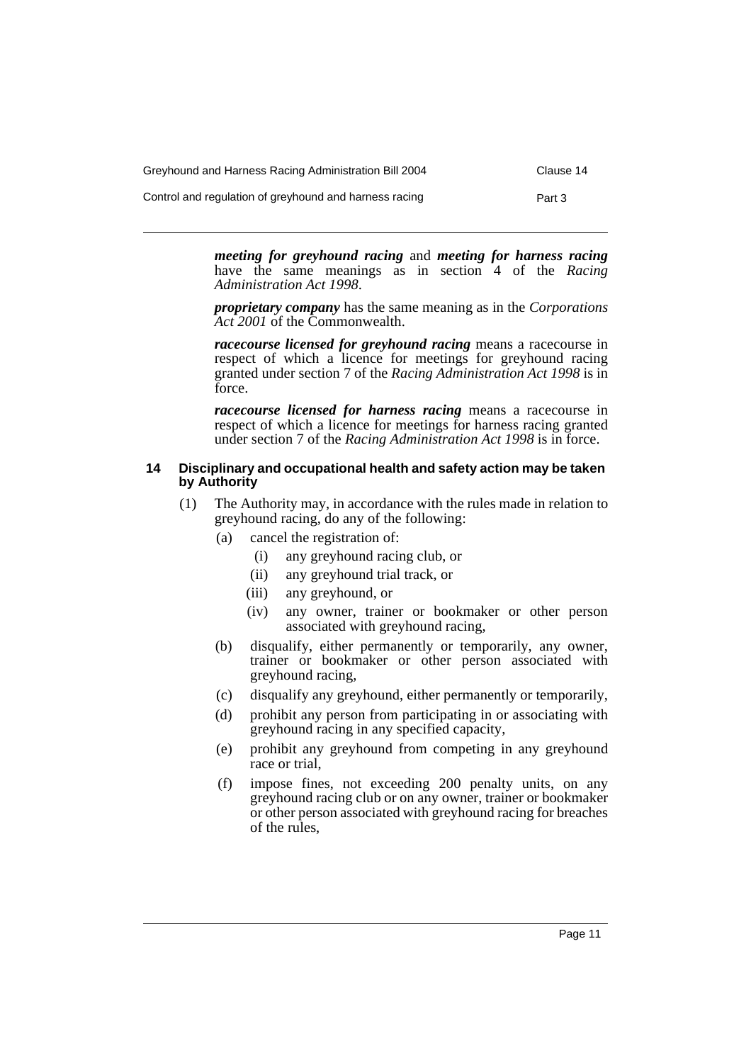***meeting for greyhound racing*** and ***meeting for harness racing*** have the same meanings as in section 4 of the *Racing Administration Act 1998*.

***proprietary company*** has the same meaning as in the *Corporations Act 2001* of the Commonwealth.

***racecourse licensed for greyhound racing*** means a racecourse in respect of which a licence for meetings for greyhound racing granted under section 7 of the *Racing Administration Act 1998* is in force.

***racecourse licensed for harness racing*** means a racecourse in respect of which a licence for meetings for harness racing granted under section 7 of the *Racing Administration Act 1998* is in force.

### 14 Disciplinary and occupational health and safety action may be taken by Authority

(1) The Authority may, in accordance with the rules made in relation to greyhound racing, do any of the following:

- (a) cancel the registration of:
  - (i) any greyhound racing club, or
  - (ii) any greyhound trial track, or
  - (iii) any greyhound, or
  - (iv) any owner, trainer or bookmaker or other person associated with greyhound racing,
- (b) disqualify, either permanently or temporarily, any owner, trainer or bookmaker or other person associated with greyhound racing,
- (c) disqualify any greyhound, either permanently or temporarily,
- (d) prohibit any person from participating in or associating with greyhound racing in any specified capacity,
- (e) prohibit any greyhound from competing in any greyhound race or trial,
- (f) impose fines, not exceeding 200 penalty units, on any greyhound racing club or on any owner, trainer or bookmaker or other person associated with greyhound racing for breaches of the rules,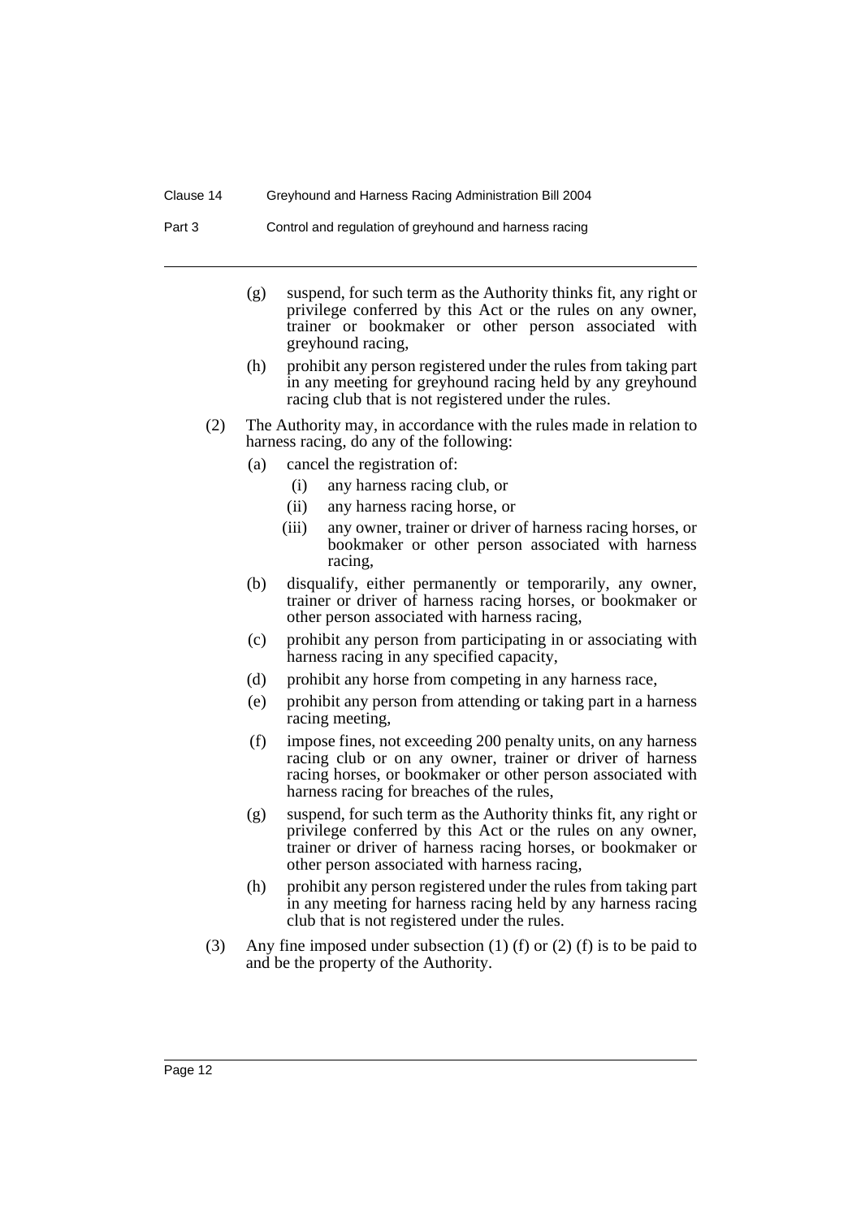(g) suspend, for such term as the Authority thinks fit, any right or privilege conferred by this Act or the rules on any owner, trainer or bookmaker or other person associated with greyhound racing,

(h) prohibit any person registered under the rules from taking part in any meeting for greyhound racing held by any greyhound racing club that is not registered under the rules.

(2) The Authority may, in accordance with the rules made in relation to harness racing, do any of the following:

(a) cancel the registration of:

(i) any harness racing club, or

(ii) any harness racing horse, or

(iii) any owner, trainer or driver of harness racing horses, or bookmaker or other person associated with harness racing,

(b) disqualify, either permanently or temporarily, any owner, trainer or driver of harness racing horses, or bookmaker or other person associated with harness racing,

(c) prohibit any person from participating in or associating with harness racing in any specified capacity,

(d) prohibit any horse from competing in any harness race,

(e) prohibit any person from attending or taking part in a harness racing meeting,

(f) impose fines, not exceeding 200 penalty units, on any harness racing club or on any owner, trainer or driver of harness racing horses, or bookmaker or other person associated with harness racing for breaches of the rules,

(g) suspend, for such term as the Authority thinks fit, any right or privilege conferred by this Act or the rules on any owner, trainer or driver of harness racing horses, or bookmaker or other person associated with harness racing,

(h) prohibit any person registered under the rules from taking part in any meeting for harness racing held by any harness racing club that is not registered under the rules.

(3) Any fine imposed under subsection (1) (f) or (2) (f) is to be paid to and be the property of the Authority.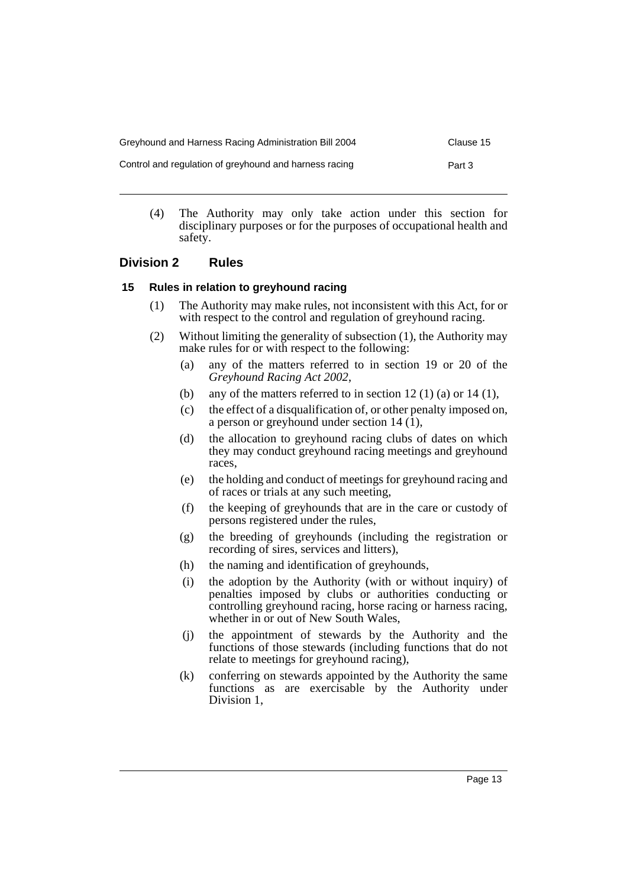(4) The Authority may only take action under this section for disciplinary purposes or for the purposes of occupational health and safety.

## Division 2 Rules

### 15 Rules in relation to greyhound racing

(1) The Authority may make rules, not inconsistent with this Act, for or with respect to the control and regulation of greyhound racing.

(2) Without limiting the generality of subsection (1), the Authority may make rules for or with respect to the following:

- (a) any of the matters referred to in section 19 or 20 of the *Greyhound Racing Act 2002*,
- (b) any of the matters referred to in section 12 (1) (a) or 14 (1),
- (c) the effect of a disqualification of, or other penalty imposed on, a person or greyhound under section 14 (1),
- (d) the allocation to greyhound racing clubs of dates on which they may conduct greyhound racing meetings and greyhound races,
- (e) the holding and conduct of meetings for greyhound racing and of races or trials at any such meeting,
- (f) the keeping of greyhounds that are in the care or custody of persons registered under the rules,
- (g) the breeding of greyhounds (including the registration or recording of sires, services and litters),
- (h) the naming and identification of greyhounds,
- (i) the adoption by the Authority (with or without inquiry) of penalties imposed by clubs or authorities conducting or controlling greyhound racing, horse racing or harness racing, whether in or out of New South Wales,
- (j) the appointment of stewards by the Authority and the functions of those stewards (including functions that do not relate to meetings for greyhound racing),
- (k) conferring on stewards appointed by the Authority the same functions as are exercisable by the Authority under Division 1,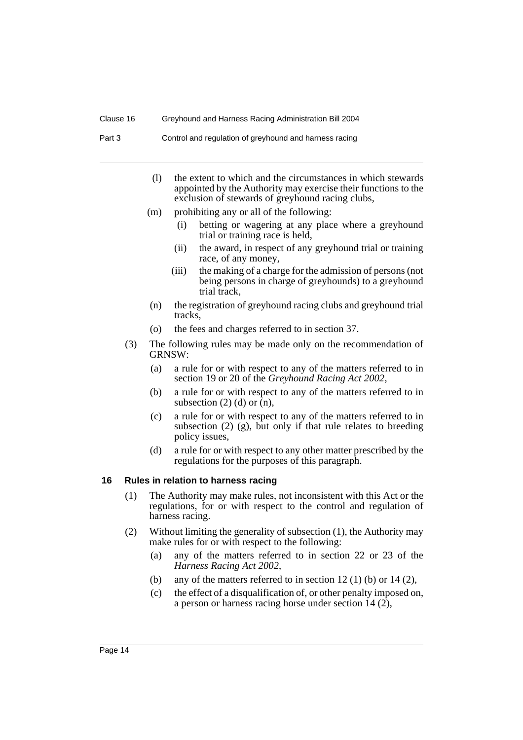(l) the extent to which and the circumstances in which stewards appointed by the Authority may exercise their functions to the exclusion of stewards of greyhound racing clubs,

(m) prohibiting any or all of the following:

   (i) betting or wagering at any place where a greyhound trial or training race is held,

   (ii) the award, in respect of any greyhound trial or training race, of any money,

   (iii) the making of a charge for the admission of persons (not being persons in charge of greyhounds) to a greyhound trial track,

(n) the registration of greyhound racing clubs and greyhound trial tracks,

(o) the fees and charges referred to in section 37.

(3) The following rules may be made only on the recommendation of GRNSW:

   (a) a rule for or with respect to any of the matters referred to in section 19 or 20 of the *Greyhound Racing Act 2002*,

   (b) a rule for or with respect to any of the matters referred to in subsection (2) (d) or (n),

   (c) a rule for or with respect to any of the matters referred to in subsection (2) (g), but only if that rule relates to breeding policy issues,

   (d) a rule for or with respect to any other matter prescribed by the regulations for the purposes of this paragraph.

### 16 Rules in relation to harness racing

(1) The Authority may make rules, not inconsistent with this Act or the regulations, for or with respect to the control and regulation of harness racing.

(2) Without limiting the generality of subsection (1), the Authority may make rules for or with respect to the following:

   (a) any of the matters referred to in section 22 or 23 of the *Harness Racing Act 2002*,

   (b) any of the matters referred to in section 12 (1) (b) or 14 (2),

   (c) the effect of a disqualification of, or other penalty imposed on, a person or harness racing horse under section 14 (2),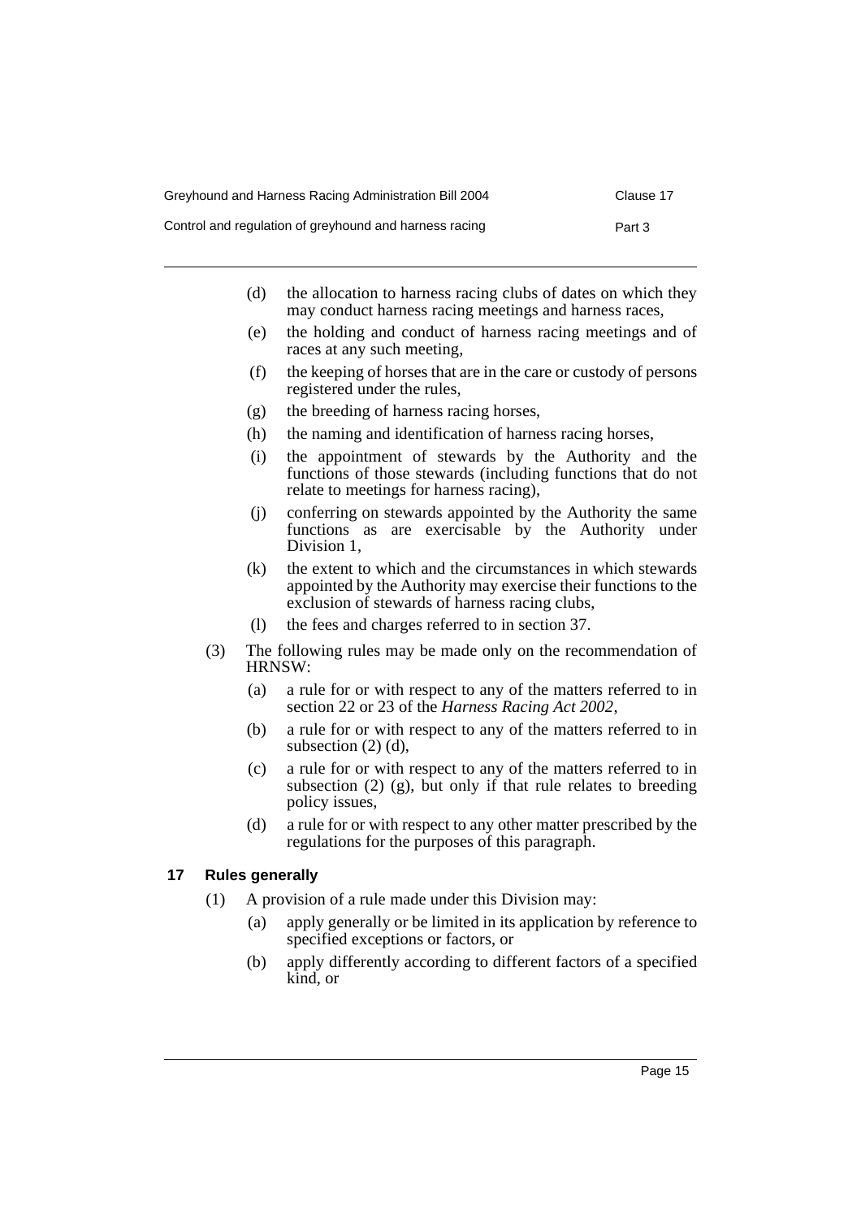(d) the allocation to harness racing clubs of dates on which they may conduct harness racing meetings and harness races,

(e) the holding and conduct of harness racing meetings and of races at any such meeting,

(f) the keeping of horses that are in the care or custody of persons registered under the rules,

(g) the breeding of harness racing horses,

(h) the naming and identification of harness racing horses,

(i) the appointment of stewards by the Authority and the functions of those stewards (including functions that do not relate to meetings for harness racing),

(j) conferring on stewards appointed by the Authority the same functions as are exercisable by the Authority under Division 1,

(k) the extent to which and the circumstances in which stewards appointed by the Authority may exercise their functions to the exclusion of stewards of harness racing clubs,

(l) the fees and charges referred to in section 37.

(3) The following rules may be made only on the recommendation of HRNSW:

(a) a rule for or with respect to any of the matters referred to in section 22 or 23 of the *Harness Racing Act 2002*,

(b) a rule for or with respect to any of the matters referred to in subsection (2) (d),

(c) a rule for or with respect to any of the matters referred to in subsection (2) (g), but only if that rule relates to breeding policy issues,

(d) a rule for or with respect to any other matter prescribed by the regulations for the purposes of this paragraph.

### 17 Rules generally

(1) A provision of a rule made under this Division may:

(a) apply generally or be limited in its application by reference to specified exceptions or factors, or

(b) apply differently according to different factors of a specified kind, or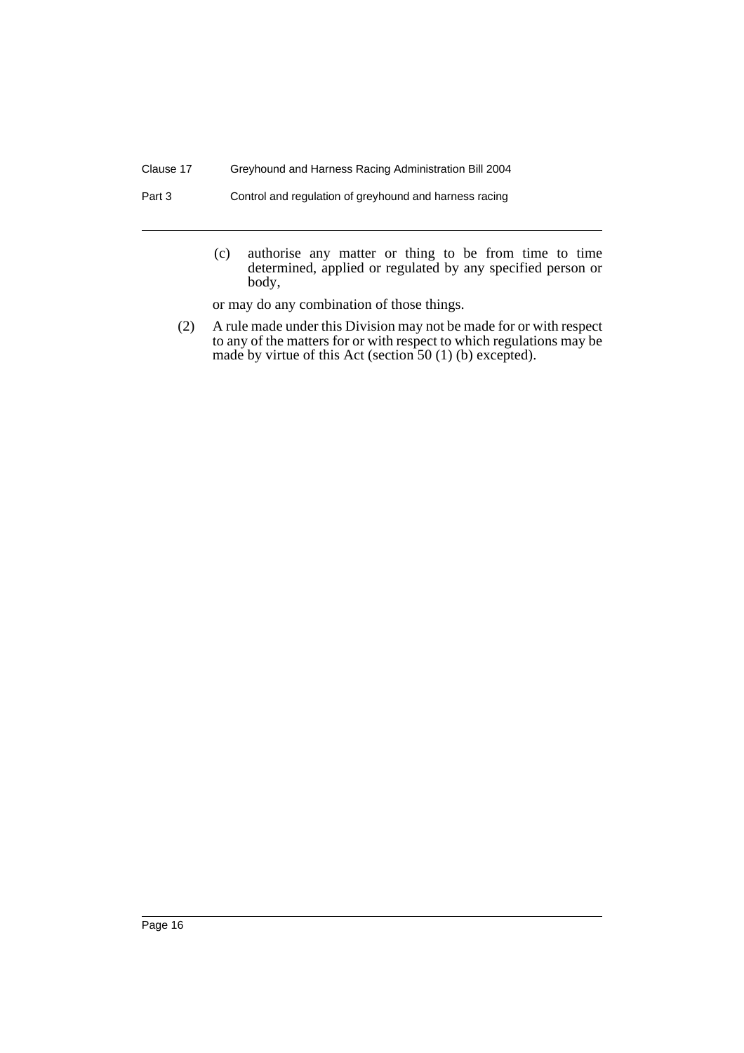(c) authorise any matter or thing to be from time to time determined, applied or regulated by any specified person or body,

or may do any combination of those things.

(2) A rule made under this Division may not be made for or with respect to any of the matters for or with respect to which regulations may be made by virtue of this Act (section 50 (1) (b) excepted).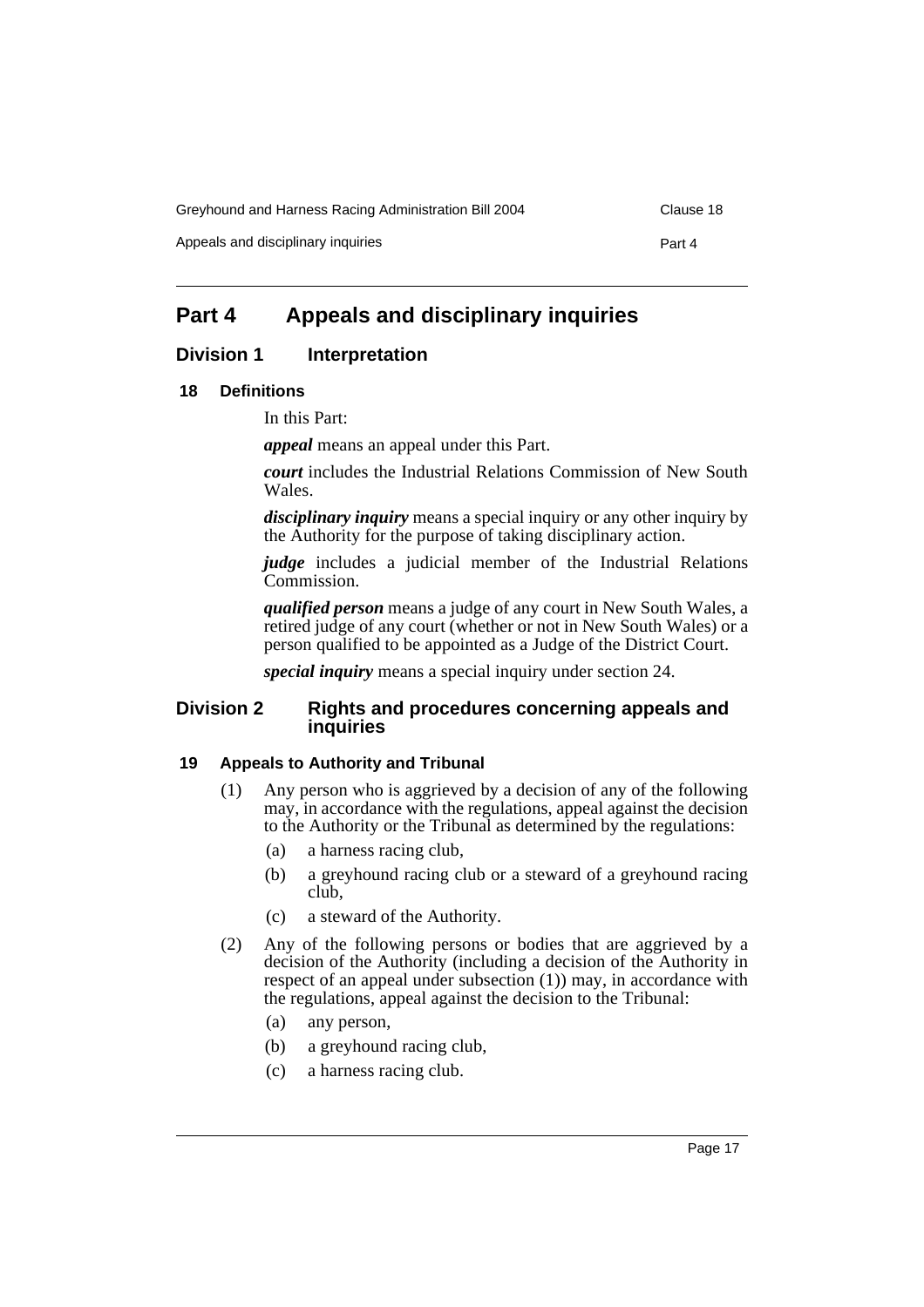# Part 4 Appeals and disciplinary inquiries

## Division 1 Interpretation

### 18 Definitions

In this Part:

***appeal*** means an appeal under this Part.

***court*** includes the Industrial Relations Commission of New South Wales.

***disciplinary inquiry*** means a special inquiry or any other inquiry by the Authority for the purpose of taking disciplinary action.

***judge*** includes a judicial member of the Industrial Relations Commission.

***qualified person*** means a judge of any court in New South Wales, a retired judge of any court (whether or not in New South Wales) or a person qualified to be appointed as a Judge of the District Court.

***special inquiry*** means a special inquiry under section 24.

## Division 2 Rights and procedures concerning appeals and inquiries

### 19 Appeals to Authority and Tribunal

(1) Any person who is aggrieved by a decision of any of the following may, in accordance with the regulations, appeal against the decision to the Authority or the Tribunal as determined by the regulations:

- (a) a harness racing club,
- (b) a greyhound racing club or a steward of a greyhound racing club,
- (c) a steward of the Authority.

(2) Any of the following persons or bodies that are aggrieved by a decision of the Authority (including a decision of the Authority in respect of an appeal under subsection (1)) may, in accordance with the regulations, appeal against the decision to the Tribunal:

- (a) any person,
- (b) a greyhound racing club,
- (c) a harness racing club.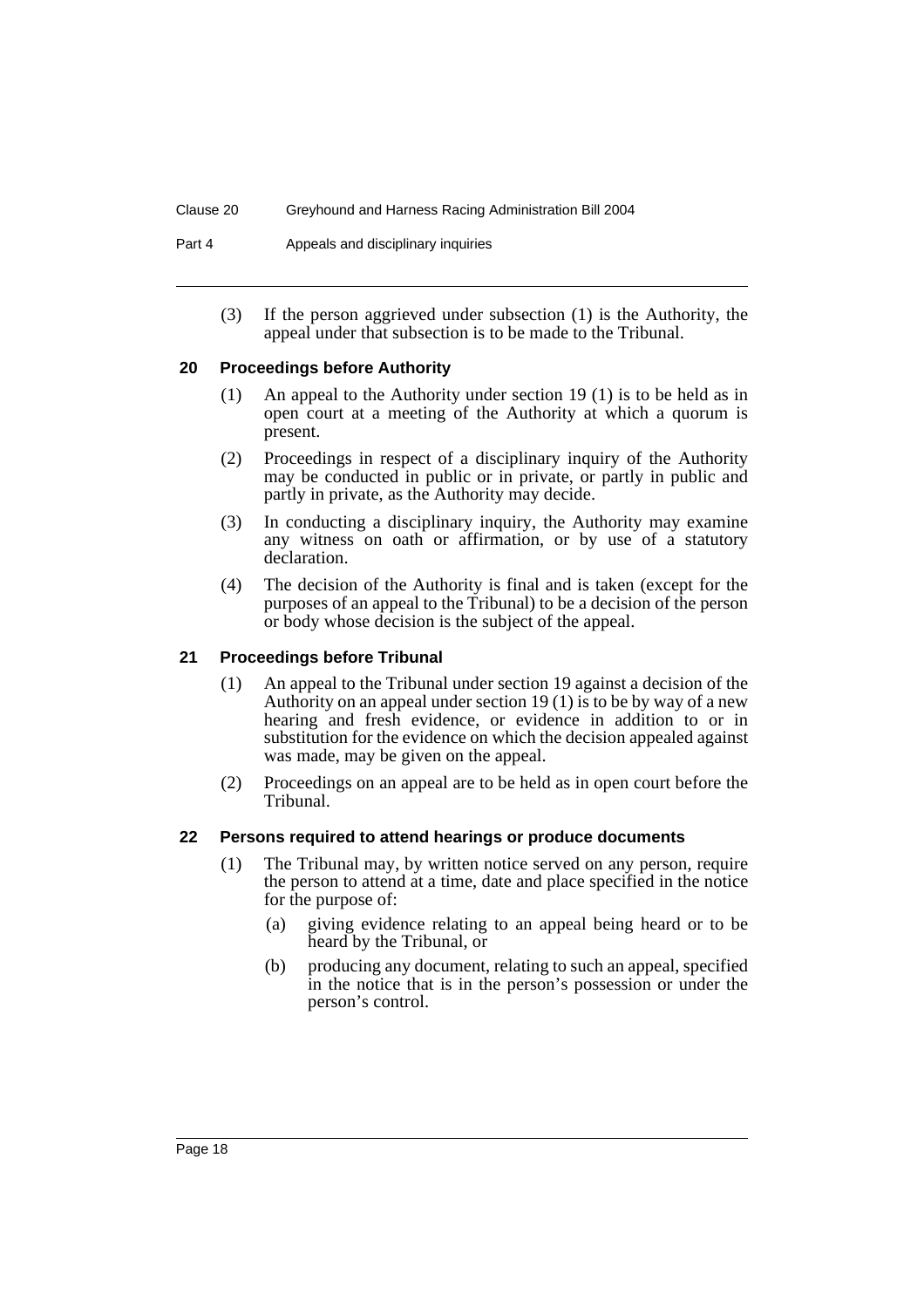(3) If the person aggrieved under subsection (1) is the Authority, the appeal under that subsection is to be made to the Tribunal.

### 20 Proceedings before Authority

(1) An appeal to the Authority under section 19 (1) is to be held as in open court at a meeting of the Authority at which a quorum is present.

(2) Proceedings in respect of a disciplinary inquiry of the Authority may be conducted in public or in private, or partly in public and partly in private, as the Authority may decide.

(3) In conducting a disciplinary inquiry, the Authority may examine any witness on oath or affirmation, or by use of a statutory declaration.

(4) The decision of the Authority is final and is taken (except for the purposes of an appeal to the Tribunal) to be a decision of the person or body whose decision is the subject of the appeal.

### 21 Proceedings before Tribunal

(1) An appeal to the Tribunal under section 19 against a decision of the Authority on an appeal under section 19 (1) is to be by way of a new hearing and fresh evidence, or evidence in addition to or in substitution for the evidence on which the decision appealed against was made, may be given on the appeal.

(2) Proceedings on an appeal are to be held as in open court before the Tribunal.

### 22 Persons required to attend hearings or produce documents

(1) The Tribunal may, by written notice served on any person, require the person to attend at a time, date and place specified in the notice for the purpose of:

(a) giving evidence relating to an appeal being heard or to be heard by the Tribunal, or

(b) producing any document, relating to such an appeal, specified in the notice that is in the person's possession or under the person's control.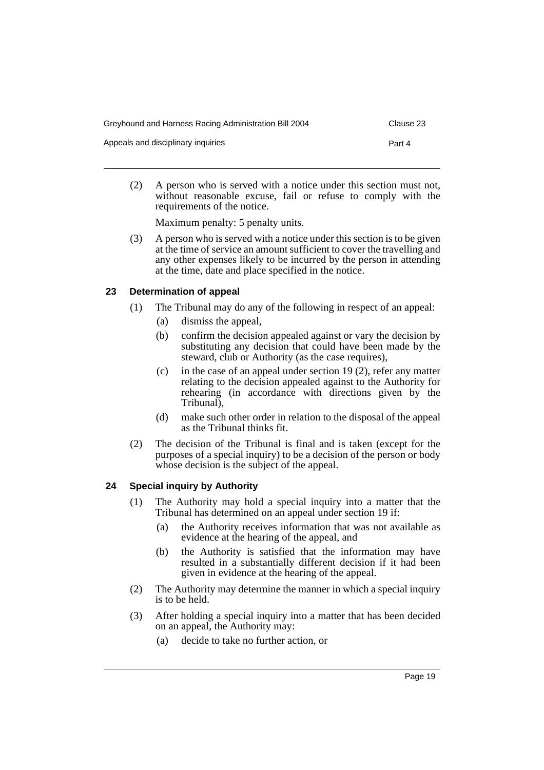(2) A person who is served with a notice under this section must not, without reasonable excuse, fail or refuse to comply with the requirements of the notice.

Maximum penalty: 5 penalty units.

(3) A person who is served with a notice under this section is to be given at the time of service an amount sufficient to cover the travelling and any other expenses likely to be incurred by the person in attending at the time, date and place specified in the notice.

### 23 Determination of appeal

(1) The Tribunal may do any of the following in respect of an appeal:

- (a) dismiss the appeal,
- (b) confirm the decision appealed against or vary the decision by substituting any decision that could have been made by the steward, club or Authority (as the case requires),
- (c) in the case of an appeal under section 19 (2), refer any matter relating to the decision appealed against to the Authority for rehearing (in accordance with directions given by the Tribunal),
- (d) make such other order in relation to the disposal of the appeal as the Tribunal thinks fit.

(2) The decision of the Tribunal is final and is taken (except for the purposes of a special inquiry) to be a decision of the person or body whose decision is the subject of the appeal.

### 24 Special inquiry by Authority

(1) The Authority may hold a special inquiry into a matter that the Tribunal has determined on an appeal under section 19 if:

- (a) the Authority receives information that was not available as evidence at the hearing of the appeal, and
- (b) the Authority is satisfied that the information may have resulted in a substantially different decision if it had been given in evidence at the hearing of the appeal.

(2) The Authority may determine the manner in which a special inquiry is to be held.

(3) After holding a special inquiry into a matter that has been decided on an appeal, the Authority may:

- (a) decide to take no further action, or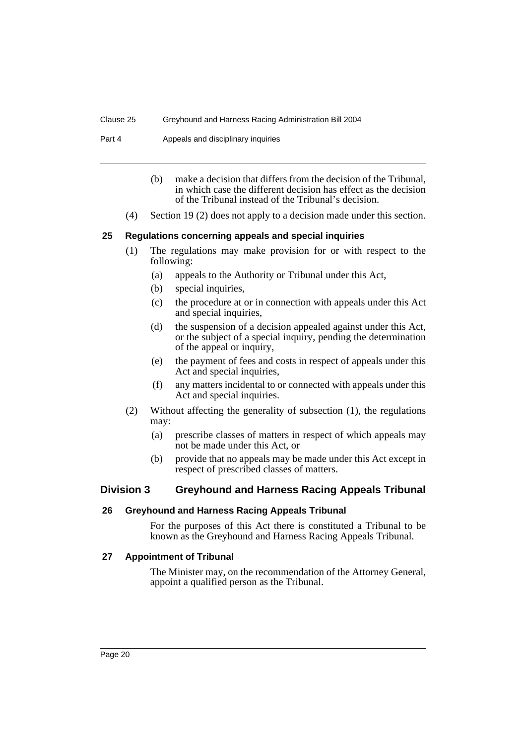(b) make a decision that differs from the decision of the Tribunal, in which case the different decision has effect as the decision of the Tribunal instead of the Tribunal's decision.

(4) Section 19 (2) does not apply to a decision made under this section.

#### 25 Regulations concerning appeals and special inquiries

(1) The regulations may make provision for or with respect to the following:

(a) appeals to the Authority or Tribunal under this Act,

(b) special inquiries,

(c) the procedure at or in connection with appeals under this Act and special inquiries,

(d) the suspension of a decision appealed against under this Act, or the subject of a special inquiry, pending the determination of the appeal or inquiry,

(e) the payment of fees and costs in respect of appeals under this Act and special inquiries,

(f) any matters incidental to or connected with appeals under this Act and special inquiries.

(2) Without affecting the generality of subsection (1), the regulations may:

(a) prescribe classes of matters in respect of which appeals may not be made under this Act, or

(b) provide that no appeals may be made under this Act except in respect of prescribed classes of matters.

### Division 3 Greyhound and Harness Racing Appeals Tribunal

#### 26 Greyhound and Harness Racing Appeals Tribunal

For the purposes of this Act there is constituted a Tribunal to be known as the Greyhound and Harness Racing Appeals Tribunal.

#### 27 Appointment of Tribunal

The Minister may, on the recommendation of the Attorney General, appoint a qualified person as the Tribunal.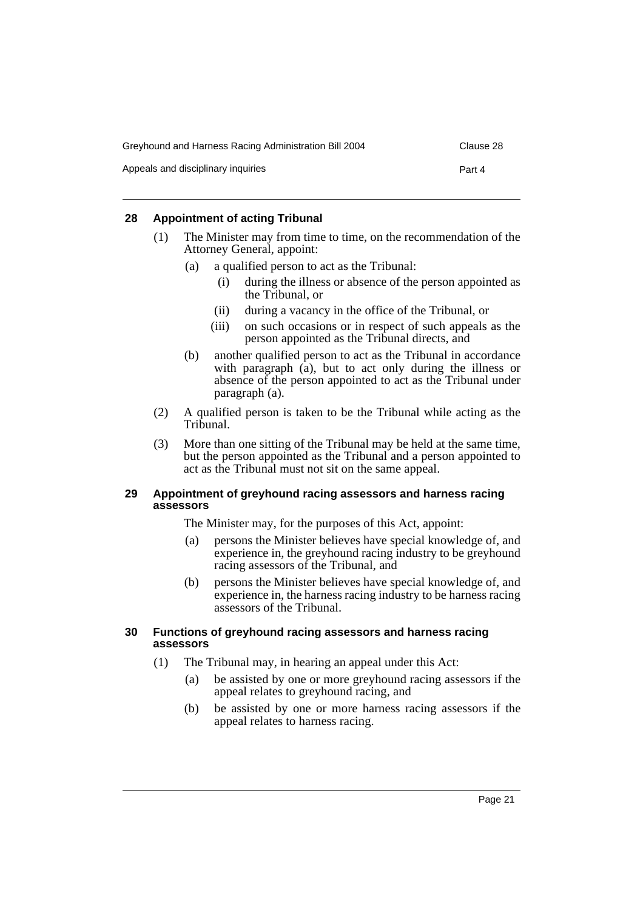### 28 Appointment of acting Tribunal

(1) The Minister may from time to time, on the recommendation of the Attorney General, appoint:

- (a) a qualified person to act as the Tribunal:
  - (i) during the illness or absence of the person appointed as the Tribunal, or
  - (ii) during a vacancy in the office of the Tribunal, or
  - (iii) on such occasions or in respect of such appeals as the person appointed as the Tribunal directs, and
- (b) another qualified person to act as the Tribunal in accordance with paragraph (a), but to act only during the illness or absence of the person appointed to act as the Tribunal under paragraph (a).

(2) A qualified person is taken to be the Tribunal while acting as the Tribunal.

(3) More than one sitting of the Tribunal may be held at the same time, but the person appointed as the Tribunal and a person appointed to act as the Tribunal must not sit on the same appeal.

### 29 Appointment of greyhound racing assessors and harness racing assessors

The Minister may, for the purposes of this Act, appoint:

- (a) persons the Minister believes have special knowledge of, and experience in, the greyhound racing industry to be greyhound racing assessors of the Tribunal, and
- (b) persons the Minister believes have special knowledge of, and experience in, the harness racing industry to be harness racing assessors of the Tribunal.

### 30 Functions of greyhound racing assessors and harness racing assessors

(1) The Tribunal may, in hearing an appeal under this Act:

- (a) be assisted by one or more greyhound racing assessors if the appeal relates to greyhound racing, and
- (b) be assisted by one or more harness racing assessors if the appeal relates to harness racing.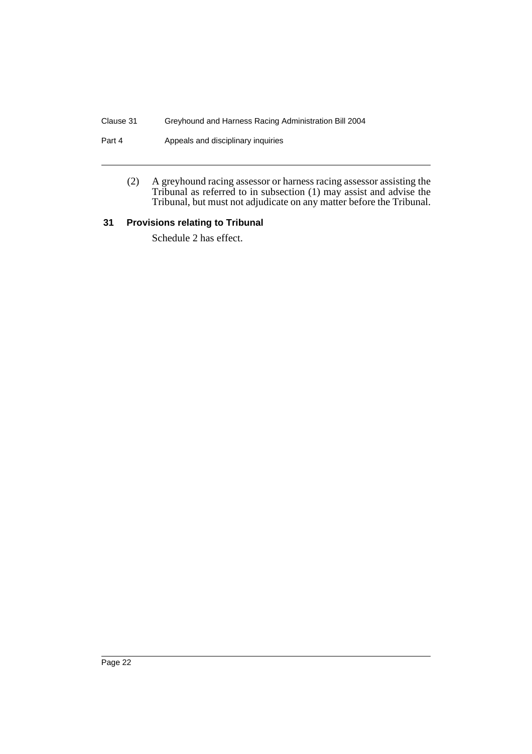(2) A greyhound racing assessor or harness racing assessor assisting the Tribunal as referred to in subsection (1) may assist and advise the Tribunal, but must not adjudicate on any matter before the Tribunal.

### 31 Provisions relating to Tribunal

Schedule 2 has effect.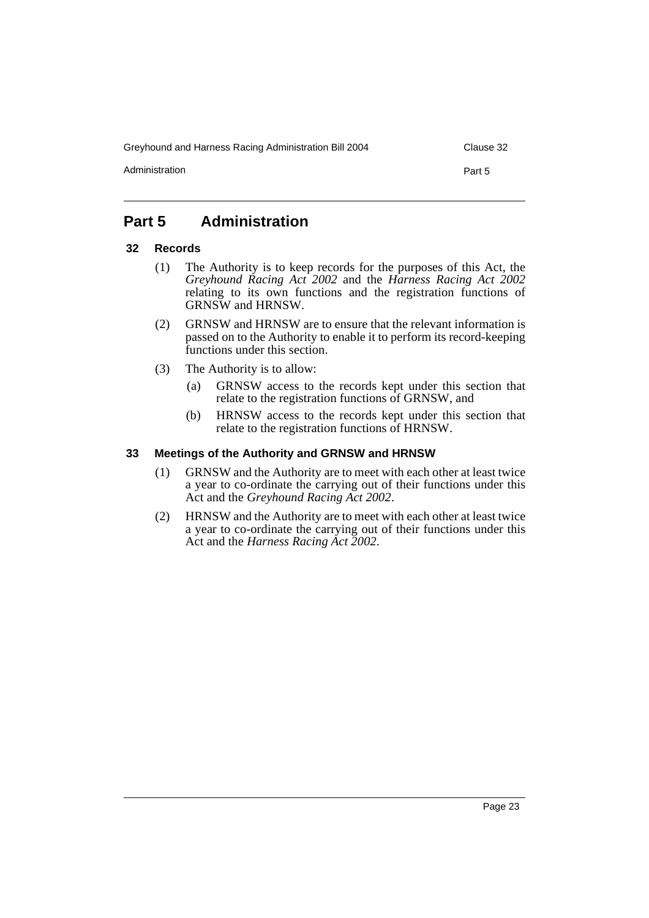## Part 5 Administration

### 32 Records

(1) The Authority is to keep records for the purposes of this Act, the *Greyhound Racing Act 2002* and the *Harness Racing Act 2002* relating to its own functions and the registration functions of GRNSW and HRNSW.

(2) GRNSW and HRNSW are to ensure that the relevant information is passed on to the Authority to enable it to perform its record-keeping functions under this section.

(3) The Authority is to allow:

- (a) GRNSW access to the records kept under this section that relate to the registration functions of GRNSW, and
- (b) HRNSW access to the records kept under this section that relate to the registration functions of HRNSW.

### 33 Meetings of the Authority and GRNSW and HRNSW

(1) GRNSW and the Authority are to meet with each other at least twice a year to co-ordinate the carrying out of their functions under this Act and the *Greyhound Racing Act 2002*.

(2) HRNSW and the Authority are to meet with each other at least twice a year to co-ordinate the carrying out of their functions under this Act and the *Harness Racing Act 2002*.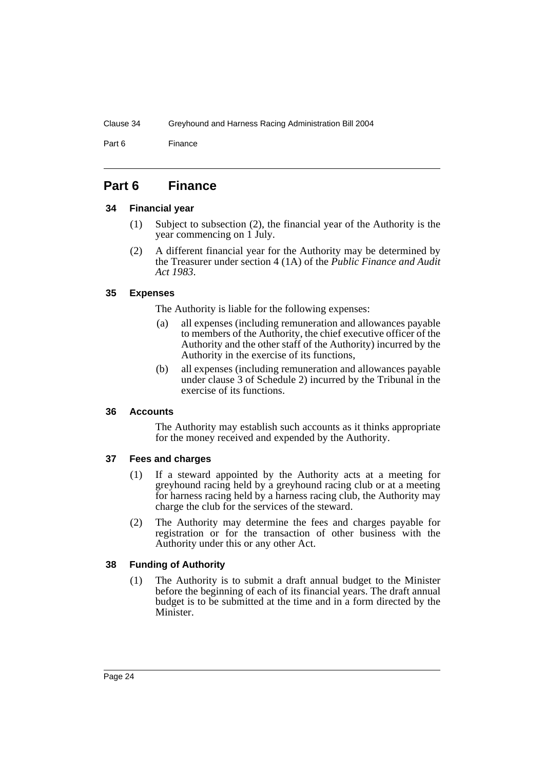# Part 6 Finance

## 34 Financial year

(1) Subject to subsection (2), the financial year of the Authority is the year commencing on 1 July.

(2) A different financial year for the Authority may be determined by the Treasurer under section 4 (1A) of the *Public Finance and Audit Act 1983*.

## 35 Expenses

The Authority is liable for the following expenses:

(a) all expenses (including remuneration and allowances payable to members of the Authority, the chief executive officer of the Authority and the other staff of the Authority) incurred by the Authority in the exercise of its functions,

(b) all expenses (including remuneration and allowances payable under clause 3 of Schedule 2) incurred by the Tribunal in the exercise of its functions.

## 36 Accounts

The Authority may establish such accounts as it thinks appropriate for the money received and expended by the Authority.

## 37 Fees and charges

(1) If a steward appointed by the Authority acts at a meeting for greyhound racing held by a greyhound racing club or at a meeting for harness racing held by a harness racing club, the Authority may charge the club for the services of the steward.

(2) The Authority may determine the fees and charges payable for registration or for the transaction of other business with the Authority under this or any other Act.

## 38 Funding of Authority

(1) The Authority is to submit a draft annual budget to the Minister before the beginning of each of its financial years. The draft annual budget is to be submitted at the time and in a form directed by the Minister.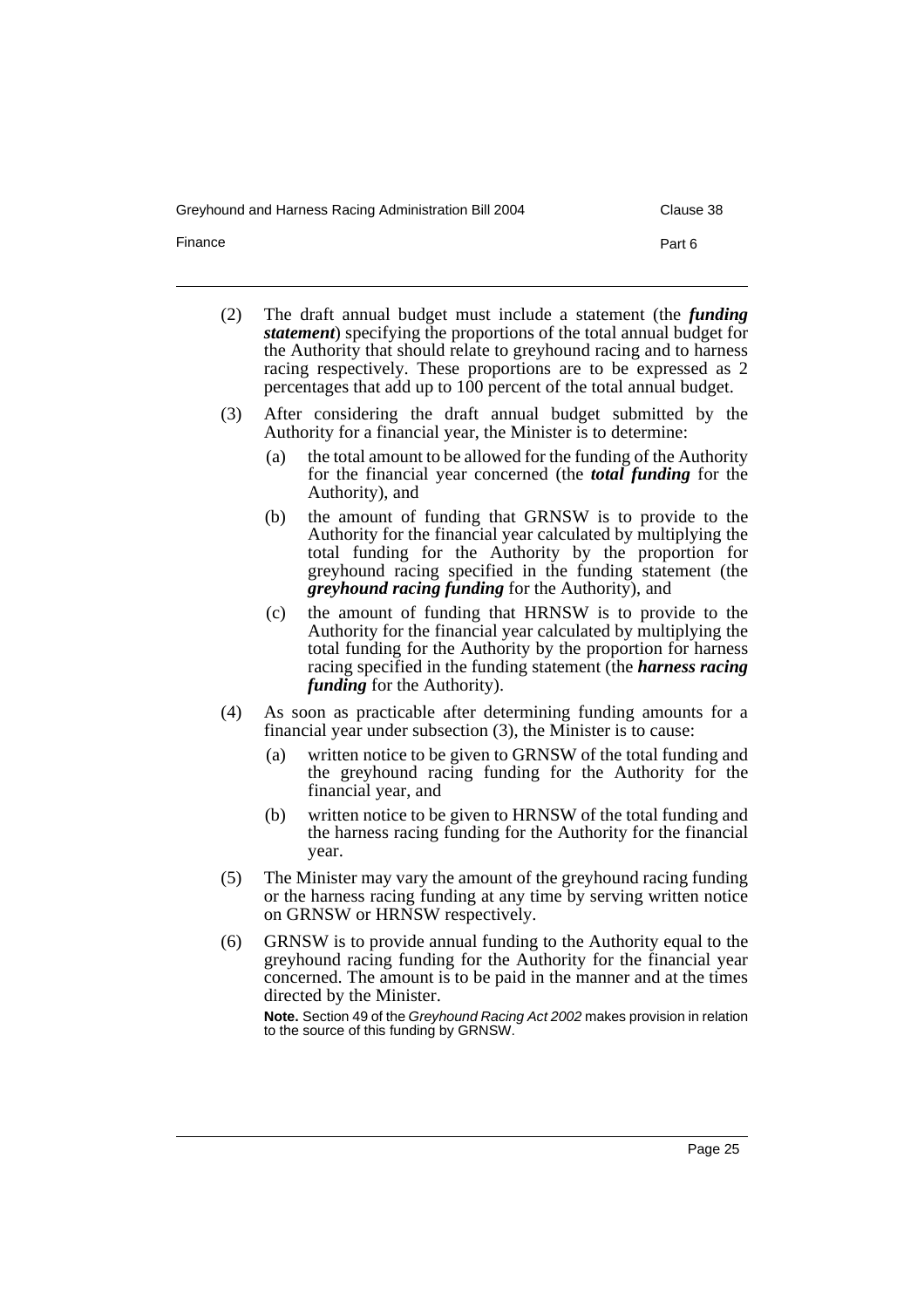(2) The draft annual budget must include a statement (the ***funding statement***) specifying the proportions of the total annual budget for the Authority that should relate to greyhound racing and to harness racing respectively. These proportions are to be expressed as 2 percentages that add up to 100 percent of the total annual budget.

(3) After considering the draft annual budget submitted by the Authority for a financial year, the Minister is to determine:

- (a) the total amount to be allowed for the funding of the Authority for the financial year concerned (the ***total funding*** for the Authority), and
- (b) the amount of funding that GRNSW is to provide to the Authority for the financial year calculated by multiplying the total funding for the Authority by the proportion for greyhound racing specified in the funding statement (the ***greyhound racing funding*** for the Authority), and
- (c) the amount of funding that HRNSW is to provide to the Authority for the financial year calculated by multiplying the total funding for the Authority by the proportion for harness racing specified in the funding statement (the ***harness racing funding*** for the Authority).

(4) As soon as practicable after determining funding amounts for a financial year under subsection (3), the Minister is to cause:

- (a) written notice to be given to GRNSW of the total funding and the greyhound racing funding for the Authority for the financial year, and
- (b) written notice to be given to HRNSW of the total funding and the harness racing funding for the Authority for the financial year.

(5) The Minister may vary the amount of the greyhound racing funding or the harness racing funding at any time by serving written notice on GRNSW or HRNSW respectively.

(6) GRNSW is to provide annual funding to the Authority equal to the greyhound racing funding for the Authority for the financial year concerned. The amount is to be paid in the manner and at the times directed by the Minister.

**Note.** Section 49 of the *Greyhound Racing Act 2002* makes provision in relation to the source of this funding by GRNSW.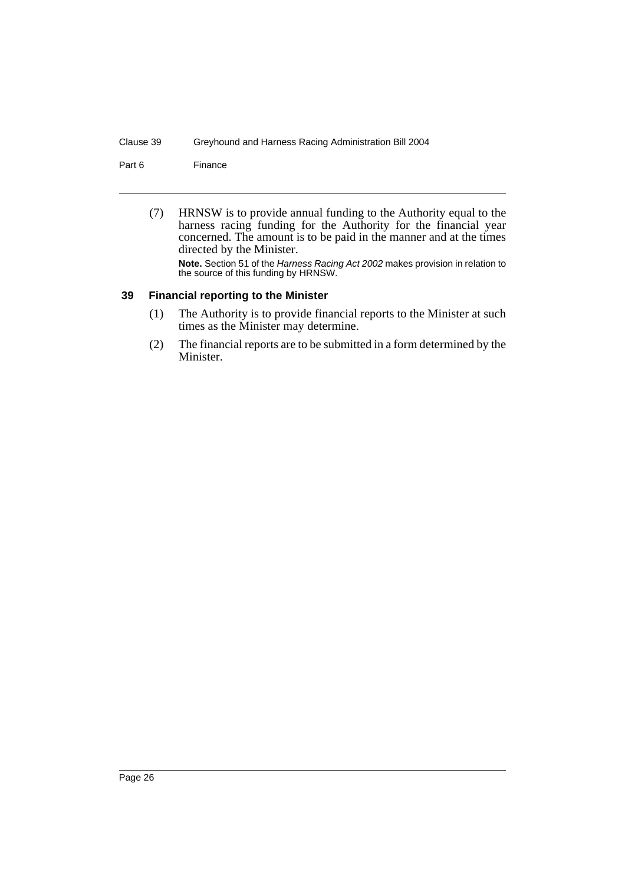(7) HRNSW is to provide annual funding to the Authority equal to the harness racing funding for the Authority for the financial year concerned. The amount is to be paid in the manner and at the times directed by the Minister.

**Note.** Section 51 of the *Harness Racing Act 2002* makes provision in relation to the source of this funding by HRNSW.

### 39 Financial reporting to the Minister

(1) The Authority is to provide financial reports to the Minister at such times as the Minister may determine.

(2) The financial reports are to be submitted in a form determined by the Minister.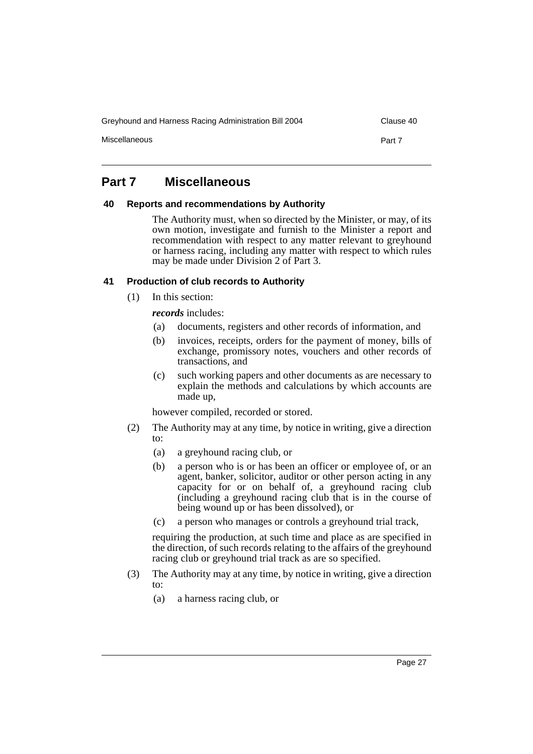# Part 7 Miscellaneous

### 40 Reports and recommendations by Authority

The Authority must, when so directed by the Minister, or may, of its own motion, investigate and furnish to the Minister a report and recommendation with respect to any matter relevant to greyhound or harness racing, including any matter with respect to which rules may be made under Division 2 of Part 3.

### 41 Production of club records to Authority

(1) In this section:

***records*** includes:

- (a) documents, registers and other records of information, and
- (b) invoices, receipts, orders for the payment of money, bills of exchange, promissory notes, vouchers and other records of transactions, and
- (c) such working papers and other documents as are necessary to explain the methods and calculations by which accounts are made up,

however compiled, recorded or stored.

(2) The Authority may at any time, by notice in writing, give a direction to:

- (a) a greyhound racing club, or
- (b) a person who is or has been an officer or employee of, or an agent, banker, solicitor, auditor or other person acting in any capacity for or on behalf of, a greyhound racing club (including a greyhound racing club that is in the course of being wound up or has been dissolved), or
- (c) a person who manages or controls a greyhound trial track,

requiring the production, at such time and place as are specified in the direction, of such records relating to the affairs of the greyhound racing club or greyhound trial track as are so specified.

(3) The Authority may at any time, by notice in writing, give a direction to:

- (a) a harness racing club, or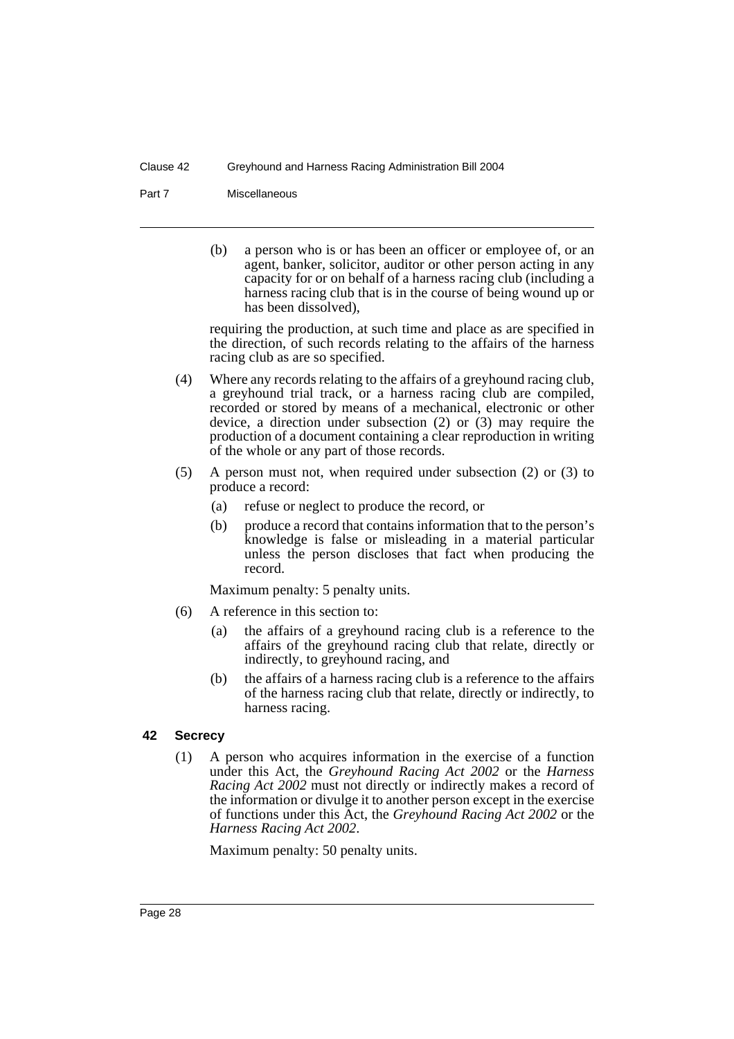(b) a person who is or has been an officer or employee of, or an agent, banker, solicitor, auditor or other person acting in any capacity for or on behalf of a harness racing club (including a harness racing club that is in the course of being wound up or has been dissolved),

requiring the production, at such time and place as are specified in the direction, of such records relating to the affairs of the harness racing club as are so specified.

(4) Where any records relating to the affairs of a greyhound racing club, a greyhound trial track, or a harness racing club are compiled, recorded or stored by means of a mechanical, electronic or other device, a direction under subsection (2) or (3) may require the production of a document containing a clear reproduction in writing of the whole or any part of those records.

(5) A person must not, when required under subsection (2) or (3) to produce a record:

(a) refuse or neglect to produce the record, or

(b) produce a record that contains information that to the person's knowledge is false or misleading in a material particular unless the person discloses that fact when producing the record.

Maximum penalty: 5 penalty units.

(6) A reference in this section to:

(a) the affairs of a greyhound racing club is a reference to the affairs of the greyhound racing club that relate, directly or indirectly, to greyhound racing, and

(b) the affairs of a harness racing club is a reference to the affairs of the harness racing club that relate, directly or indirectly, to harness racing.

### 42 Secrecy

(1) A person who acquires information in the exercise of a function under this Act, the *Greyhound Racing Act 2002* or the *Harness Racing Act 2002* must not directly or indirectly makes a record of the information or divulge it to another person except in the exercise of functions under this Act, the *Greyhound Racing Act 2002* or the *Harness Racing Act 2002*.

Maximum penalty: 50 penalty units.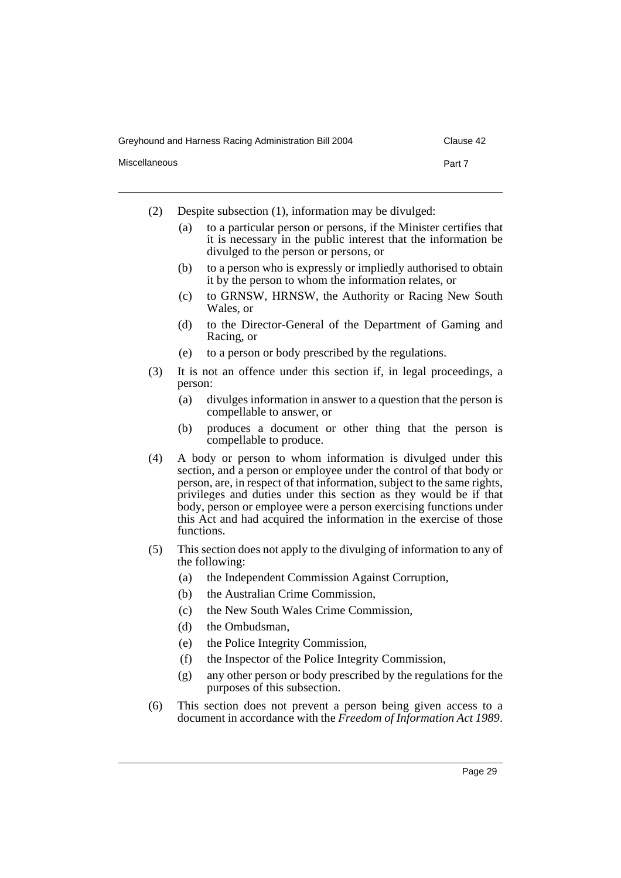(2) Despite subsection (1), information may be divulged:

  (a) to a particular person or persons, if the Minister certifies that it is necessary in the public interest that the information be divulged to the person or persons, or

  (b) to a person who is expressly or impliedly authorised to obtain it by the person to whom the information relates, or

  (c) to GRNSW, HRNSW, the Authority or Racing New South Wales, or

  (d) to the Director-General of the Department of Gaming and Racing, or

  (e) to a person or body prescribed by the regulations.

(3) It is not an offence under this section if, in legal proceedings, a person:

  (a) divulges information in answer to a question that the person is compellable to answer, or

  (b) produces a document or other thing that the person is compellable to produce.

(4) A body or person to whom information is divulged under this section, and a person or employee under the control of that body or person, are, in respect of that information, subject to the same rights, privileges and duties under this section as they would be if that body, person or employee were a person exercising functions under this Act and had acquired the information in the exercise of those functions.

(5) This section does not apply to the divulging of information to any of the following:

  (a) the Independent Commission Against Corruption,

  (b) the Australian Crime Commission,

  (c) the New South Wales Crime Commission,

  (d) the Ombudsman,

  (e) the Police Integrity Commission,

  (f) the Inspector of the Police Integrity Commission,

  (g) any other person or body prescribed by the regulations for the purposes of this subsection.

(6) This section does not prevent a person being given access to a document in accordance with the *Freedom of Information Act 1989*.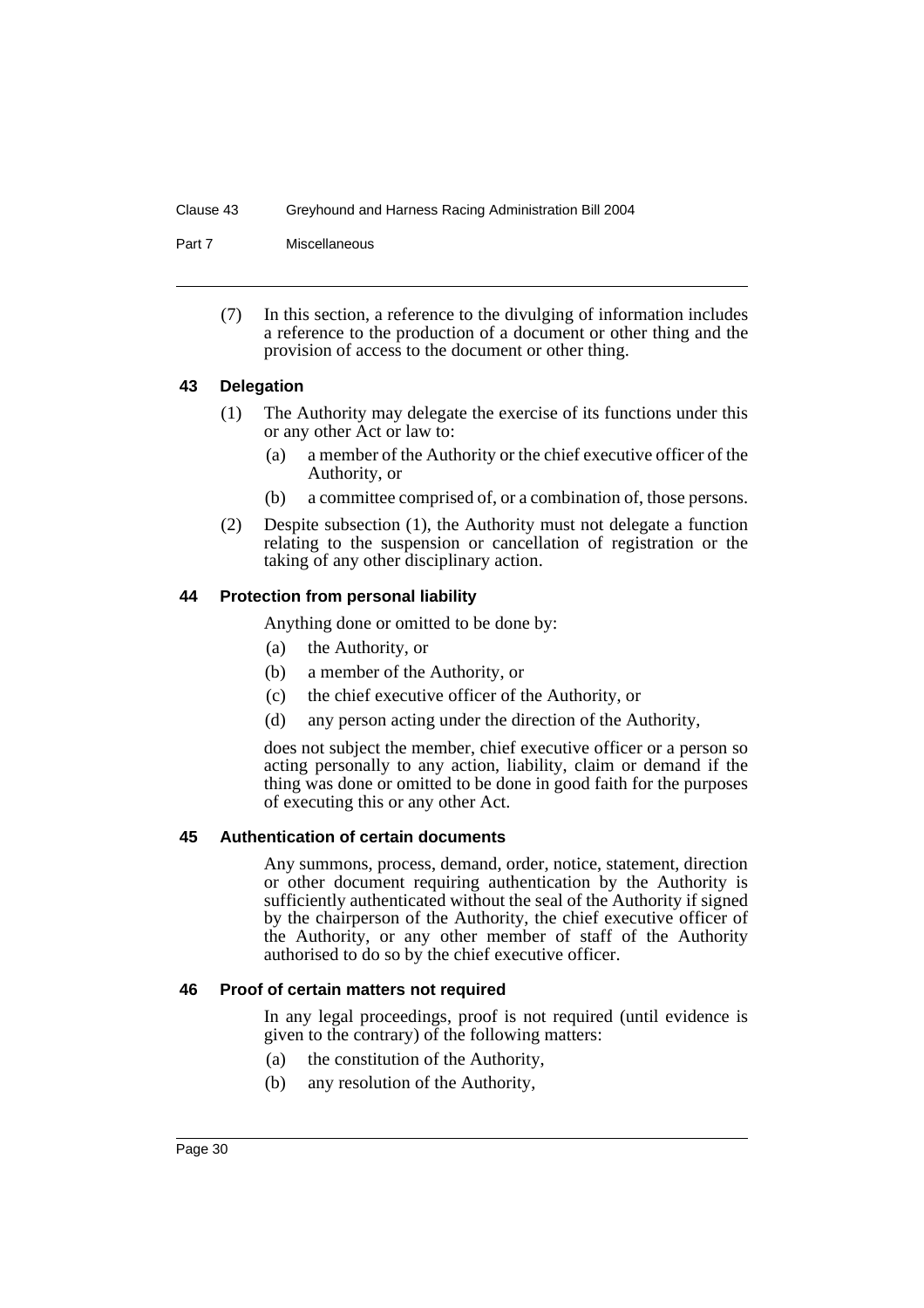(7) In this section, a reference to the divulging of information includes a reference to the production of a document or other thing and the provision of access to the document or other thing.

### 43 Delegation

(1) The Authority may delegate the exercise of its functions under this or any other Act or law to:

(a) a member of the Authority or the chief executive officer of the Authority, or

(b) a committee comprised of, or a combination of, those persons.

(2) Despite subsection (1), the Authority must not delegate a function relating to the suspension or cancellation of registration or the taking of any other disciplinary action.

### 44 Protection from personal liability

Anything done or omitted to be done by:

(a) the Authority, or

(b) a member of the Authority, or

(c) the chief executive officer of the Authority, or

(d) any person acting under the direction of the Authority,

does not subject the member, chief executive officer or a person so acting personally to any action, liability, claim or demand if the thing was done or omitted to be done in good faith for the purposes of executing this or any other Act.

### 45 Authentication of certain documents

Any summons, process, demand, order, notice, statement, direction or other document requiring authentication by the Authority is sufficiently authenticated without the seal of the Authority if signed by the chairperson of the Authority, the chief executive officer of the Authority, or any other member of staff of the Authority authorised to do so by the chief executive officer.

### 46 Proof of certain matters not required

In any legal proceedings, proof is not required (until evidence is given to the contrary) of the following matters:

(a) the constitution of the Authority,

(b) any resolution of the Authority,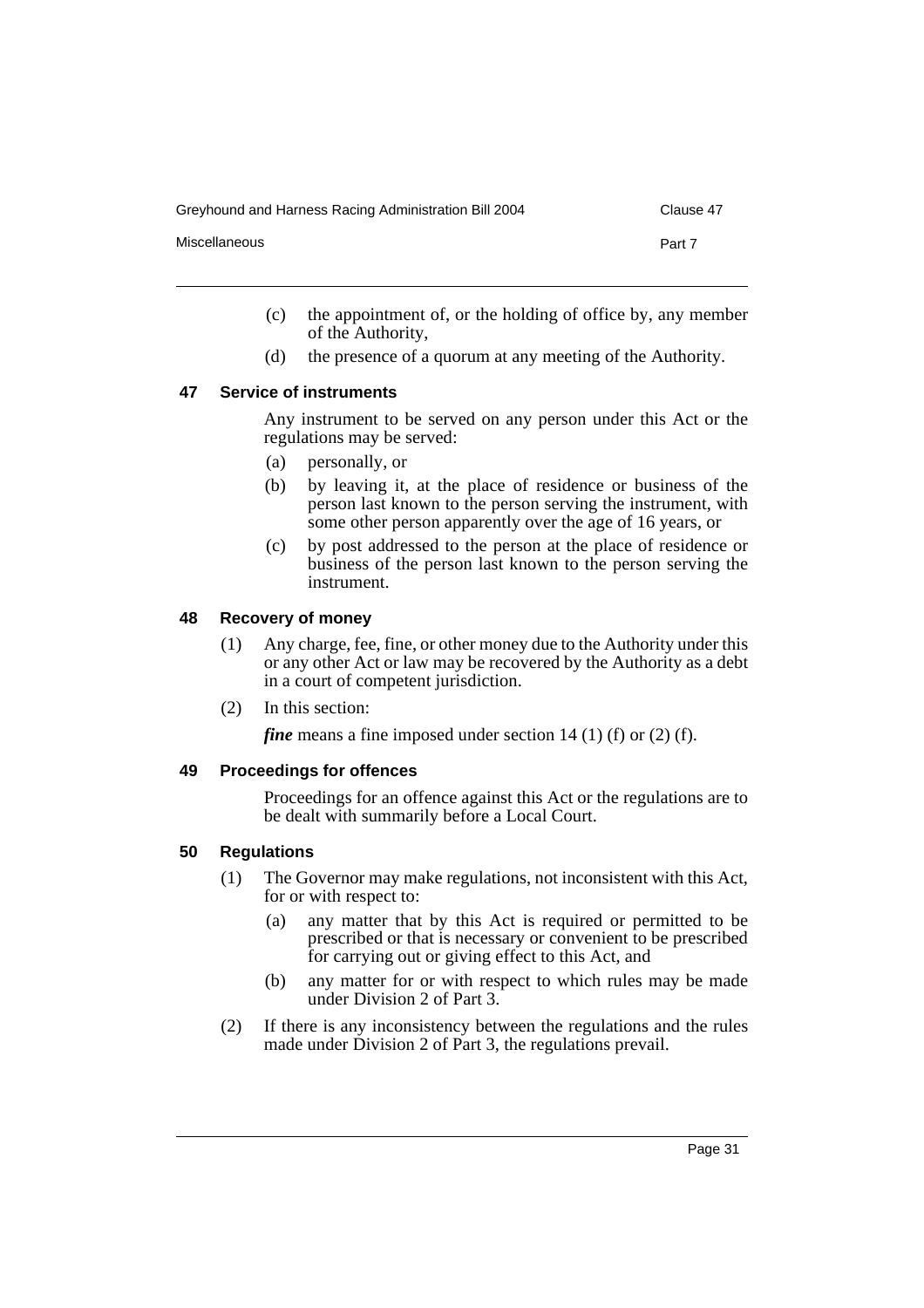(c) the appointment of, or the holding of office by, any member of the Authority,

(d) the presence of a quorum at any meeting of the Authority.

### 47 Service of instruments

Any instrument to be served on any person under this Act or the regulations may be served:

(a) personally, or

(b) by leaving it, at the place of residence or business of the person last known to the person serving the instrument, with some other person apparently over the age of 16 years, or

(c) by post addressed to the person at the place of residence or business of the person last known to the person serving the instrument.

### 48 Recovery of money

(1) Any charge, fee, fine, or other money due to the Authority under this or any other Act or law may be recovered by the Authority as a debt in a court of competent jurisdiction.

(2) In this section:

***fine*** means a fine imposed under section 14 (1) (f) or (2) (f).

### 49 Proceedings for offences

Proceedings for an offence against this Act or the regulations are to be dealt with summarily before a Local Court.

### 50 Regulations

(1) The Governor may make regulations, not inconsistent with this Act, for or with respect to:

(a) any matter that by this Act is required or permitted to be prescribed or that is necessary or convenient to be prescribed for carrying out or giving effect to this Act, and

(b) any matter for or with respect to which rules may be made under Division 2 of Part 3.

(2) If there is any inconsistency between the regulations and the rules made under Division 2 of Part 3, the regulations prevail.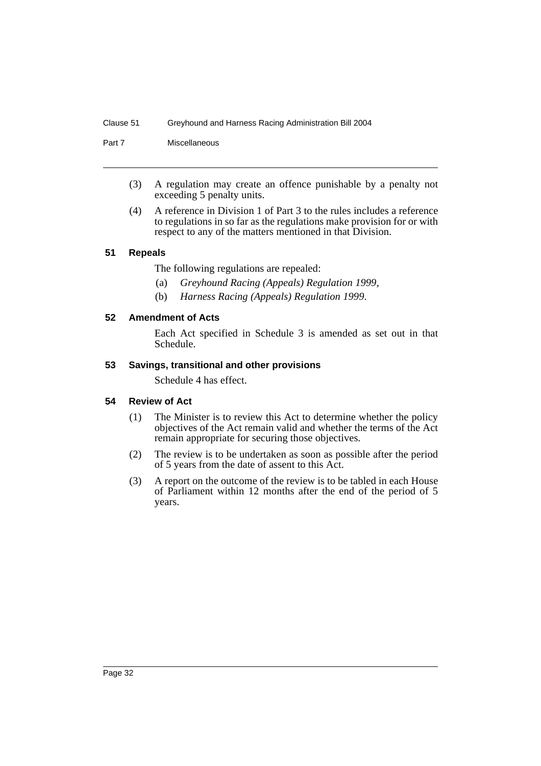(3) A regulation may create an offence punishable by a penalty not exceeding 5 penalty units.

(4) A reference in Division 1 of Part 3 to the rules includes a reference to regulations in so far as the regulations make provision for or with respect to any of the matters mentioned in that Division.

### 51 Repeals

The following regulations are repealed:

(a) *Greyhound Racing (Appeals) Regulation 1999*,

(b) *Harness Racing (Appeals) Regulation 1999*.

### 52 Amendment of Acts

Each Act specified in Schedule 3 is amended as set out in that Schedule.

### 53 Savings, transitional and other provisions

Schedule 4 has effect.

### 54 Review of Act

(1) The Minister is to review this Act to determine whether the policy objectives of the Act remain valid and whether the terms of the Act remain appropriate for securing those objectives.

(2) The review is to be undertaken as soon as possible after the period of 5 years from the date of assent to this Act.

(3) A report on the outcome of the review is to be tabled in each House of Parliament within 12 months after the end of the period of 5 years.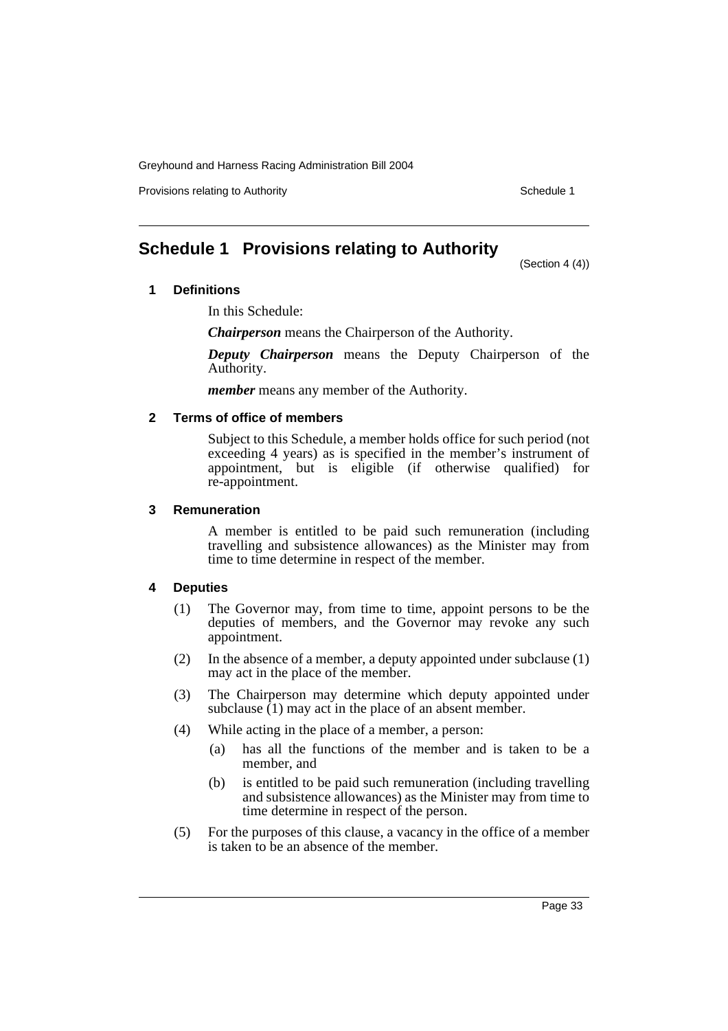# Schedule 1 Provisions relating to Authority

(Section 4 (4))

## 1 Definitions

In this Schedule:

***Chairperson*** means the Chairperson of the Authority.

***Deputy Chairperson*** means the Deputy Chairperson of the Authority.

***member*** means any member of the Authority.

## 2 Terms of office of members

Subject to this Schedule, a member holds office for such period (not exceeding 4 years) as is specified in the member's instrument of appointment, but is eligible (if otherwise qualified) for re-appointment.

## 3 Remuneration

A member is entitled to be paid such remuneration (including travelling and subsistence allowances) as the Minister may from time to time determine in respect of the member.

## 4 Deputies

(1) The Governor may, from time to time, appoint persons to be the deputies of members, and the Governor may revoke any such appointment.

(2) In the absence of a member, a deputy appointed under subclause (1) may act in the place of the member.

(3) The Chairperson may determine which deputy appointed under subclause (1) may act in the place of an absent member.

(4) While acting in the place of a member, a person:

- (a) has all the functions of the member and is taken to be a member, and
- (b) is entitled to be paid such remuneration (including travelling and subsistence allowances) as the Minister may from time to time determine in respect of the person.

(5) For the purposes of this clause, a vacancy in the office of a member is taken to be an absence of the member.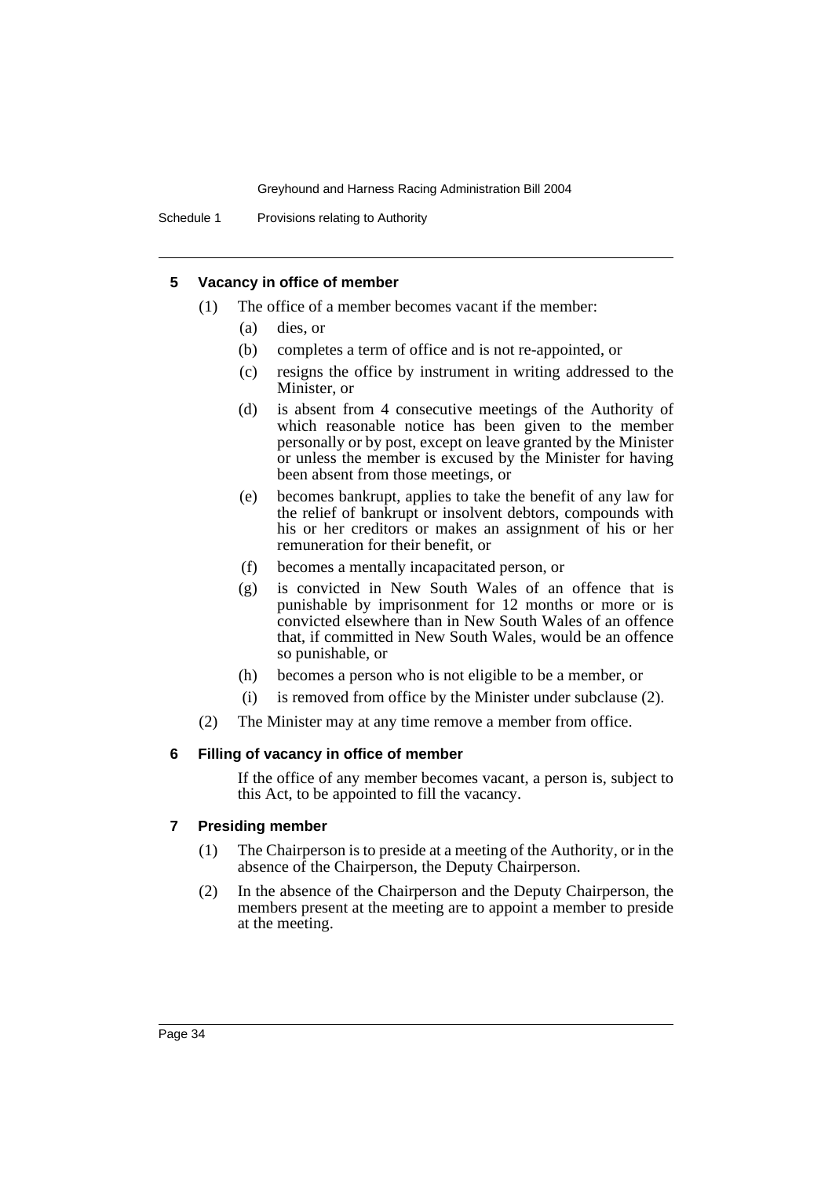#### 5 Vacancy in office of member

(1) The office of a member becomes vacant if the member:

(a) dies, or

(b) completes a term of office and is not re-appointed, or

(c) resigns the office by instrument in writing addressed to the Minister, or

(d) is absent from 4 consecutive meetings of the Authority of which reasonable notice has been given to the member personally or by post, except on leave granted by the Minister or unless the member is excused by the Minister for having been absent from those meetings, or

(e) becomes bankrupt, applies to take the benefit of any law for the relief of bankrupt or insolvent debtors, compounds with his or her creditors or makes an assignment of his or her remuneration for their benefit, or

(f) becomes a mentally incapacitated person, or

(g) is convicted in New South Wales of an offence that is punishable by imprisonment for 12 months or more or is convicted elsewhere than in New South Wales of an offence that, if committed in New South Wales, would be an offence so punishable, or

(h) becomes a person who is not eligible to be a member, or

(i) is removed from office by the Minister under subclause (2).

(2) The Minister may at any time remove a member from office.

#### 6 Filling of vacancy in office of member

If the office of any member becomes vacant, a person is, subject to this Act, to be appointed to fill the vacancy.

#### 7 Presiding member

(1) The Chairperson is to preside at a meeting of the Authority, or in the absence of the Chairperson, the Deputy Chairperson.

(2) In the absence of the Chairperson and the Deputy Chairperson, the members present at the meeting are to appoint a member to preside at the meeting.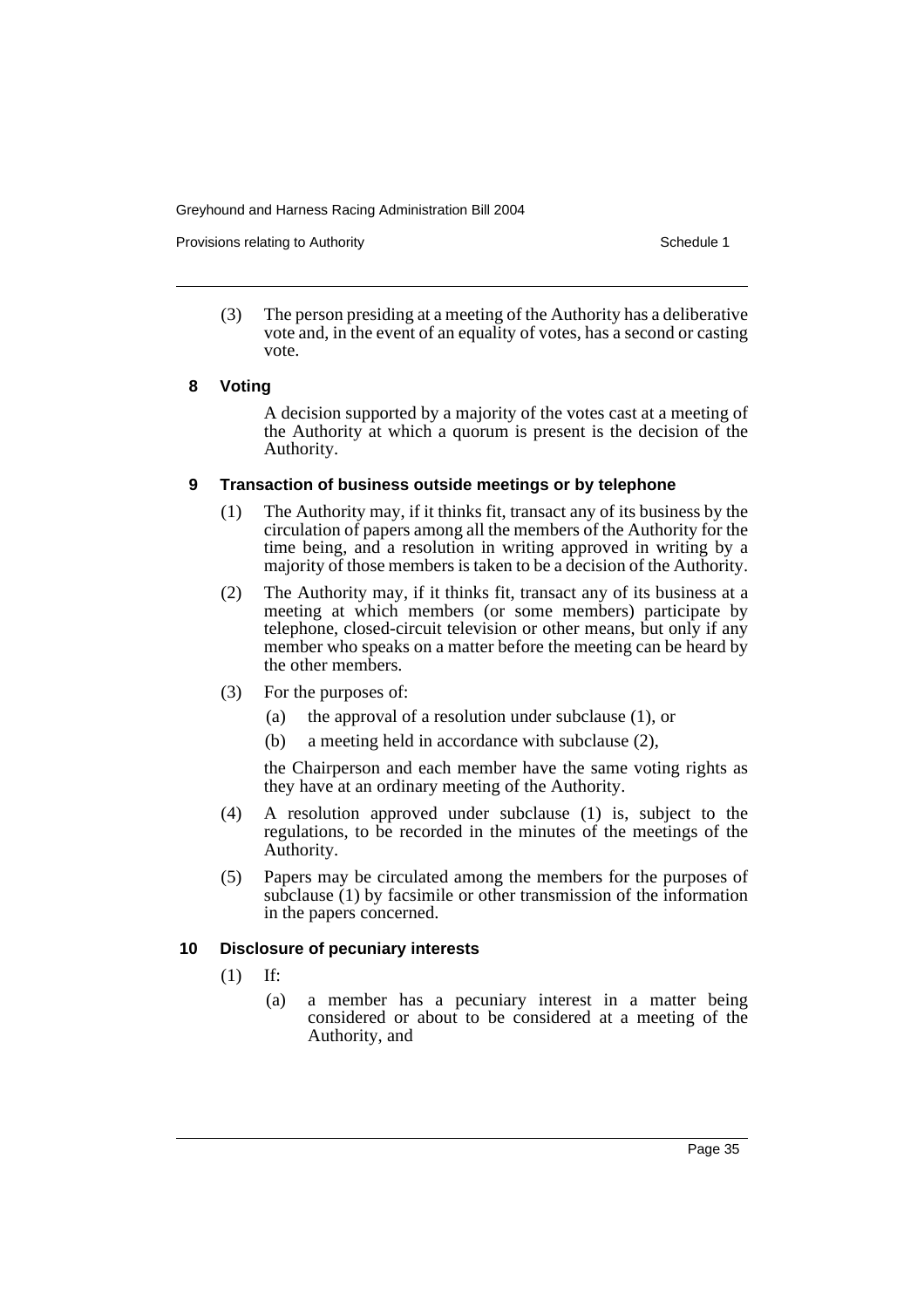(3) The person presiding at a meeting of the Authority has a deliberative vote and, in the event of an equality of votes, has a second or casting vote.

### 8 Voting

A decision supported by a majority of the votes cast at a meeting of the Authority at which a quorum is present is the decision of the Authority.

### 9 Transaction of business outside meetings or by telephone

(1) The Authority may, if it thinks fit, transact any of its business by the circulation of papers among all the members of the Authority for the time being, and a resolution in writing approved in writing by a majority of those members is taken to be a decision of the Authority.

(2) The Authority may, if it thinks fit, transact any of its business at a meeting at which members (or some members) participate by telephone, closed-circuit television or other means, but only if any member who speaks on a matter before the meeting can be heard by the other members.

(3) For the purposes of:

- (a) the approval of a resolution under subclause (1), or
- (b) a meeting held in accordance with subclause (2),

the Chairperson and each member have the same voting rights as they have at an ordinary meeting of the Authority.

(4) A resolution approved under subclause (1) is, subject to the regulations, to be recorded in the minutes of the meetings of the Authority.

(5) Papers may be circulated among the members for the purposes of subclause (1) by facsimile or other transmission of the information in the papers concerned.

### 10 Disclosure of pecuniary interests

(1) If:

- (a) a member has a pecuniary interest in a matter being considered or about to be considered at a meeting of the Authority, and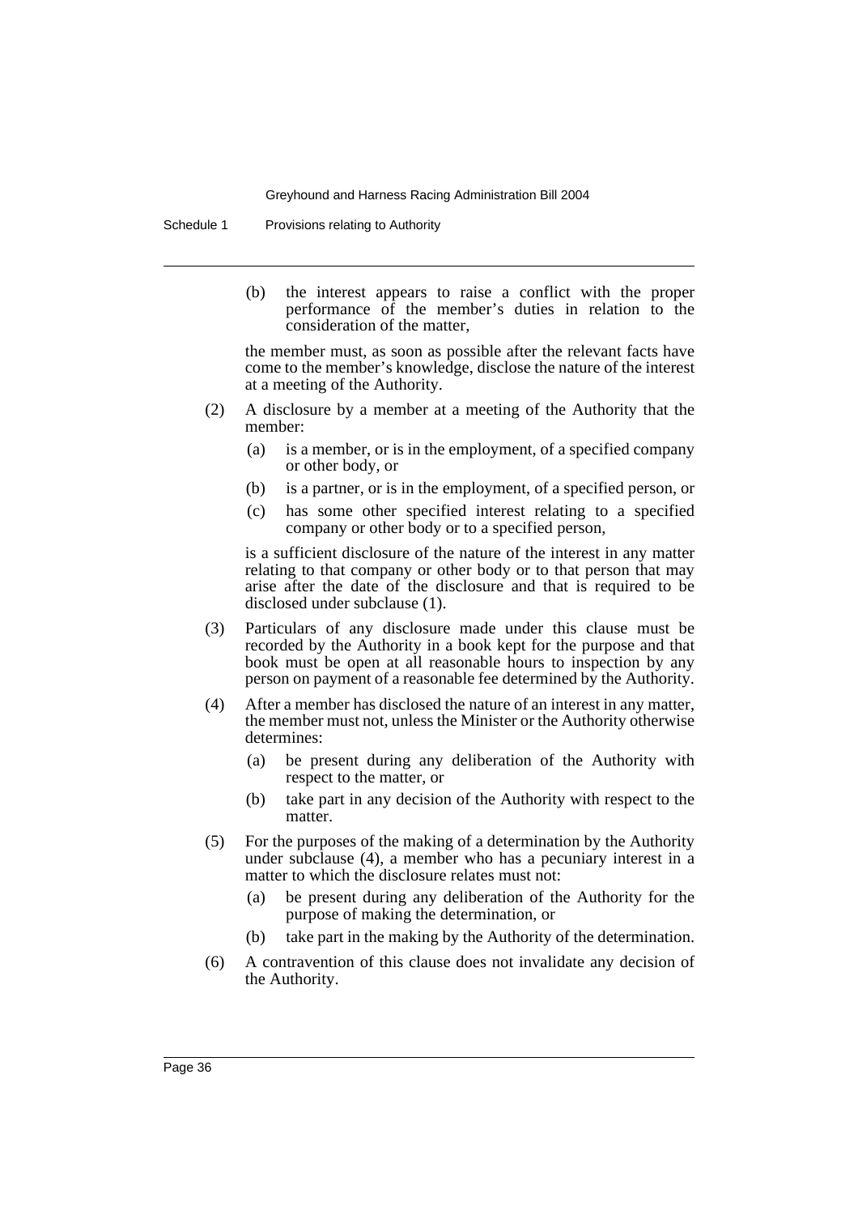(b) the interest appears to raise a conflict with the proper performance of the member's duties in relation to the consideration of the matter,

the member must, as soon as possible after the relevant facts have come to the member's knowledge, disclose the nature of the interest at a meeting of the Authority.

(2) A disclosure by a member at a meeting of the Authority that the member:

(a) is a member, or is in the employment, of a specified company or other body, or

(b) is a partner, or is in the employment, of a specified person, or

(c) has some other specified interest relating to a specified company or other body or to a specified person,

is a sufficient disclosure of the nature of the interest in any matter relating to that company or other body or to that person that may arise after the date of the disclosure and that is required to be disclosed under subclause (1).

(3) Particulars of any disclosure made under this clause must be recorded by the Authority in a book kept for the purpose and that book must be open at all reasonable hours to inspection by any person on payment of a reasonable fee determined by the Authority.

(4) After a member has disclosed the nature of an interest in any matter, the member must not, unless the Minister or the Authority otherwise determines:

(a) be present during any deliberation of the Authority with respect to the matter, or

(b) take part in any decision of the Authority with respect to the matter.

(5) For the purposes of the making of a determination by the Authority under subclause (4), a member who has a pecuniary interest in a matter to which the disclosure relates must not:

(a) be present during any deliberation of the Authority for the purpose of making the determination, or

(b) take part in the making by the Authority of the determination.

(6) A contravention of this clause does not invalidate any decision of the Authority.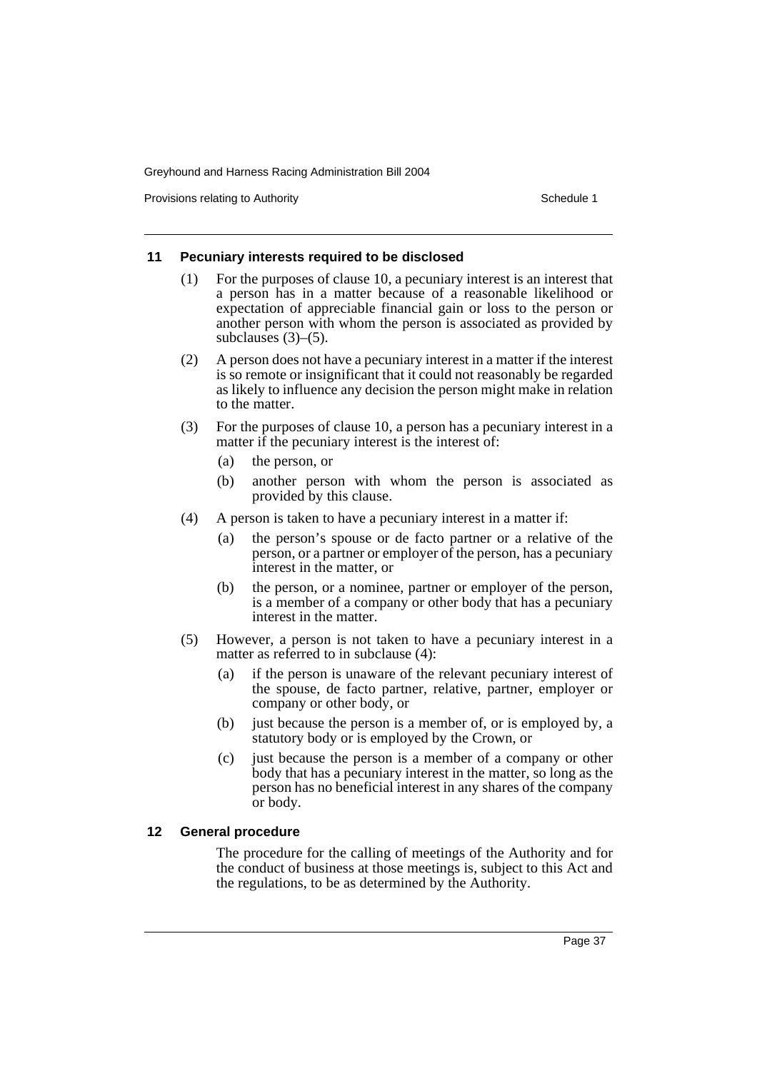## 11 Pecuniary interests required to be disclosed

(1) For the purposes of clause 10, a pecuniary interest is an interest that a person has in a matter because of a reasonable likelihood or expectation of appreciable financial gain or loss to the person or another person with whom the person is associated as provided by subclauses (3)–(5).

(2) A person does not have a pecuniary interest in a matter if the interest is so remote or insignificant that it could not reasonably be regarded as likely to influence any decision the person might make in relation to the matter.

(3) For the purposes of clause 10, a person has a pecuniary interest in a matter if the pecuniary interest is the interest of:

- (a) the person, or
- (b) another person with whom the person is associated as provided by this clause.

(4) A person is taken to have a pecuniary interest in a matter if:

- (a) the person's spouse or de facto partner or a relative of the person, or a partner or employer of the person, has a pecuniary interest in the matter, or
- (b) the person, or a nominee, partner or employer of the person, is a member of a company or other body that has a pecuniary interest in the matter.

(5) However, a person is not taken to have a pecuniary interest in a matter as referred to in subclause (4):

- (a) if the person is unaware of the relevant pecuniary interest of the spouse, de facto partner, relative, partner, employer or company or other body, or
- (b) just because the person is a member of, or is employed by, a statutory body or is employed by the Crown, or
- (c) just because the person is a member of a company or other body that has a pecuniary interest in the matter, so long as the person has no beneficial interest in any shares of the company or body.

## 12 General procedure

The procedure for the calling of meetings of the Authority and for the conduct of business at those meetings is, subject to this Act and the regulations, to be as determined by the Authority.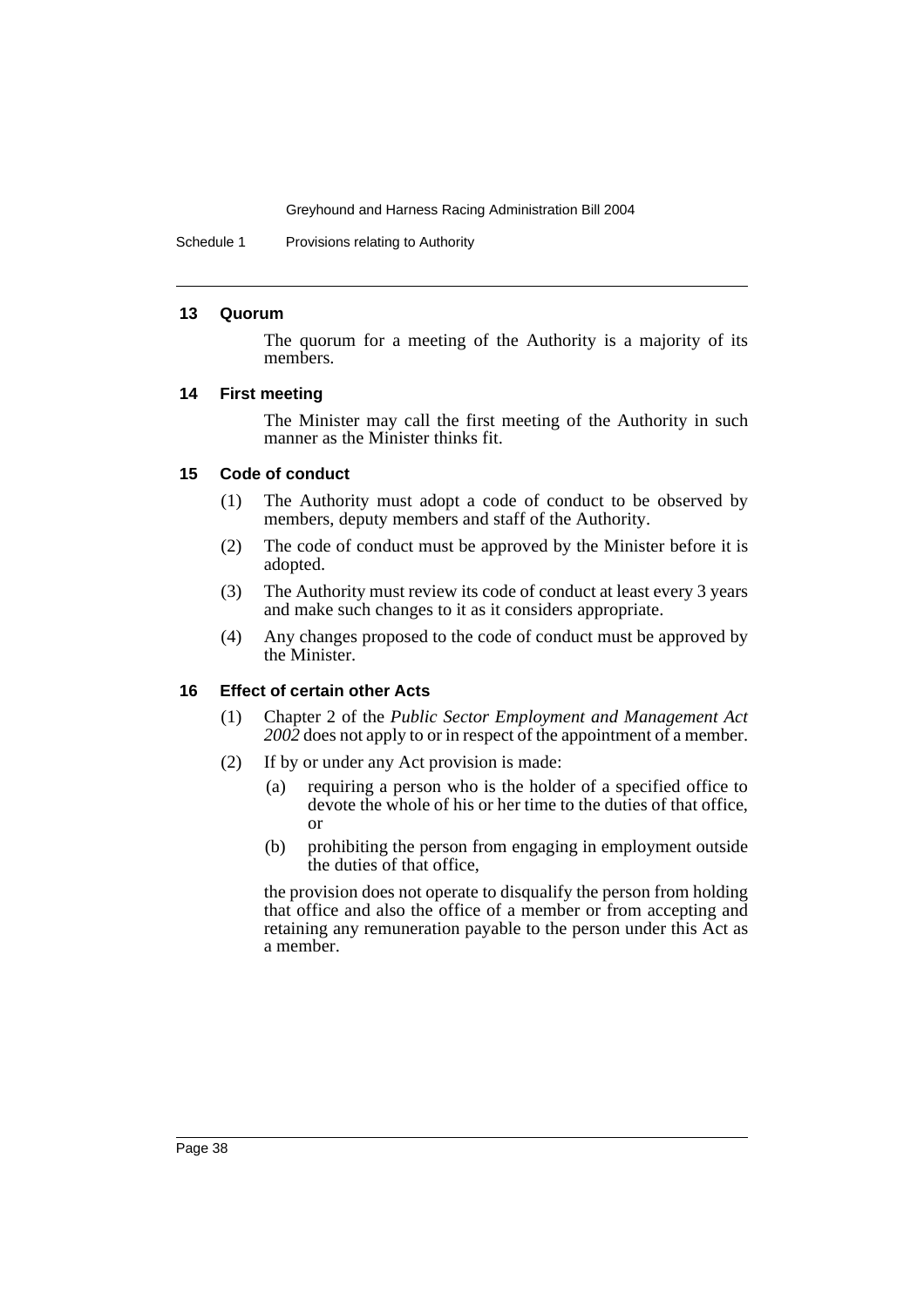### 13 Quorum

The quorum for a meeting of the Authority is a majority of its members.

### 14 First meeting

The Minister may call the first meeting of the Authority in such manner as the Minister thinks fit.

### 15 Code of conduct

(1) The Authority must adopt a code of conduct to be observed by members, deputy members and staff of the Authority.

(2) The code of conduct must be approved by the Minister before it is adopted.

(3) The Authority must review its code of conduct at least every 3 years and make such changes to it as it considers appropriate.

(4) Any changes proposed to the code of conduct must be approved by the Minister.

### 16 Effect of certain other Acts

(1) Chapter 2 of the *Public Sector Employment and Management Act 2002* does not apply to or in respect of the appointment of a member.

(2) If by or under any Act provision is made:

(a) requiring a person who is the holder of a specified office to devote the whole of his or her time to the duties of that office, or

(b) prohibiting the person from engaging in employment outside the duties of that office,

the provision does not operate to disqualify the person from holding that office and also the office of a member or from accepting and retaining any remuneration payable to the person under this Act as a member.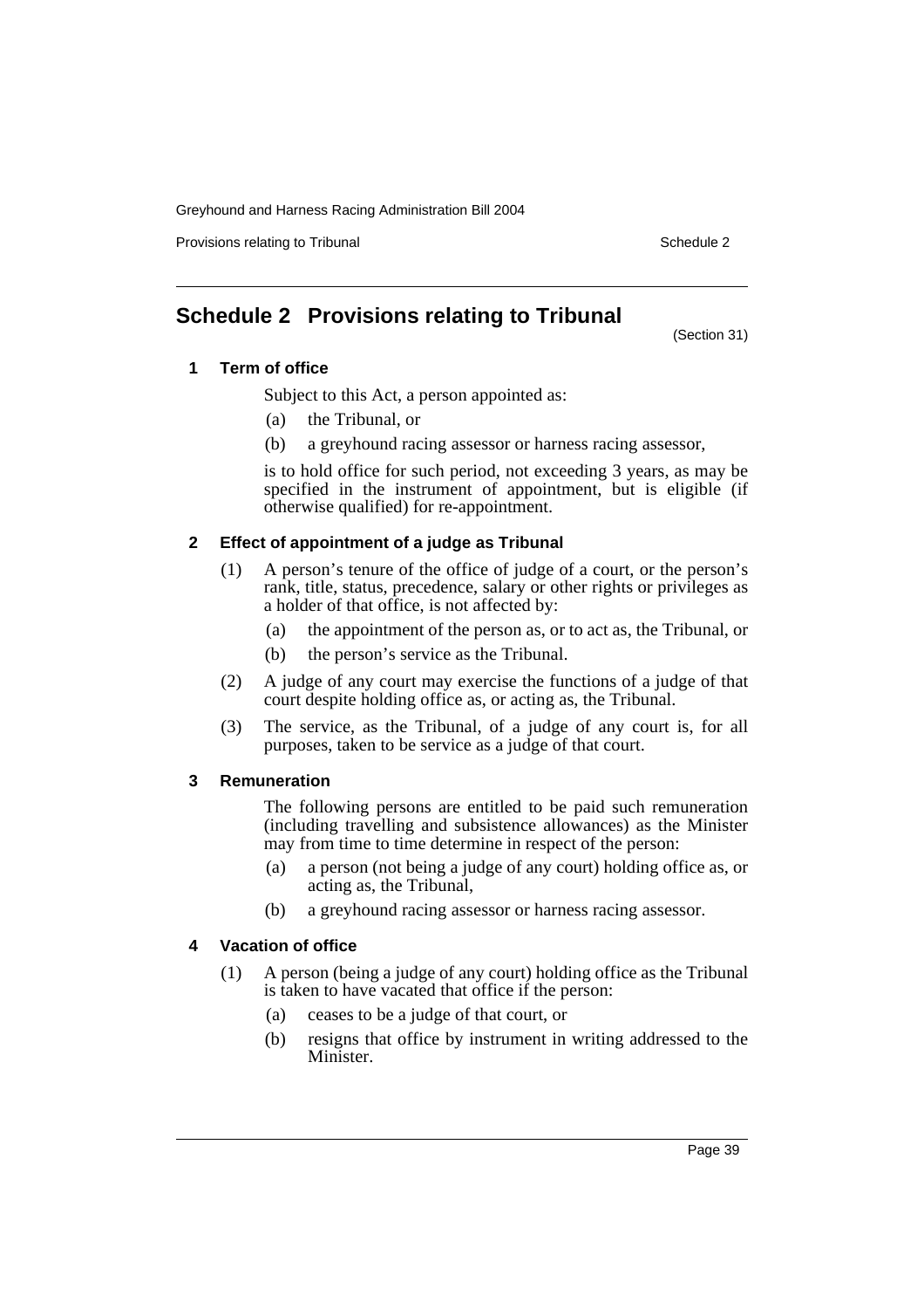# Schedule 2 Provisions relating to Tribunal

(Section 31)

## 1 Term of office

Subject to this Act, a person appointed as:

(a) the Tribunal, or

(b) a greyhound racing assessor or harness racing assessor,

is to hold office for such period, not exceeding 3 years, as may be specified in the instrument of appointment, but is eligible (if otherwise qualified) for re-appointment.

## 2 Effect of appointment of a judge as Tribunal

(1) A person's tenure of the office of judge of a court, or the person's rank, title, status, precedence, salary or other rights or privileges as a holder of that office, is not affected by:

(a) the appointment of the person as, or to act as, the Tribunal, or

(b) the person's service as the Tribunal.

(2) A judge of any court may exercise the functions of a judge of that court despite holding office as, or acting as, the Tribunal.

(3) The service, as the Tribunal, of a judge of any court is, for all purposes, taken to be service as a judge of that court.

## 3 Remuneration

The following persons are entitled to be paid such remuneration (including travelling and subsistence allowances) as the Minister may from time to time determine in respect of the person:

(a) a person (not being a judge of any court) holding office as, or acting as, the Tribunal,

(b) a greyhound racing assessor or harness racing assessor.

## 4 Vacation of office

(1) A person (being a judge of any court) holding office as the Tribunal is taken to have vacated that office if the person:

(a) ceases to be a judge of that court, or

(b) resigns that office by instrument in writing addressed to the Minister.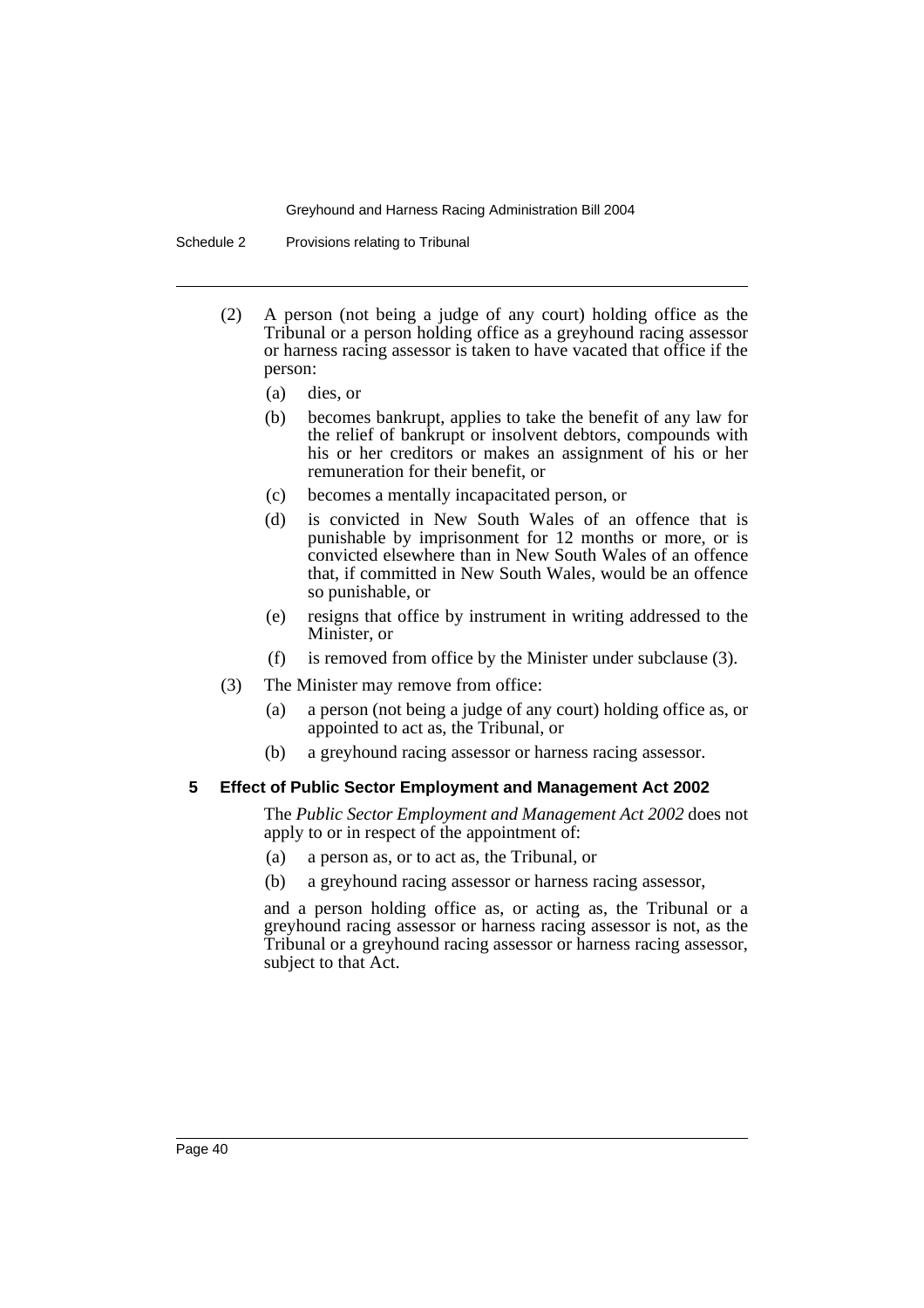(2) A person (not being a judge of any court) holding office as the Tribunal or a person holding office as a greyhound racing assessor or harness racing assessor is taken to have vacated that office if the person:

- (a) dies, or
- (b) becomes bankrupt, applies to take the benefit of any law for the relief of bankrupt or insolvent debtors, compounds with his or her creditors or makes an assignment of his or her remuneration for their benefit, or
- (c) becomes a mentally incapacitated person, or
- (d) is convicted in New South Wales of an offence that is punishable by imprisonment for 12 months or more, or is convicted elsewhere than in New South Wales of an offence that, if committed in New South Wales, would be an offence so punishable, or
- (e) resigns that office by instrument in writing addressed to the Minister, or
- (f) is removed from office by the Minister under subclause (3).

(3) The Minister may remove from office:

- (a) a person (not being a judge of any court) holding office as, or appointed to act as, the Tribunal, or
- (b) a greyhound racing assessor or harness racing assessor.

### 5 Effect of Public Sector Employment and Management Act 2002

The *Public Sector Employment and Management Act 2002* does not apply to or in respect of the appointment of:

- (a) a person as, or to act as, the Tribunal, or
- (b) a greyhound racing assessor or harness racing assessor,

and a person holding office as, or acting as, the Tribunal or a greyhound racing assessor or harness racing assessor is not, as the Tribunal or a greyhound racing assessor or harness racing assessor, subject to that Act.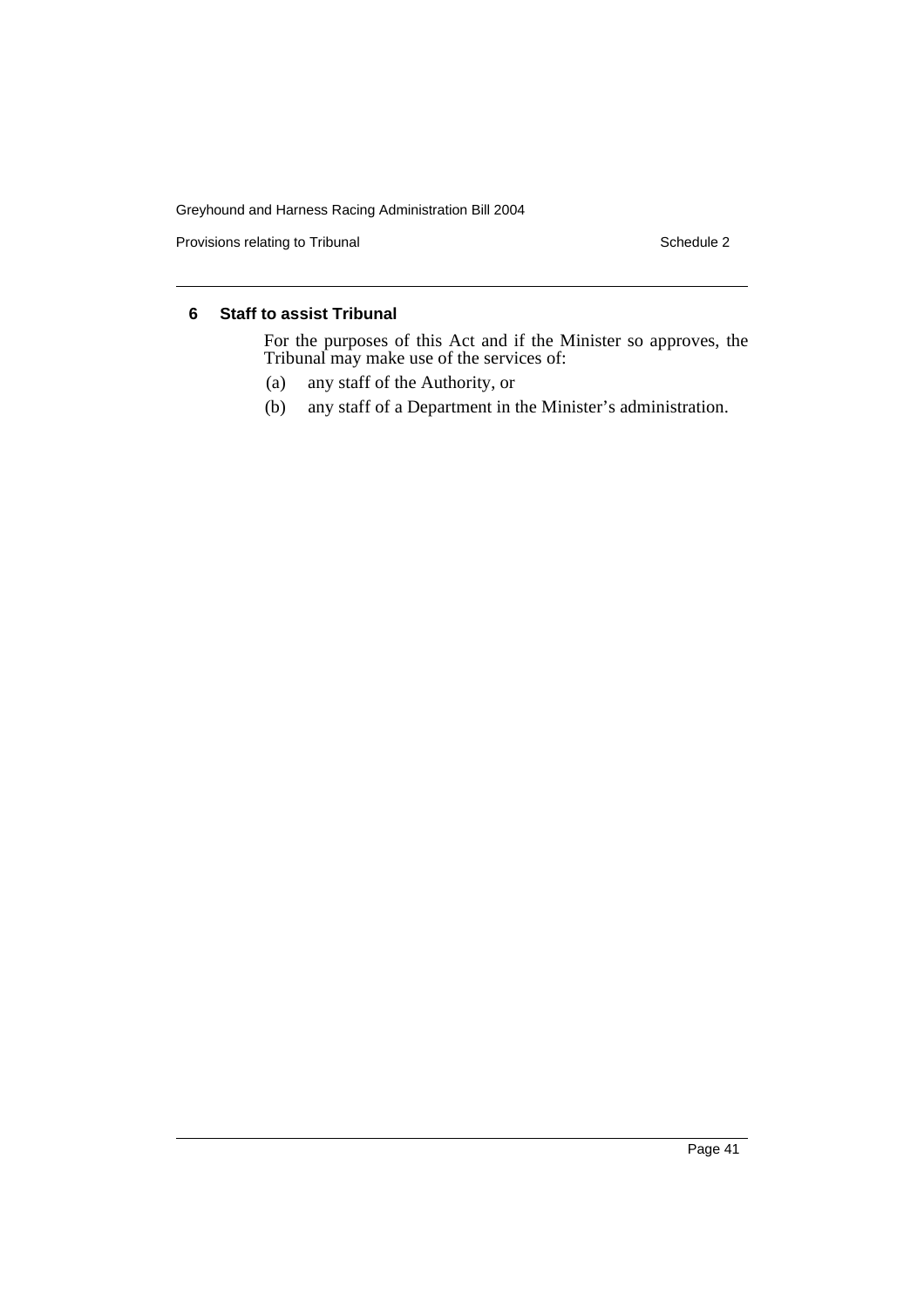### 6 Staff to assist Tribunal

For the purposes of this Act and if the Minister so approves, the Tribunal may make use of the services of:

(a) any staff of the Authority, or

(b) any staff of a Department in the Minister's administration.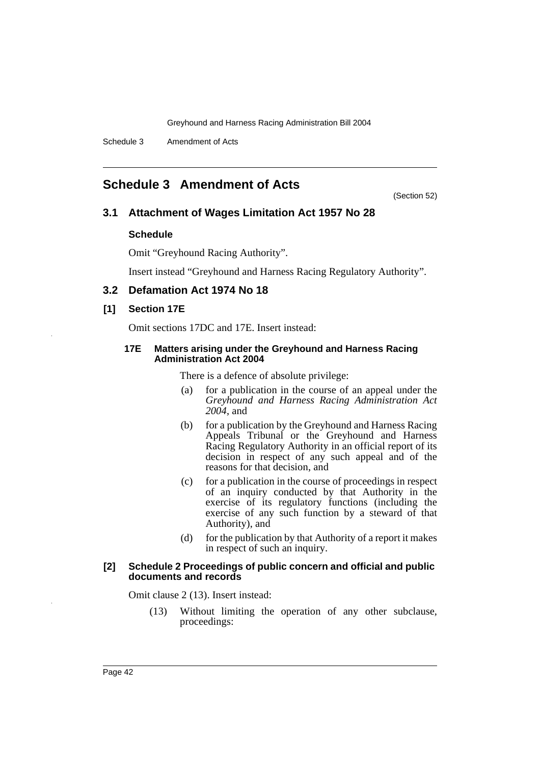# Schedule 3 Amendment of Acts

(Section 52)

## 3.1 Attachment of Wages Limitation Act 1957 No 28

### Schedule

Omit "Greyhound Racing Authority".

Insert instead "Greyhound and Harness Racing Regulatory Authority".

## 3.2 Defamation Act 1974 No 18

### [1] Section 17E

Omit sections 17DC and 17E. Insert instead:

#### 17E Matters arising under the Greyhound and Harness Racing Administration Act 2004

There is a defence of absolute privilege:

(a) for a publication in the course of an appeal under the *Greyhound and Harness Racing Administration Act 2004*, and

(b) for a publication by the Greyhound and Harness Racing Appeals Tribunal or the Greyhound and Harness Racing Regulatory Authority in an official report of its decision in respect of any such appeal and of the reasons for that decision, and

(c) for a publication in the course of proceedings in respect of an inquiry conducted by that Authority in the exercise of its regulatory functions (including the exercise of any such function by a steward of that Authority), and

(d) for the publication by that Authority of a report it makes in respect of such an inquiry.

### [2] Schedule 2 Proceedings of public concern and official and public documents and records

Omit clause 2 (13). Insert instead:

(13) Without limiting the operation of any other subclause, proceedings: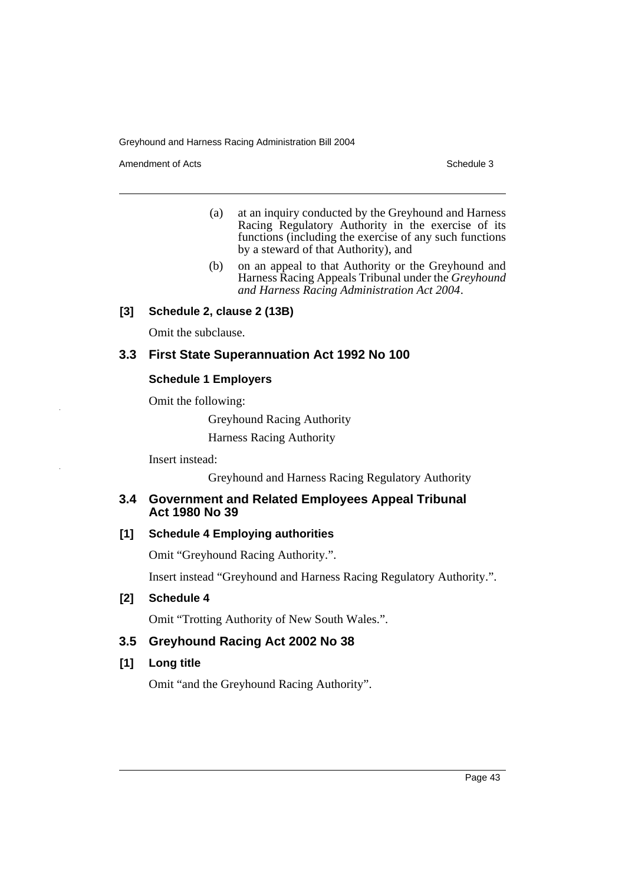(a) at an inquiry conducted by the Greyhound and Harness Racing Regulatory Authority in the exercise of its functions (including the exercise of any such functions by a steward of that Authority), and

(b) on an appeal to that Authority or the Greyhound and Harness Racing Appeals Tribunal under the *Greyhound and Harness Racing Administration Act 2004*.

### [3] Schedule 2, clause 2 (13B)

Omit the subclause.

## 3.3 First State Superannuation Act 1992 No 100

### Schedule 1 Employers

Omit the following:

Greyhound Racing Authority

Harness Racing Authority

Insert instead:

Greyhound and Harness Racing Regulatory Authority

## 3.4 Government and Related Employees Appeal Tribunal Act 1980 No 39

### [1] Schedule 4 Employing authorities

Omit "Greyhound Racing Authority.".

Insert instead "Greyhound and Harness Racing Regulatory Authority.".

### [2] Schedule 4

Omit "Trotting Authority of New South Wales.".

## 3.5 Greyhound Racing Act 2002 No 38

### [1] Long title

Omit "and the Greyhound Racing Authority".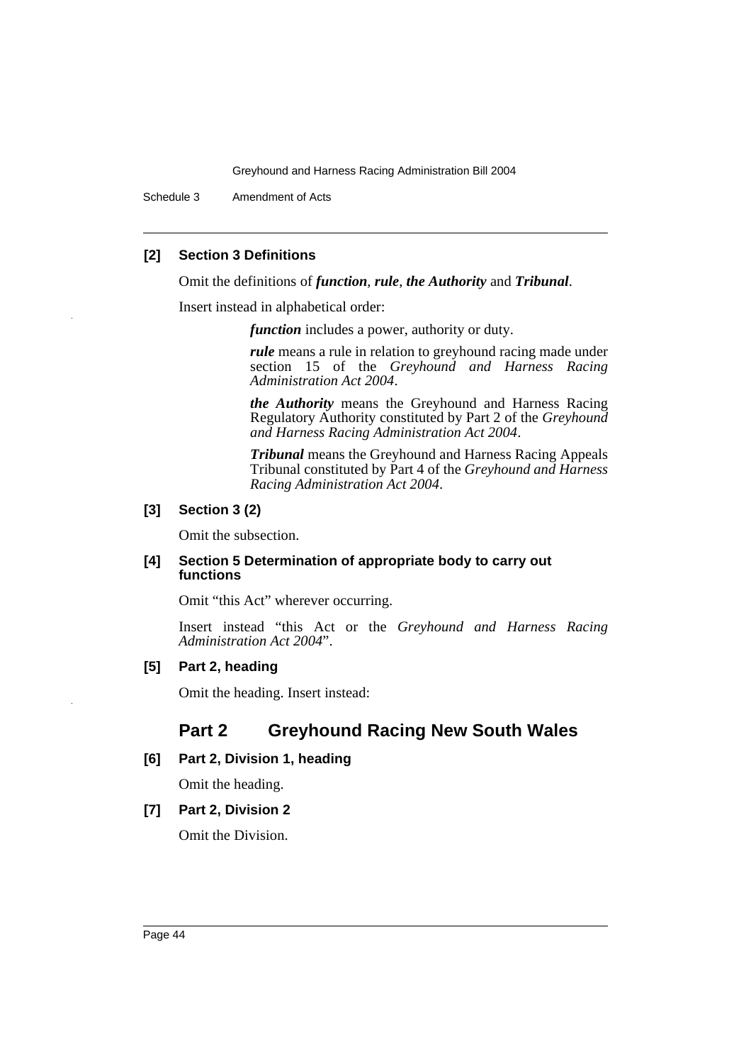**[2] Section 3 Definitions**

Omit the definitions of ***function***, ***rule***, ***the Authority*** and ***Tribunal***.

Insert instead in alphabetical order:

> ***function*** includes a power, authority or duty.
>
> ***rule*** means a rule in relation to greyhound racing made under section 15 of the *Greyhound and Harness Racing Administration Act 2004*.
>
> ***the Authority*** means the Greyhound and Harness Racing Regulatory Authority constituted by Part 2 of the *Greyhound and Harness Racing Administration Act 2004*.
>
> ***Tribunal*** means the Greyhound and Harness Racing Appeals Tribunal constituted by Part 4 of the *Greyhound and Harness Racing Administration Act 2004*.

**[3] Section 3 (2)**

Omit the subsection.

**[4] Section 5 Determination of appropriate body to carry out functions**

Omit "this Act" wherever occurring.

Insert instead "this Act or the *Greyhound and Harness Racing Administration Act 2004*".

**[5] Part 2, heading**

Omit the heading. Insert instead:

## Part 2 Greyhound Racing New South Wales

**[6] Part 2, Division 1, heading**

Omit the heading.

**[7] Part 2, Division 2**

Omit the Division.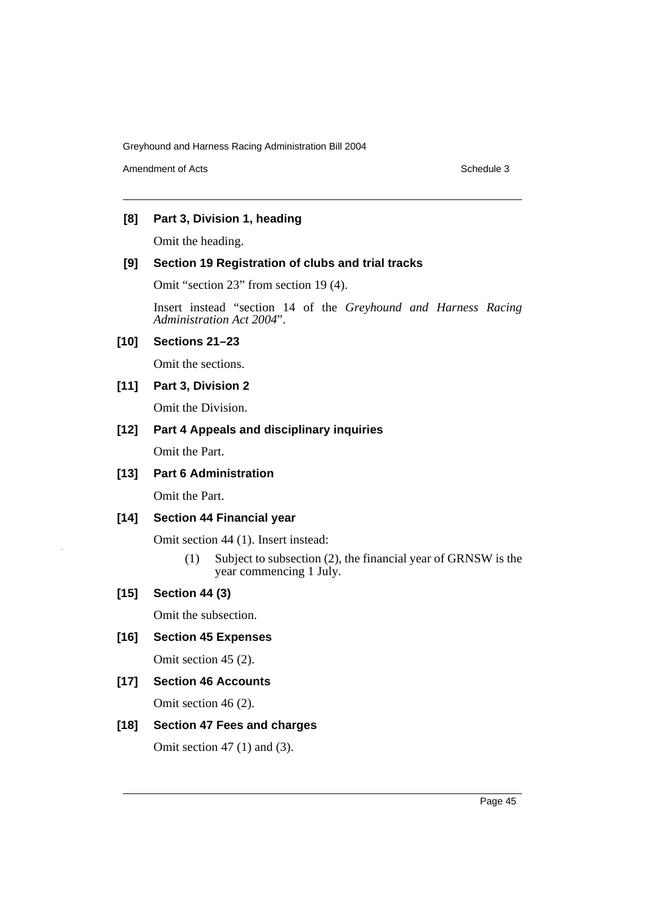**[8] Part 3, Division 1, heading**

Omit the heading.

**[9] Section 19 Registration of clubs and trial tracks**

Omit "section 23" from section 19 (4).

Insert instead "section 14 of the *Greyhound and Harness Racing Administration Act 2004*".

**[10] Sections 21–23**

Omit the sections.

**[11] Part 3, Division 2**

Omit the Division.

**[12] Part 4 Appeals and disciplinary inquiries**

Omit the Part.

**[13] Part 6 Administration**

Omit the Part.

**[14] Section 44 Financial year**

Omit section 44 (1). Insert instead:

> (1) Subject to subsection (2), the financial year of GRNSW is the year commencing 1 July.

**[15] Section 44 (3)**

Omit the subsection.

**[16] Section 45 Expenses**

Omit section 45 (2).

**[17] Section 46 Accounts**

Omit section 46 (2).

**[18] Section 47 Fees and charges**

Omit section 47 (1) and (3).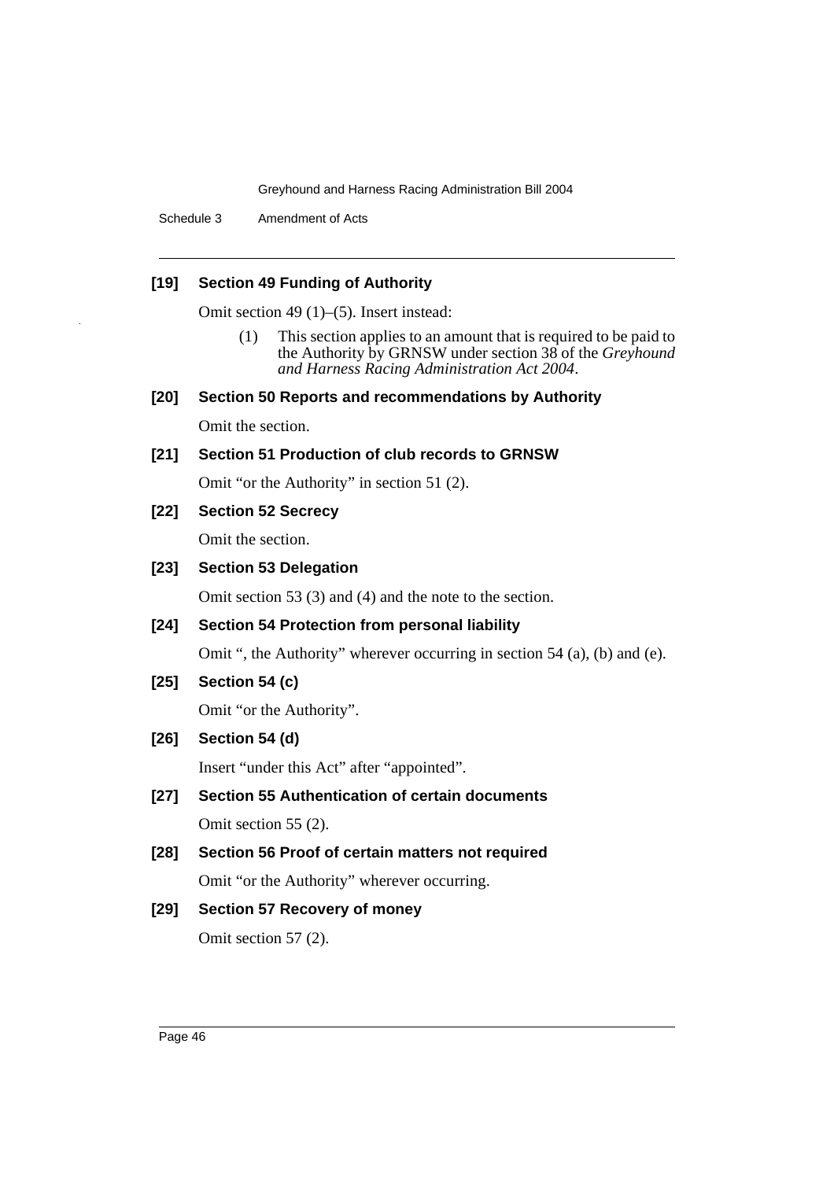**[19] Section 49 Funding of Authority**

Omit section 49 (1)–(5). Insert instead:

(1) This section applies to an amount that is required to be paid to the Authority by GRNSW under section 38 of the *Greyhound and Harness Racing Administration Act 2004*.

**[20] Section 50 Reports and recommendations by Authority**

Omit the section.

**[21] Section 51 Production of club records to GRNSW**

Omit "or the Authority" in section 51 (2).

**[22] Section 52 Secrecy**

Omit the section.

**[23] Section 53 Delegation**

Omit section 53 (3) and (4) and the note to the section.

**[24] Section 54 Protection from personal liability**

Omit ", the Authority" wherever occurring in section 54 (a), (b) and (e).

**[25] Section 54 (c)**

Omit "or the Authority".

**[26] Section 54 (d)**

Insert "under this Act" after "appointed".

**[27] Section 55 Authentication of certain documents**

Omit section 55 (2).

**[28] Section 56 Proof of certain matters not required**

Omit "or the Authority" wherever occurring.

**[29] Section 57 Recovery of money**

Omit section 57 (2).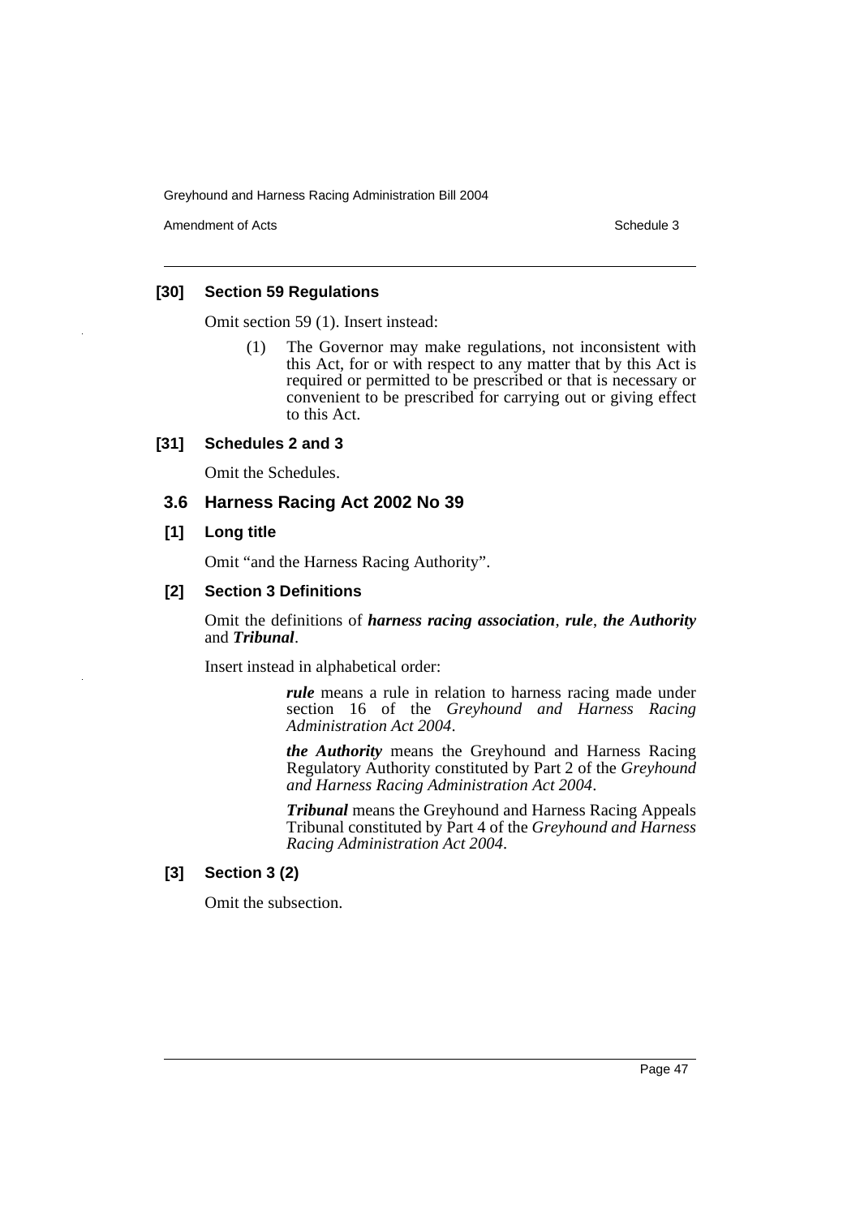### [30] Section 59 Regulations

Omit section 59 (1). Insert instead:

> (1) The Governor may make regulations, not inconsistent with this Act, for or with respect to any matter that by this Act is required or permitted to be prescribed or that is necessary or convenient to be prescribed for carrying out or giving effect to this Act.

### [31] Schedules 2 and 3

Omit the Schedules.

## 3.6 Harness Racing Act 2002 No 39

### [1] Long title

Omit "and the Harness Racing Authority".

### [2] Section 3 Definitions

Omit the definitions of ***harness racing association***, ***rule***, ***the Authority*** and ***Tribunal***.

Insert instead in alphabetical order:

> ***rule*** means a rule in relation to harness racing made under section 16 of the *Greyhound and Harness Racing Administration Act 2004*.
>
> ***the Authority*** means the Greyhound and Harness Racing Regulatory Authority constituted by Part 2 of the *Greyhound and Harness Racing Administration Act 2004*.
>
> ***Tribunal*** means the Greyhound and Harness Racing Appeals Tribunal constituted by Part 4 of the *Greyhound and Harness Racing Administration Act 2004*.

### [3] Section 3 (2)

Omit the subsection.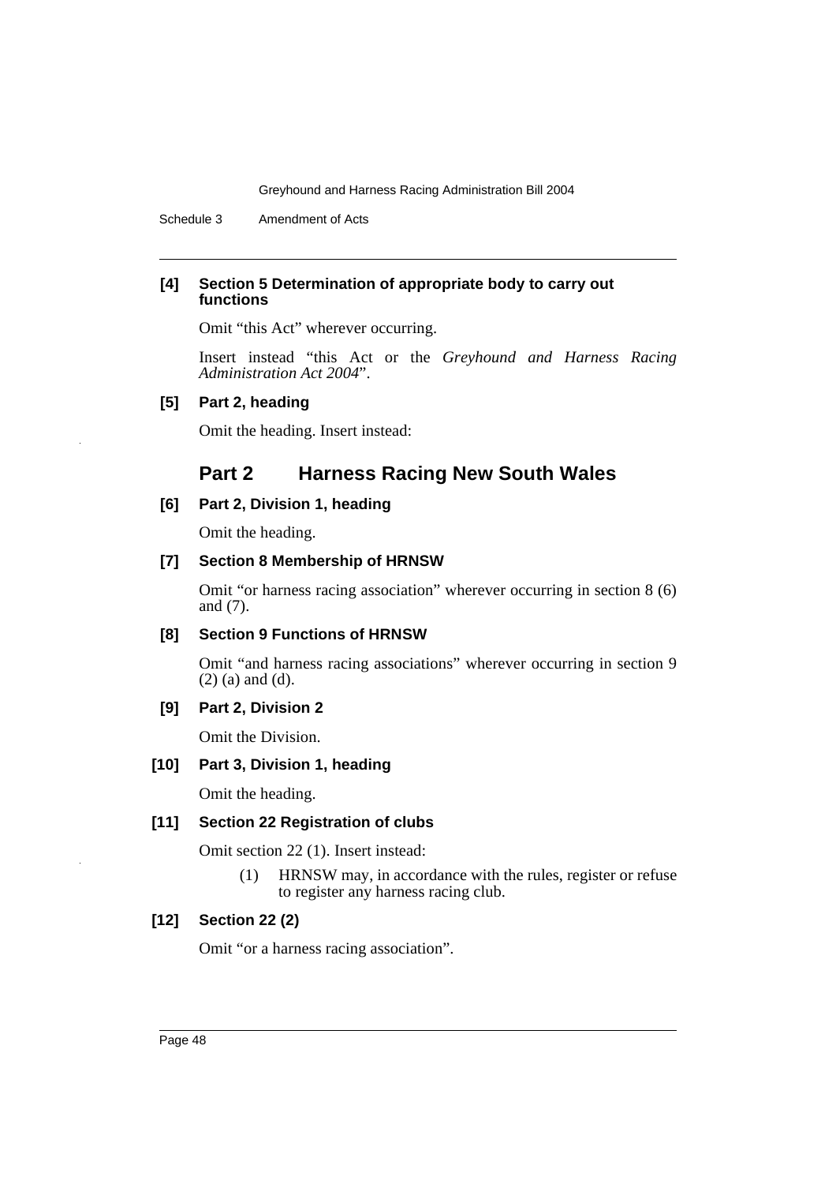**[4] Section 5 Determination of appropriate body to carry out functions**

Omit "this Act" wherever occurring.

Insert instead "this Act or the *Greyhound and Harness Racing Administration Act 2004*".

**[5] Part 2, heading**

Omit the heading. Insert instead:

## Part 2 Harness Racing New South Wales

**[6] Part 2, Division 1, heading**

Omit the heading.

**[7] Section 8 Membership of HRNSW**

Omit "or harness racing association" wherever occurring in section 8 (6) and (7).

**[8] Section 9 Functions of HRNSW**

Omit "and harness racing associations" wherever occurring in section 9 (2) (a) and (d).

**[9] Part 2, Division 2**

Omit the Division.

**[10] Part 3, Division 1, heading**

Omit the heading.

**[11] Section 22 Registration of clubs**

Omit section 22 (1). Insert instead:

(1) HRNSW may, in accordance with the rules, register or refuse to register any harness racing club.

**[12] Section 22 (2)**

Omit "or a harness racing association".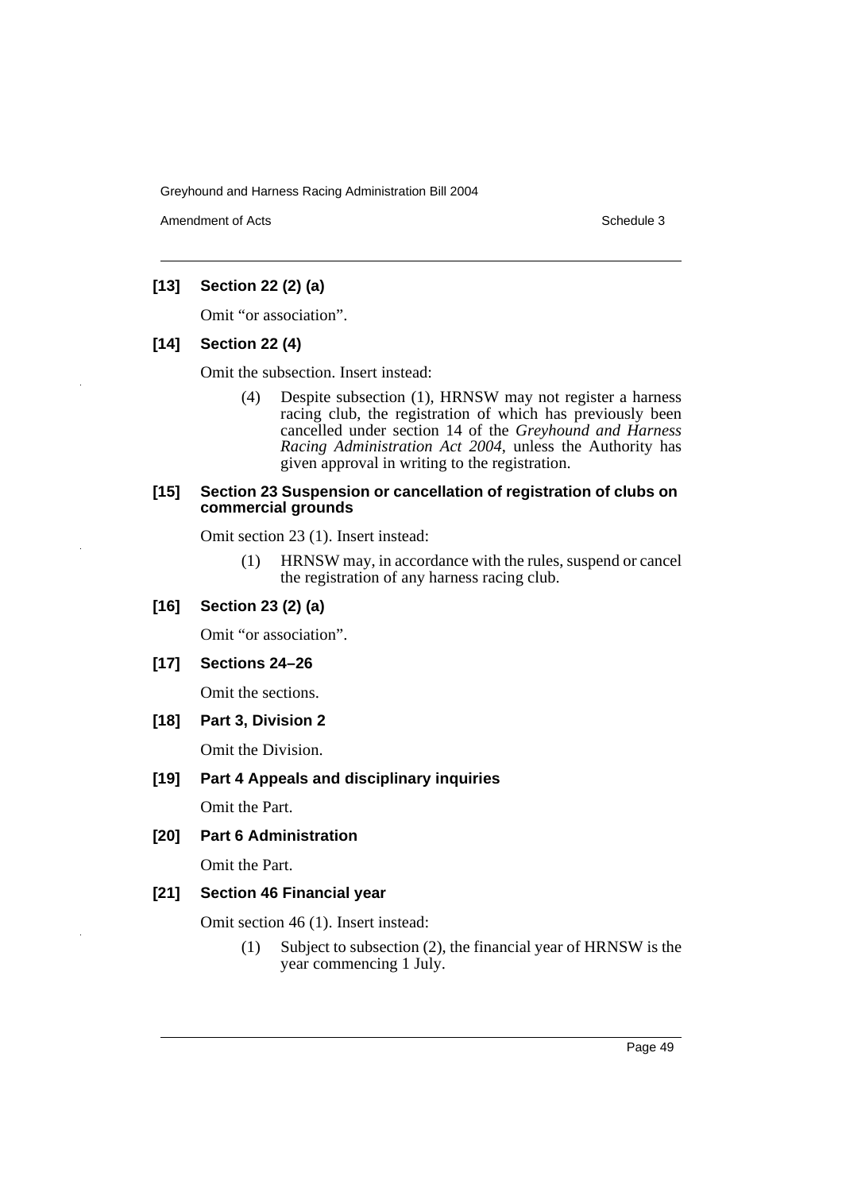**[13] Section 22 (2) (a)**

Omit "or association".

**[14] Section 22 (4)**

Omit the subsection. Insert instead:

(4) Despite subsection (1), HRNSW may not register a harness racing club, the registration of which has previously been cancelled under section 14 of the *Greyhound and Harness Racing Administration Act 2004*, unless the Authority has given approval in writing to the registration.

**[15] Section 23 Suspension or cancellation of registration of clubs on commercial grounds**

Omit section 23 (1). Insert instead:

(1) HRNSW may, in accordance with the rules, suspend or cancel the registration of any harness racing club.

**[16] Section 23 (2) (a)**

Omit "or association".

**[17] Sections 24–26**

Omit the sections.

**[18] Part 3, Division 2**

Omit the Division.

**[19] Part 4 Appeals and disciplinary inquiries**

Omit the Part.

**[20] Part 6 Administration**

Omit the Part.

**[21] Section 46 Financial year**

Omit section 46 (1). Insert instead:

(1) Subject to subsection (2), the financial year of HRNSW is the year commencing 1 July.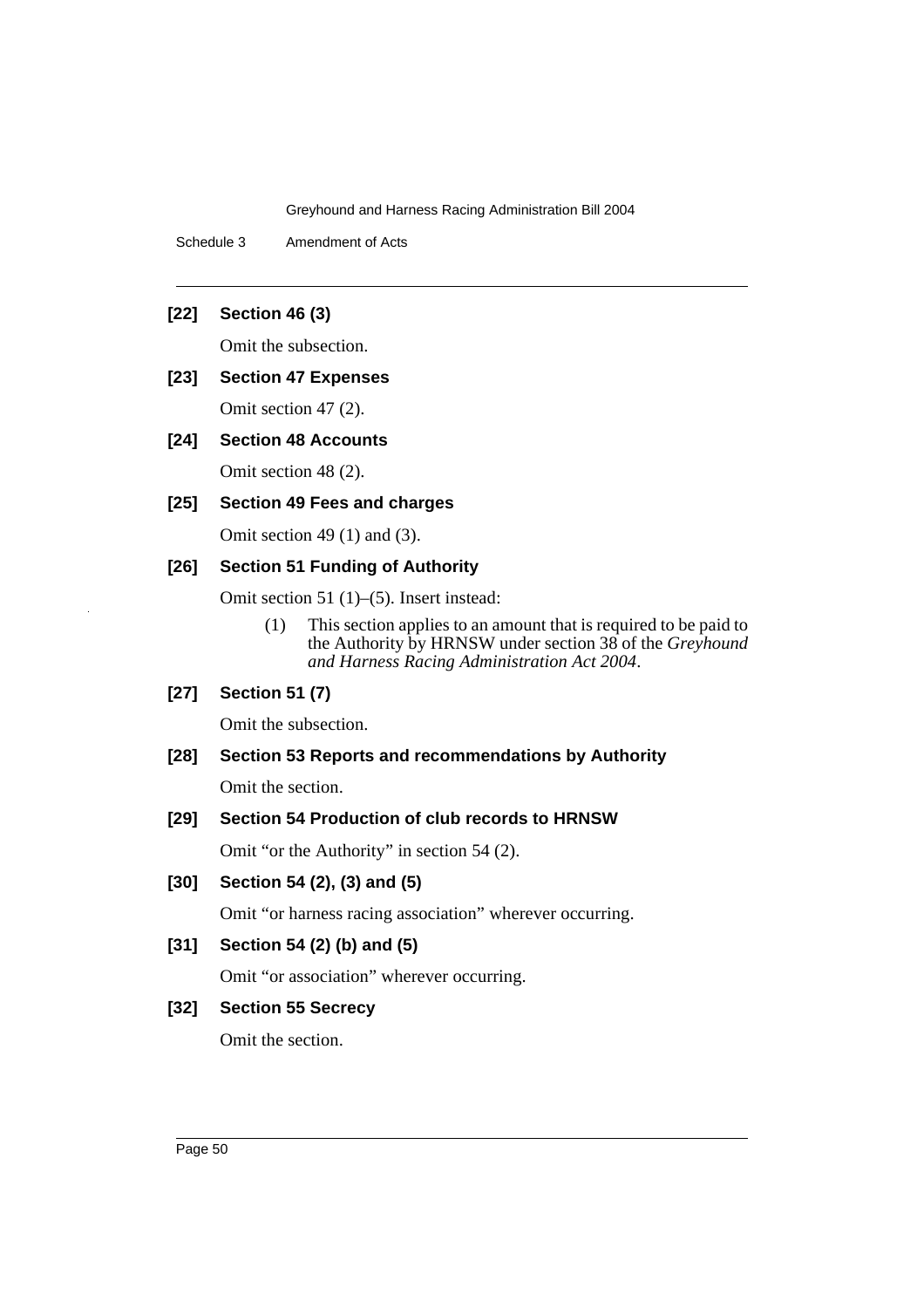**[22] Section 46 (3)**

Omit the subsection.

**[23] Section 47 Expenses**

Omit section 47 (2).

**[24] Section 48 Accounts**

Omit section 48 (2).

**[25] Section 49 Fees and charges**

Omit section 49 (1) and (3).

**[26] Section 51 Funding of Authority**

Omit section 51 (1)–(5). Insert instead:

> (1) This section applies to an amount that is required to be paid to the Authority by HRNSW under section 38 of the *Greyhound and Harness Racing Administration Act 2004*.

**[27] Section 51 (7)**

Omit the subsection.

**[28] Section 53 Reports and recommendations by Authority**

Omit the section.

**[29] Section 54 Production of club records to HRNSW**

Omit "or the Authority" in section 54 (2).

**[30] Section 54 (2), (3) and (5)**

Omit "or harness racing association" wherever occurring.

**[31] Section 54 (2) (b) and (5)**

Omit "or association" wherever occurring.

**[32] Section 55 Secrecy**

Omit the section.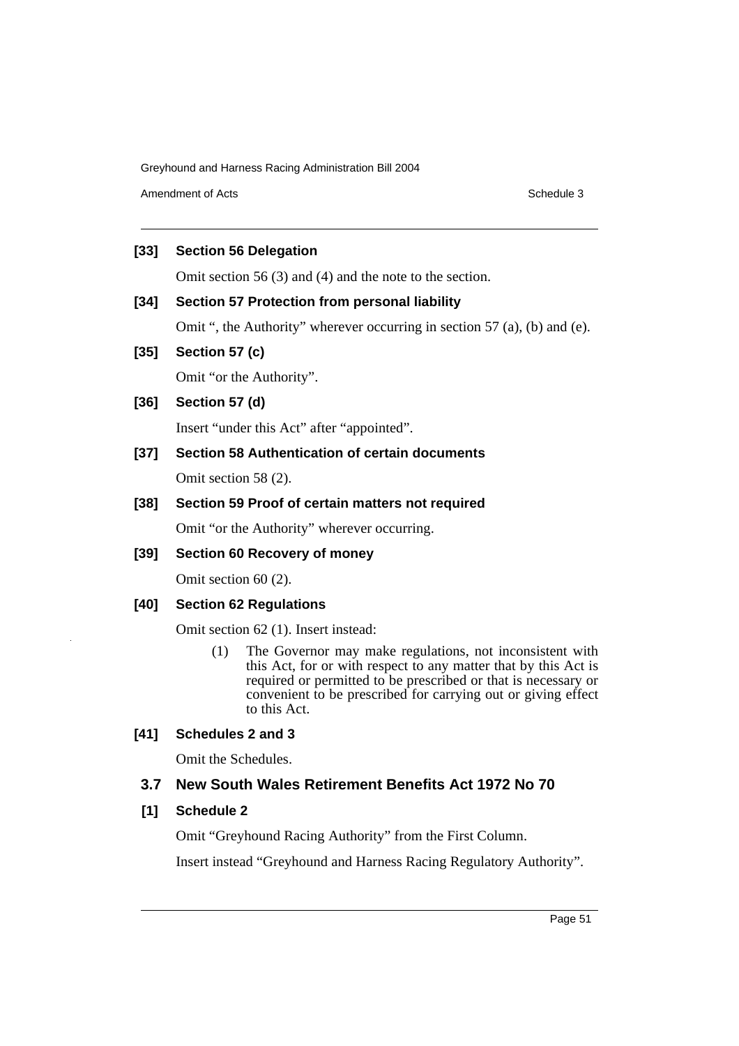**[33] Section 56 Delegation**

Omit section 56 (3) and (4) and the note to the section.

**[34] Section 57 Protection from personal liability**

Omit ", the Authority" wherever occurring in section 57 (a), (b) and (e).

**[35] Section 57 (c)**

Omit "or the Authority".

**[36] Section 57 (d)**

Insert "under this Act" after "appointed".

**[37] Section 58 Authentication of certain documents**

Omit section 58 (2).

**[38] Section 59 Proof of certain matters not required**

Omit "or the Authority" wherever occurring.

**[39] Section 60 Recovery of money**

Omit section 60 (2).

**[40] Section 62 Regulations**

Omit section 62 (1). Insert instead:

> (1) The Governor may make regulations, not inconsistent with this Act, for or with respect to any matter that by this Act is required or permitted to be prescribed or that is necessary or convenient to be prescribed for carrying out or giving effect to this Act.

**[41] Schedules 2 and 3**

Omit the Schedules.

## 3.7 New South Wales Retirement Benefits Act 1972 No 70

**[1] Schedule 2**

Omit "Greyhound Racing Authority" from the First Column.

Insert instead "Greyhound and Harness Racing Regulatory Authority".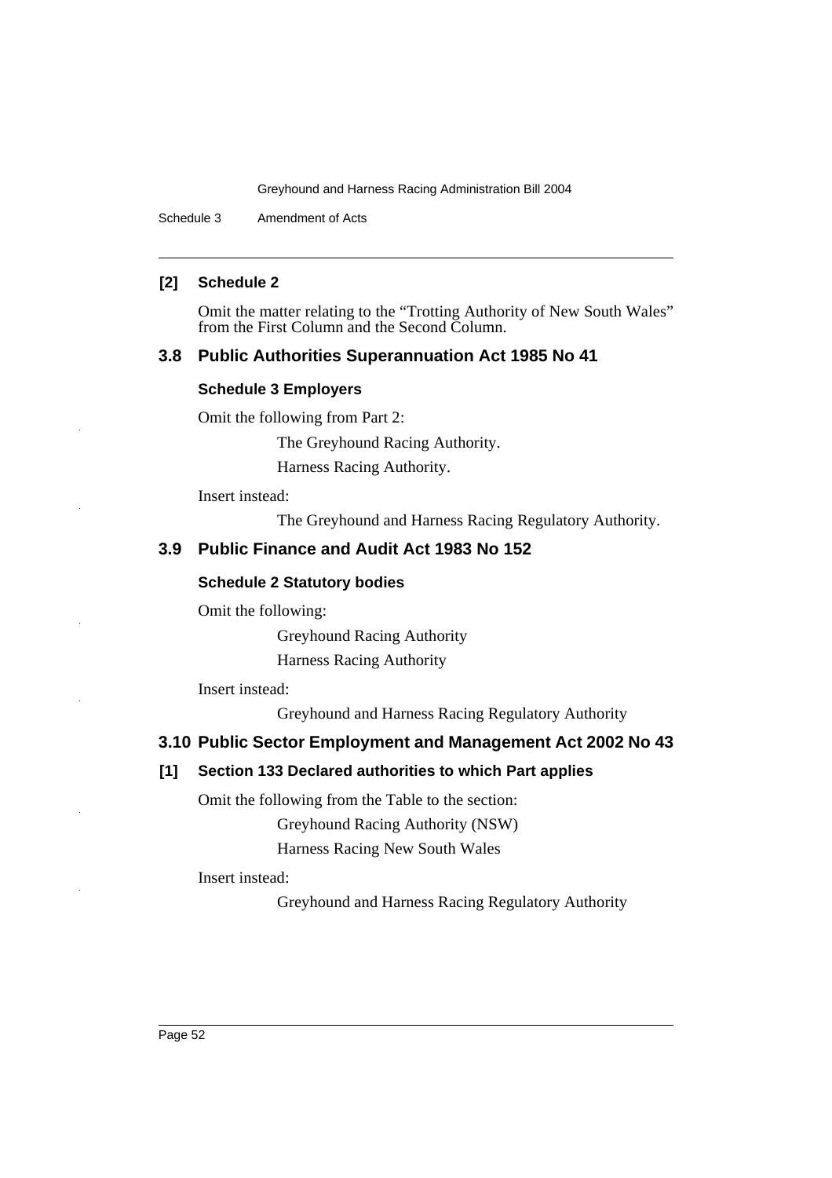### [2] Schedule 2

Omit the matter relating to the "Trotting Authority of New South Wales" from the First Column and the Second Column.

## 3.8 Public Authorities Superannuation Act 1985 No 41

### Schedule 3 Employers

Omit the following from Part 2:

> The Greyhound Racing Authority.
>
> Harness Racing Authority.

Insert instead:

> The Greyhound and Harness Racing Regulatory Authority.

## 3.9 Public Finance and Audit Act 1983 No 152

### Schedule 2 Statutory bodies

Omit the following:

> Greyhound Racing Authority
>
> Harness Racing Authority

Insert instead:

> Greyhound and Harness Racing Regulatory Authority

## 3.10 Public Sector Employment and Management Act 2002 No 43

### [1] Section 133 Declared authorities to which Part applies

Omit the following from the Table to the section:

> Greyhound Racing Authority (NSW)
>
> Harness Racing New South Wales

Insert instead:

> Greyhound and Harness Racing Regulatory Authority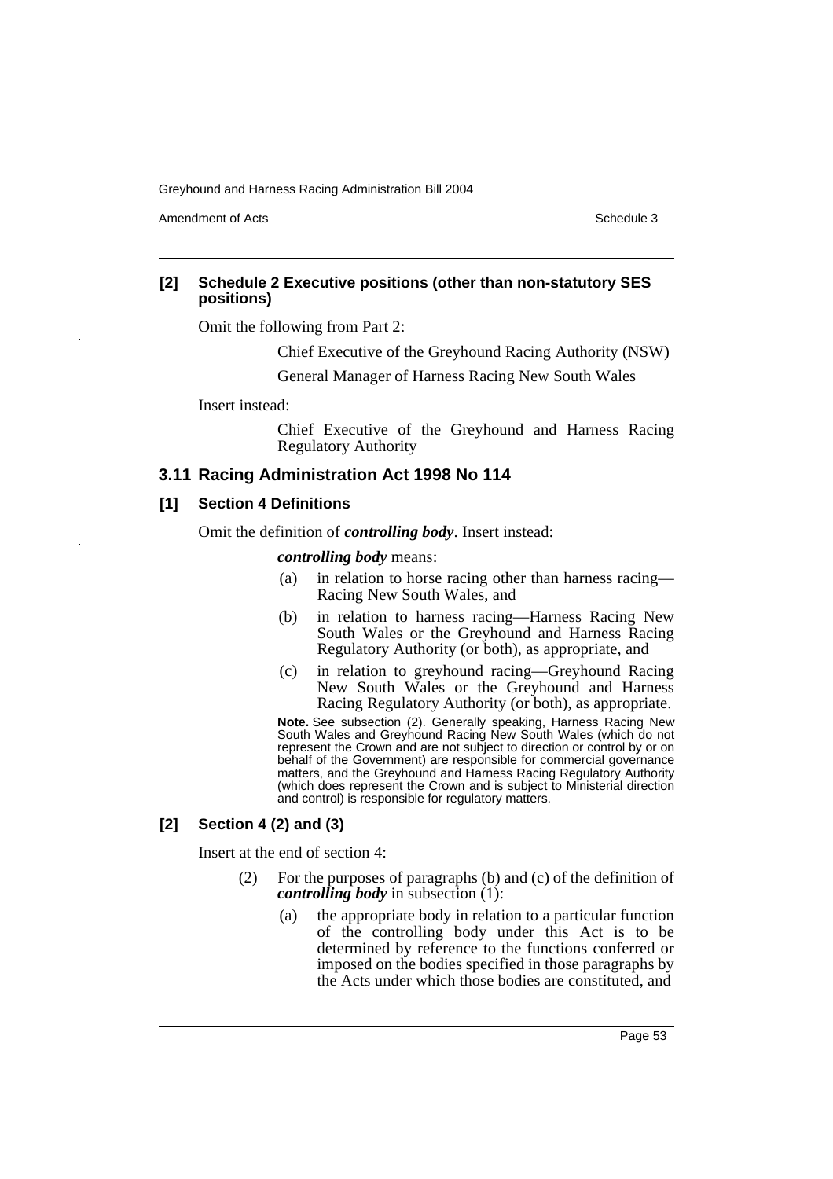#### [2] Schedule 2 Executive positions (other than non-statutory SES positions)

Omit the following from Part 2:

> Chief Executive of the Greyhound Racing Authority (NSW)
>
> General Manager of Harness Racing New South Wales

Insert instead:

> Chief Executive of the Greyhound and Harness Racing Regulatory Authority

### 3.11 Racing Administration Act 1998 No 114

#### [1] Section 4 Definitions

Omit the definition of ***controlling body***. Insert instead:

> ***controlling body*** means:
>
> (a) in relation to horse racing other than harness racing—Racing New South Wales, and
>
> (b) in relation to harness racing—Harness Racing New South Wales or the Greyhound and Harness Racing Regulatory Authority (or both), as appropriate, and
>
> (c) in relation to greyhound racing—Greyhound Racing New South Wales or the Greyhound and Harness Racing Regulatory Authority (or both), as appropriate.
>
> **Note.** See subsection (2). Generally speaking, Harness Racing New South Wales and Greyhound Racing New South Wales (which do not represent the Crown and are not subject to direction or control by or on behalf of the Government) are responsible for commercial governance matters, and the Greyhound and Harness Racing Regulatory Authority (which does represent the Crown and is subject to Ministerial direction and control) is responsible for regulatory matters.

#### [2] Section 4 (2) and (3)

Insert at the end of section 4:

> (2) For the purposes of paragraphs (b) and (c) of the definition of ***controlling body*** in subsection (1):
>
> (a) the appropriate body in relation to a particular function of the controlling body under this Act is to be determined by reference to the functions conferred or imposed on the bodies specified in those paragraphs by the Acts under which those bodies are constituted, and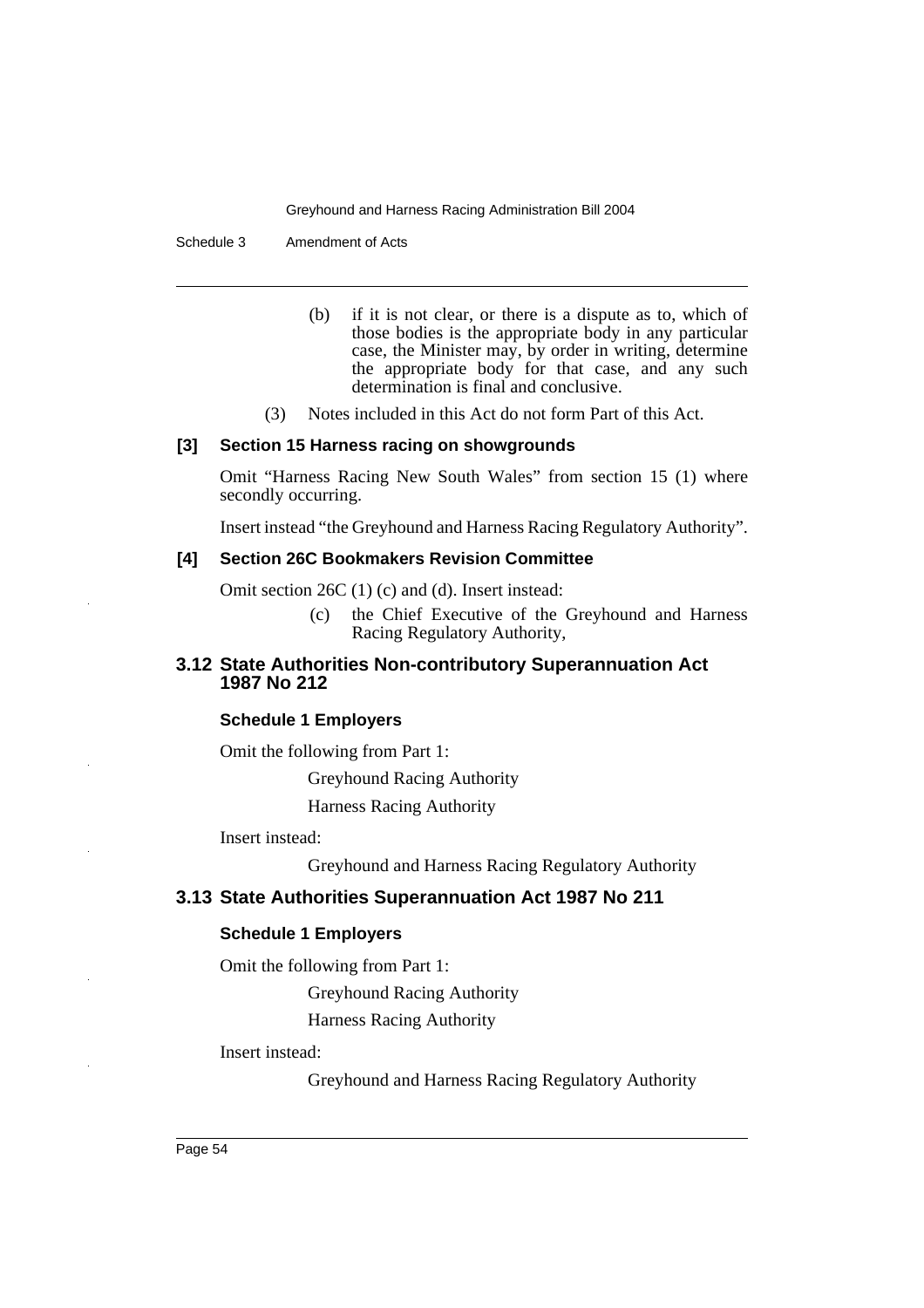(b) if it is not clear, or there is a dispute as to, which of those bodies is the appropriate body in any particular case, the Minister may, by order in writing, determine the appropriate body for that case, and any such determination is final and conclusive.

(3) Notes included in this Act do not form Part of this Act.

#### [3] Section 15 Harness racing on showgrounds

Omit "Harness Racing New South Wales" from section 15 (1) where secondly occurring.

Insert instead "the Greyhound and Harness Racing Regulatory Authority".

#### [4] Section 26C Bookmakers Revision Committee

Omit section 26C (1) (c) and (d). Insert instead:

(c) the Chief Executive of the Greyhound and Harness Racing Regulatory Authority,

### 3.12 State Authorities Non-contributory Superannuation Act 1987 No 212

#### Schedule 1 Employers

Omit the following from Part 1:

Greyhound Racing Authority

Harness Racing Authority

Insert instead:

Greyhound and Harness Racing Regulatory Authority

### 3.13 State Authorities Superannuation Act 1987 No 211

#### Schedule 1 Employers

Omit the following from Part 1:

Greyhound Racing Authority

Harness Racing Authority

Insert instead:

Greyhound and Harness Racing Regulatory Authority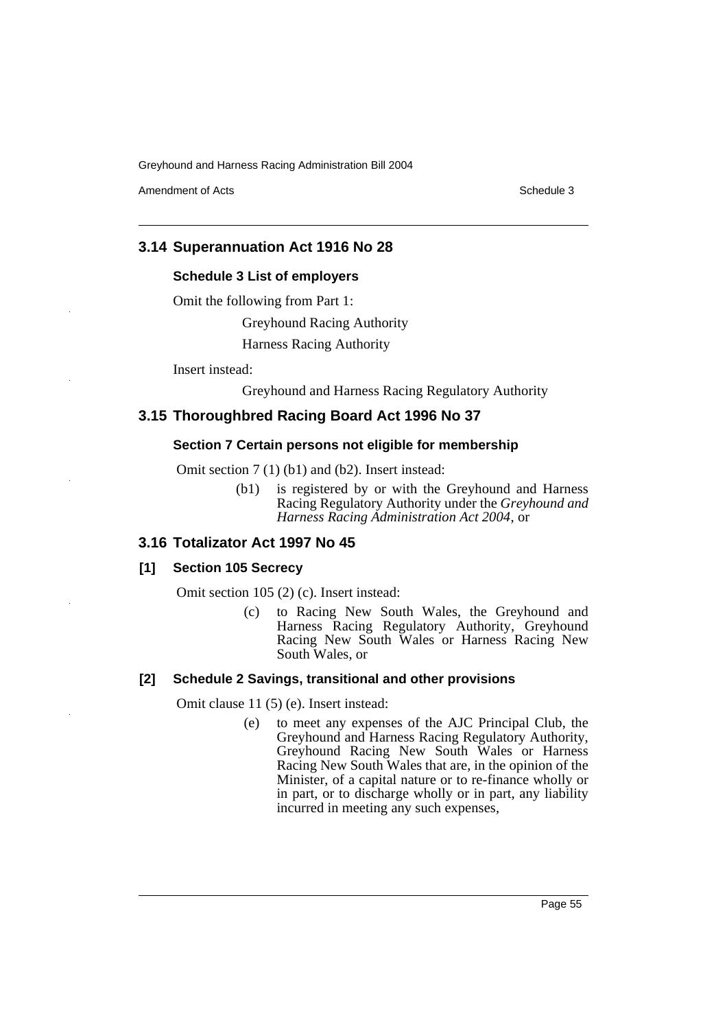## 3.14 Superannuation Act 1916 No 28

### Schedule 3 List of employers

Omit the following from Part 1:

Greyhound Racing Authority

Harness Racing Authority

Insert instead:

Greyhound and Harness Racing Regulatory Authority

## 3.15 Thoroughbred Racing Board Act 1996 No 37

### Section 7 Certain persons not eligible for membership

Omit section 7 (1) (b1) and (b2). Insert instead:

(b1) is registered by or with the Greyhound and Harness Racing Regulatory Authority under the *Greyhound and Harness Racing Administration Act 2004*, or

## 3.16 Totalizator Act 1997 No 45

### [1] Section 105 Secrecy

Omit section 105 (2) (c). Insert instead:

(c) to Racing New South Wales, the Greyhound and Harness Racing Regulatory Authority, Greyhound Racing New South Wales or Harness Racing New South Wales, or

### [2] Schedule 2 Savings, transitional and other provisions

Omit clause 11 (5) (e). Insert instead:

(e) to meet any expenses of the AJC Principal Club, the Greyhound and Harness Racing Regulatory Authority, Greyhound Racing New South Wales or Harness Racing New South Wales that are, in the opinion of the Minister, of a capital nature or to re-finance wholly or in part, or to discharge wholly or in part, any liability incurred in meeting any such expenses,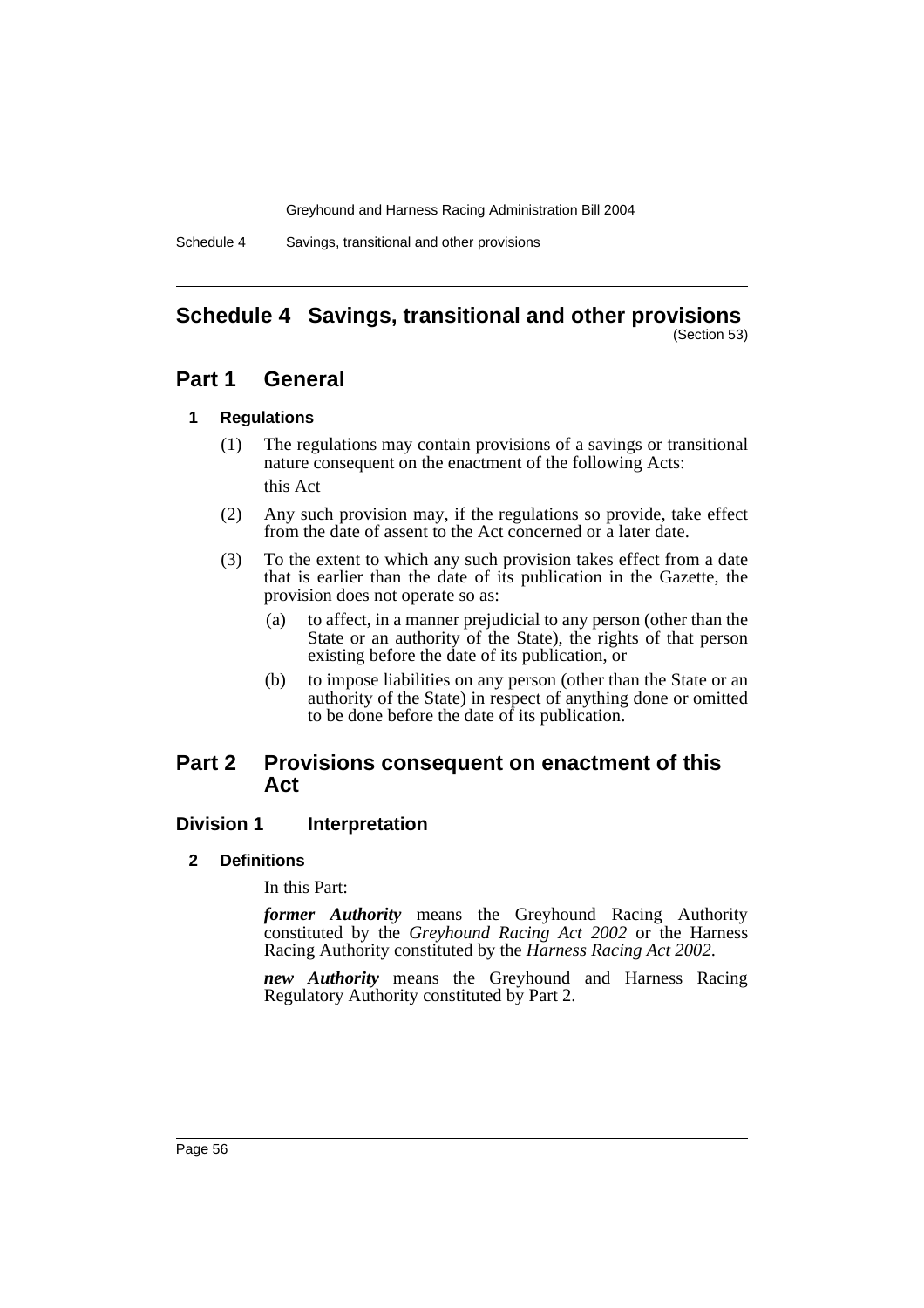# Schedule 4 Savings, transitional and other provisions

(Section 53)

## Part 1 General

### 1 Regulations

(1) The regulations may contain provisions of a savings or transitional nature consequent on the enactment of the following Acts:

this Act

(2) Any such provision may, if the regulations so provide, take effect from the date of assent to the Act concerned or a later date.

(3) To the extent to which any such provision takes effect from a date that is earlier than the date of its publication in the Gazette, the provision does not operate so as:

(a) to affect, in a manner prejudicial to any person (other than the State or an authority of the State), the rights of that person existing before the date of its publication, or

(b) to impose liabilities on any person (other than the State or an authority of the State) in respect of anything done or omitted to be done before the date of its publication.

## Part 2 Provisions consequent on enactment of this Act

### Division 1 Interpretation

### 2 Definitions

In this Part:

***former Authority*** means the Greyhound Racing Authority constituted by the *Greyhound Racing Act 2002* or the Harness Racing Authority constituted by the *Harness Racing Act 2002*.

***new Authority*** means the Greyhound and Harness Racing Regulatory Authority constituted by Part 2.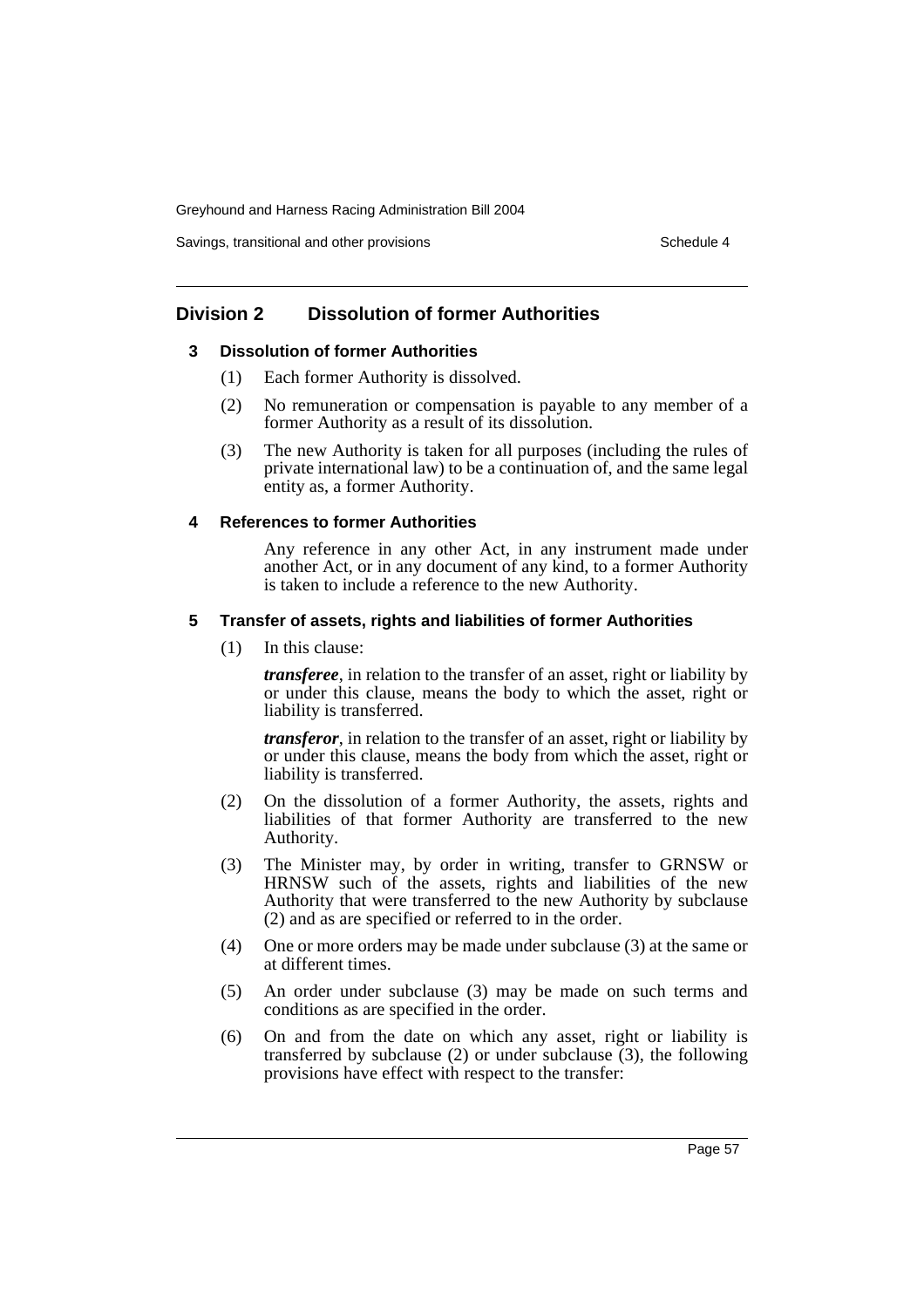## Division 2 Dissolution of former Authorities

### 3 Dissolution of former Authorities

(1) Each former Authority is dissolved.

(2) No remuneration or compensation is payable to any member of a former Authority as a result of its dissolution.

(3) The new Authority is taken for all purposes (including the rules of private international law) to be a continuation of, and the same legal entity as, a former Authority.

### 4 References to former Authorities

Any reference in any other Act, in any instrument made under another Act, or in any document of any kind, to a former Authority is taken to include a reference to the new Authority.

### 5 Transfer of assets, rights and liabilities of former Authorities

(1) In this clause:

***transferee***, in relation to the transfer of an asset, right or liability by or under this clause, means the body to which the asset, right or liability is transferred.

***transferor***, in relation to the transfer of an asset, right or liability by or under this clause, means the body from which the asset, right or liability is transferred.

(2) On the dissolution of a former Authority, the assets, rights and liabilities of that former Authority are transferred to the new Authority.

(3) The Minister may, by order in writing, transfer to GRNSW or HRNSW such of the assets, rights and liabilities of the new Authority that were transferred to the new Authority by subclause (2) and as are specified or referred to in the order.

(4) One or more orders may be made under subclause (3) at the same or at different times.

(5) An order under subclause (3) may be made on such terms and conditions as are specified in the order.

(6) On and from the date on which any asset, right or liability is transferred by subclause (2) or under subclause (3), the following provisions have effect with respect to the transfer: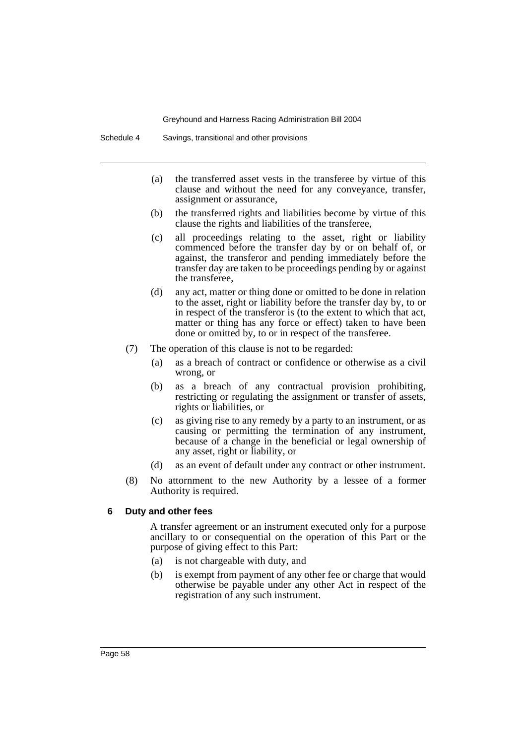(a) the transferred asset vests in the transferee by virtue of this clause and without the need for any conveyance, transfer, assignment or assurance,

(b) the transferred rights and liabilities become by virtue of this clause the rights and liabilities of the transferee,

(c) all proceedings relating to the asset, right or liability commenced before the transfer day by or on behalf of, or against, the transferor and pending immediately before the transfer day are taken to be proceedings pending by or against the transferee,

(d) any act, matter or thing done or omitted to be done in relation to the asset, right or liability before the transfer day by, to or in respect of the transferor is (to the extent to which that act, matter or thing has any force or effect) taken to have been done or omitted by, to or in respect of the transferee.

(7) The operation of this clause is not to be regarded:

(a) as a breach of contract or confidence or otherwise as a civil wrong, or

(b) as a breach of any contractual provision prohibiting, restricting or regulating the assignment or transfer of assets, rights or liabilities, or

(c) as giving rise to any remedy by a party to an instrument, or as causing or permitting the termination of any instrument, because of a change in the beneficial or legal ownership of any asset, right or liability, or

(d) as an event of default under any contract or other instrument.

(8) No attornment to the new Authority by a lessee of a former Authority is required.

### 6 Duty and other fees

A transfer agreement or an instrument executed only for a purpose ancillary to or consequential on the operation of this Part or the purpose of giving effect to this Part:

(a) is not chargeable with duty, and

(b) is exempt from payment of any other fee or charge that would otherwise be payable under any other Act in respect of the registration of any such instrument.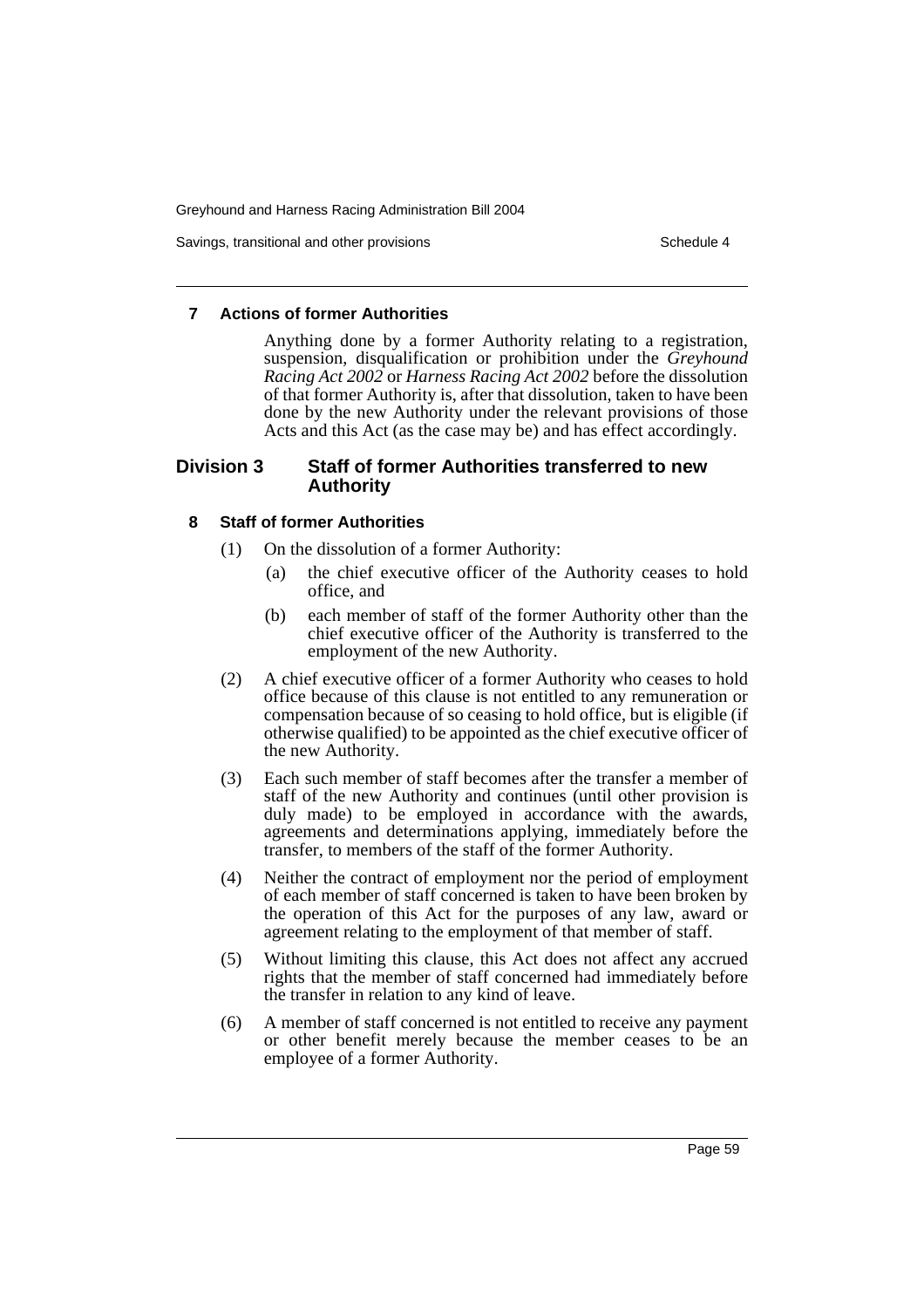### 7 Actions of former Authorities

Anything done by a former Authority relating to a registration, suspension, disqualification or prohibition under the *Greyhound Racing Act 2002* or *Harness Racing Act 2002* before the dissolution of that former Authority is, after that dissolution, taken to have been done by the new Authority under the relevant provisions of those Acts and this Act (as the case may be) and has effect accordingly.

## Division 3 Staff of former Authorities transferred to new Authority

### 8 Staff of former Authorities

(1) On the dissolution of a former Authority:

- (a) the chief executive officer of the Authority ceases to hold office, and
- (b) each member of staff of the former Authority other than the chief executive officer of the Authority is transferred to the employment of the new Authority.

(2) A chief executive officer of a former Authority who ceases to hold office because of this clause is not entitled to any remuneration or compensation because of so ceasing to hold office, but is eligible (if otherwise qualified) to be appointed as the chief executive officer of the new Authority.

(3) Each such member of staff becomes after the transfer a member of staff of the new Authority and continues (until other provision is duly made) to be employed in accordance with the awards, agreements and determinations applying, immediately before the transfer, to members of the staff of the former Authority.

(4) Neither the contract of employment nor the period of employment of each member of staff concerned is taken to have been broken by the operation of this Act for the purposes of any law, award or agreement relating to the employment of that member of staff.

(5) Without limiting this clause, this Act does not affect any accrued rights that the member of staff concerned had immediately before the transfer in relation to any kind of leave.

(6) A member of staff concerned is not entitled to receive any payment or other benefit merely because the member ceases to be an employee of a former Authority.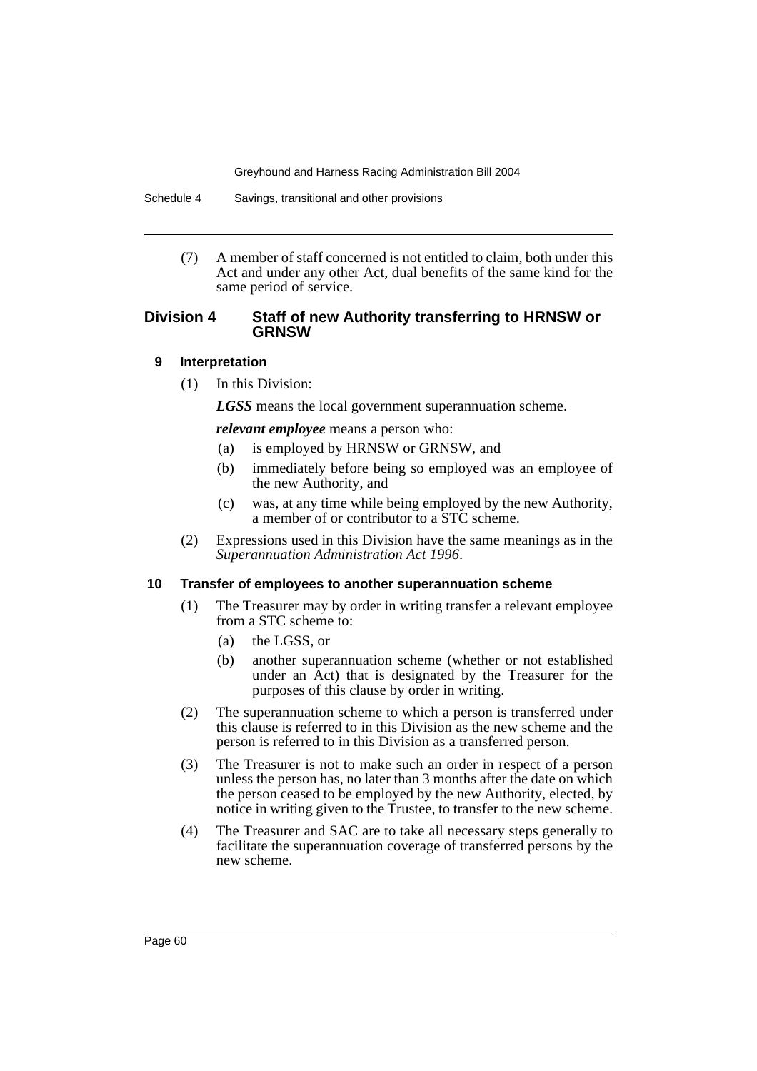(7) A member of staff concerned is not entitled to claim, both under this Act and under any other Act, dual benefits of the same kind for the same period of service.

## Division 4 Staff of new Authority transferring to HRNSW or GRNSW

### 9 Interpretation

(1) In this Division:

***LGSS*** means the local government superannuation scheme.

***relevant employee*** means a person who:

(a) is employed by HRNSW or GRNSW, and

(b) immediately before being so employed was an employee of the new Authority, and

(c) was, at any time while being employed by the new Authority, a member of or contributor to a STC scheme.

(2) Expressions used in this Division have the same meanings as in the *Superannuation Administration Act 1996*.

### 10 Transfer of employees to another superannuation scheme

(1) The Treasurer may by order in writing transfer a relevant employee from a STC scheme to:

(a) the LGSS, or

(b) another superannuation scheme (whether or not established under an Act) that is designated by the Treasurer for the purposes of this clause by order in writing.

(2) The superannuation scheme to which a person is transferred under this clause is referred to in this Division as the new scheme and the person is referred to in this Division as a transferred person.

(3) The Treasurer is not to make such an order in respect of a person unless the person has, no later than 3 months after the date on which the person ceased to be employed by the new Authority, elected, by notice in writing given to the Trustee, to transfer to the new scheme.

(4) The Treasurer and SAC are to take all necessary steps generally to facilitate the superannuation coverage of transferred persons by the new scheme.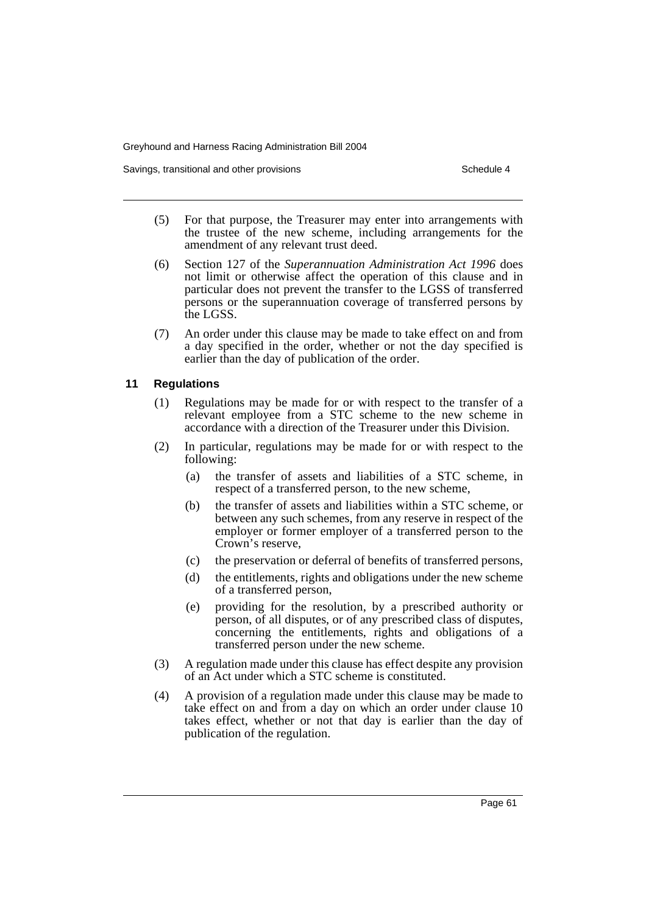(5) For that purpose, the Treasurer may enter into arrangements with the trustee of the new scheme, including arrangements for the amendment of any relevant trust deed.

(6) Section 127 of the *Superannuation Administration Act 1996* does not limit or otherwise affect the operation of this clause and in particular does not prevent the transfer to the LGSS of transferred persons or the superannuation coverage of transferred persons by the LGSS.

(7) An order under this clause may be made to take effect on and from a day specified in the order, whether or not the day specified is earlier than the day of publication of the order.

### 11 Regulations

(1) Regulations may be made for or with respect to the transfer of a relevant employee from a STC scheme to the new scheme in accordance with a direction of the Treasurer under this Division.

(2) In particular, regulations may be made for or with respect to the following:

- (a) the transfer of assets and liabilities of a STC scheme, in respect of a transferred person, to the new scheme,
- (b) the transfer of assets and liabilities within a STC scheme, or between any such schemes, from any reserve in respect of the employer or former employer of a transferred person to the Crown's reserve,
- (c) the preservation or deferral of benefits of transferred persons,
- (d) the entitlements, rights and obligations under the new scheme of a transferred person,
- (e) providing for the resolution, by a prescribed authority or person, of all disputes, or of any prescribed class of disputes, concerning the entitlements, rights and obligations of a transferred person under the new scheme.

(3) A regulation made under this clause has effect despite any provision of an Act under which a STC scheme is constituted.

(4) A provision of a regulation made under this clause may be made to take effect on and from a day on which an order under clause 10 takes effect, whether or not that day is earlier than the day of publication of the regulation.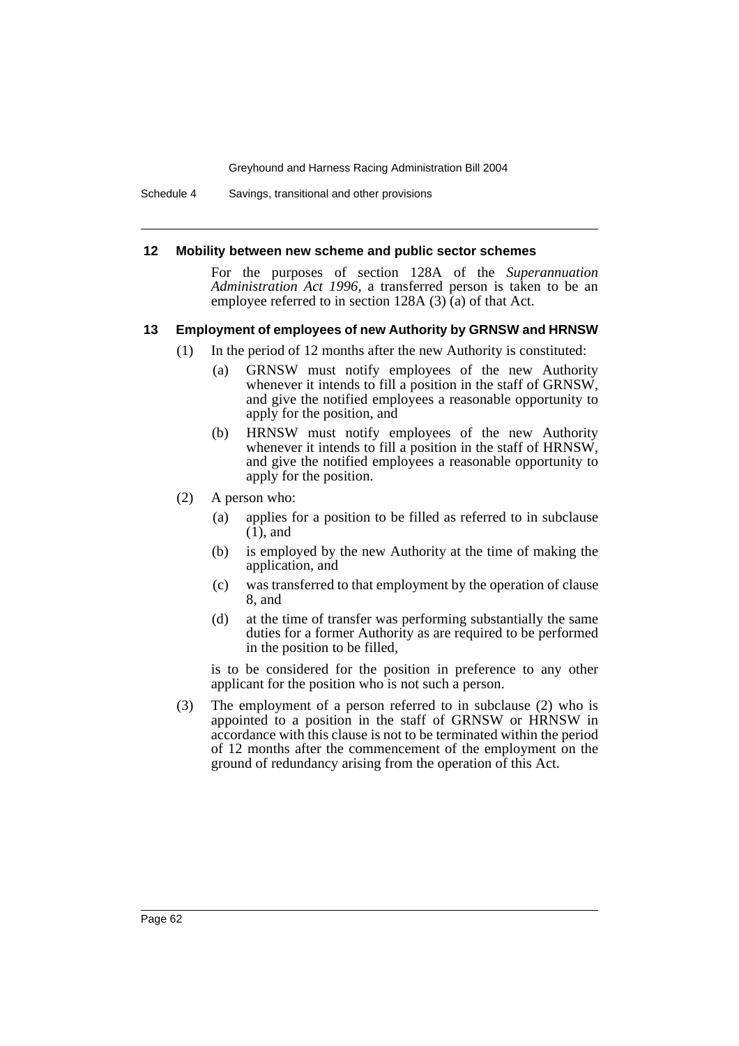### 12 Mobility between new scheme and public sector schemes

For the purposes of section 128A of the *Superannuation Administration Act 1996*, a transferred person is taken to be an employee referred to in section 128A (3) (a) of that Act.

### 13 Employment of employees of new Authority by GRNSW and HRNSW

(1) In the period of 12 months after the new Authority is constituted:

- (a) GRNSW must notify employees of the new Authority whenever it intends to fill a position in the staff of GRNSW, and give the notified employees a reasonable opportunity to apply for the position, and
- (b) HRNSW must notify employees of the new Authority whenever it intends to fill a position in the staff of HRNSW, and give the notified employees a reasonable opportunity to apply for the position.

(2) A person who:

- (a) applies for a position to be filled as referred to in subclause (1), and
- (b) is employed by the new Authority at the time of making the application, and
- (c) was transferred to that employment by the operation of clause 8, and
- (d) at the time of transfer was performing substantially the same duties for a former Authority as are required to be performed in the position to be filled,

is to be considered for the position in preference to any other applicant for the position who is not such a person.

(3) The employment of a person referred to in subclause (2) who is appointed to a position in the staff of GRNSW or HRNSW in accordance with this clause is not to be terminated within the period of 12 months after the commencement of the employment on the ground of redundancy arising from the operation of this Act.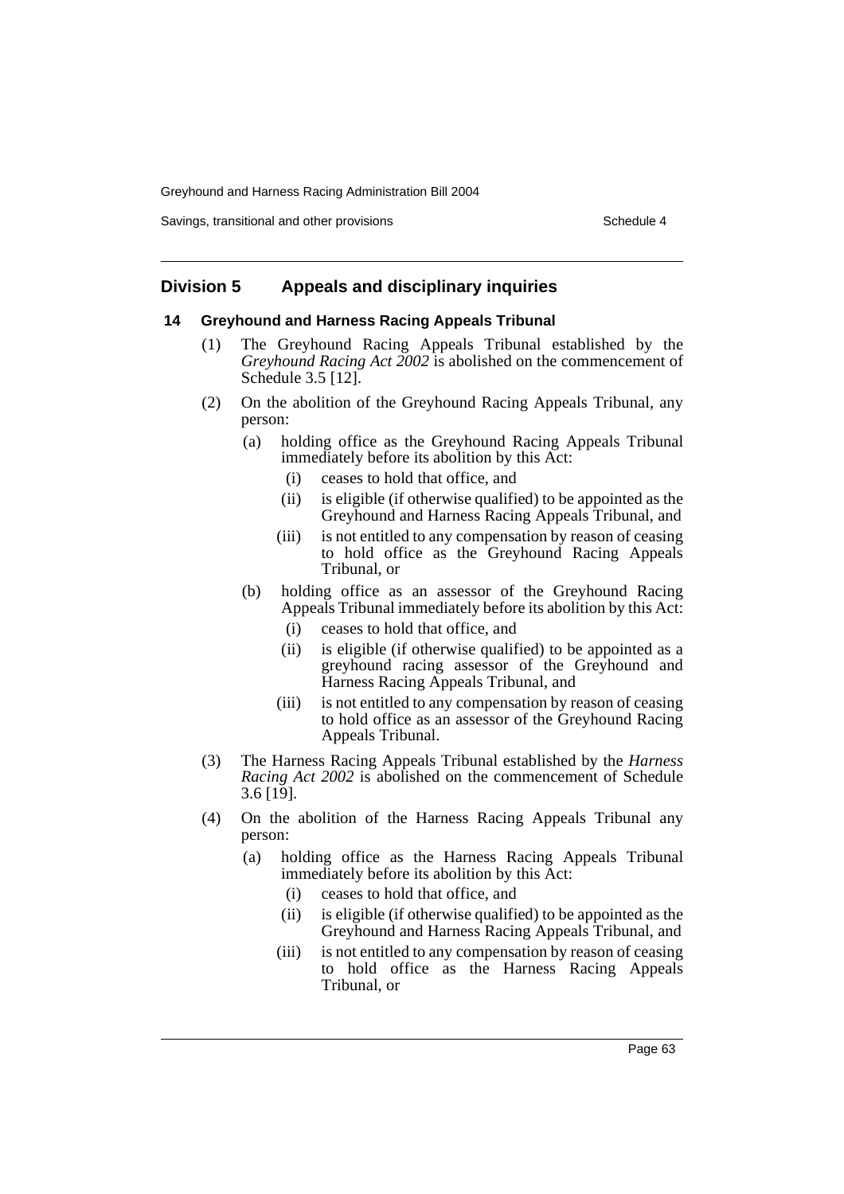## Division 5 Appeals and disciplinary inquiries

### 14 Greyhound and Harness Racing Appeals Tribunal

(1) The Greyhound Racing Appeals Tribunal established by the *Greyhound Racing Act 2002* is abolished on the commencement of Schedule 3.5 [12].

(2) On the abolition of the Greyhound Racing Appeals Tribunal, any person:

- (a) holding office as the Greyhound Racing Appeals Tribunal immediately before its abolition by this Act:
  - (i) ceases to hold that office, and
  - (ii) is eligible (if otherwise qualified) to be appointed as the Greyhound and Harness Racing Appeals Tribunal, and
  - (iii) is not entitled to any compensation by reason of ceasing to hold office as the Greyhound Racing Appeals Tribunal, or
- (b) holding office as an assessor of the Greyhound Racing Appeals Tribunal immediately before its abolition by this Act:
  - (i) ceases to hold that office, and
  - (ii) is eligible (if otherwise qualified) to be appointed as a greyhound racing assessor of the Greyhound and Harness Racing Appeals Tribunal, and
  - (iii) is not entitled to any compensation by reason of ceasing to hold office as an assessor of the Greyhound Racing Appeals Tribunal.

(3) The Harness Racing Appeals Tribunal established by the *Harness Racing Act 2002* is abolished on the commencement of Schedule 3.6 [19].

(4) On the abolition of the Harness Racing Appeals Tribunal any person:

- (a) holding office as the Harness Racing Appeals Tribunal immediately before its abolition by this Act:
  - (i) ceases to hold that office, and
  - (ii) is eligible (if otherwise qualified) to be appointed as the Greyhound and Harness Racing Appeals Tribunal, and
  - (iii) is not entitled to any compensation by reason of ceasing to hold office as the Harness Racing Appeals Tribunal, or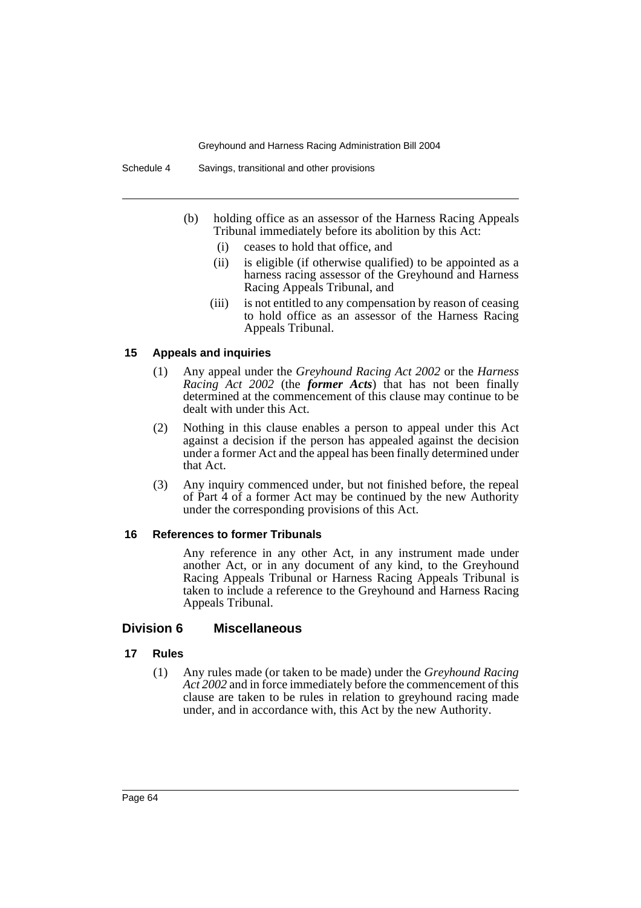(b) holding office as an assessor of the Harness Racing Appeals Tribunal immediately before its abolition by this Act:

  (i) ceases to hold that office, and

  (ii) is eligible (if otherwise qualified) to be appointed as a harness racing assessor of the Greyhound and Harness Racing Appeals Tribunal, and

  (iii) is not entitled to any compensation by reason of ceasing to hold office as an assessor of the Harness Racing Appeals Tribunal.

#### 15 Appeals and inquiries

(1) Any appeal under the *Greyhound Racing Act 2002* or the *Harness Racing Act 2002* (the ***former Acts***) that has not been finally determined at the commencement of this clause may continue to be dealt with under this Act.

(2) Nothing in this clause enables a person to appeal under this Act against a decision if the person has appealed against the decision under a former Act and the appeal has been finally determined under that Act.

(3) Any inquiry commenced under, but not finished before, the repeal of Part 4 of a former Act may be continued by the new Authority under the corresponding provisions of this Act.

#### 16 References to former Tribunals

Any reference in any other Act, in any instrument made under another Act, or in any document of any kind, to the Greyhound Racing Appeals Tribunal or Harness Racing Appeals Tribunal is taken to include a reference to the Greyhound and Harness Racing Appeals Tribunal.

### Division 6 Miscellaneous

#### 17 Rules

(1) Any rules made (or taken to be made) under the *Greyhound Racing Act 2002* and in force immediately before the commencement of this clause are taken to be rules in relation to greyhound racing made under, and in accordance with, this Act by the new Authority.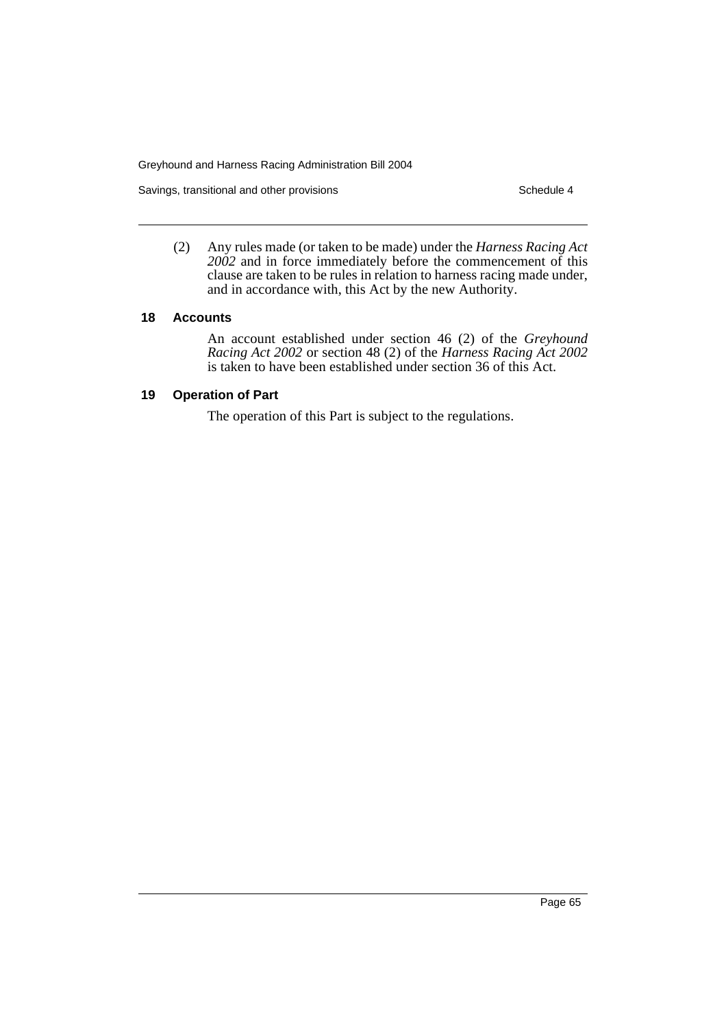(2) Any rules made (or taken to be made) under the *Harness Racing Act 2002* and in force immediately before the commencement of this clause are taken to be rules in relation to harness racing made under, and in accordance with, this Act by the new Authority.

### 18 Accounts

An account established under section 46 (2) of the *Greyhound Racing Act 2002* or section 48 (2) of the *Harness Racing Act 2002* is taken to have been established under section 36 of this Act.

### 19 Operation of Part

The operation of this Part is subject to the regulations.